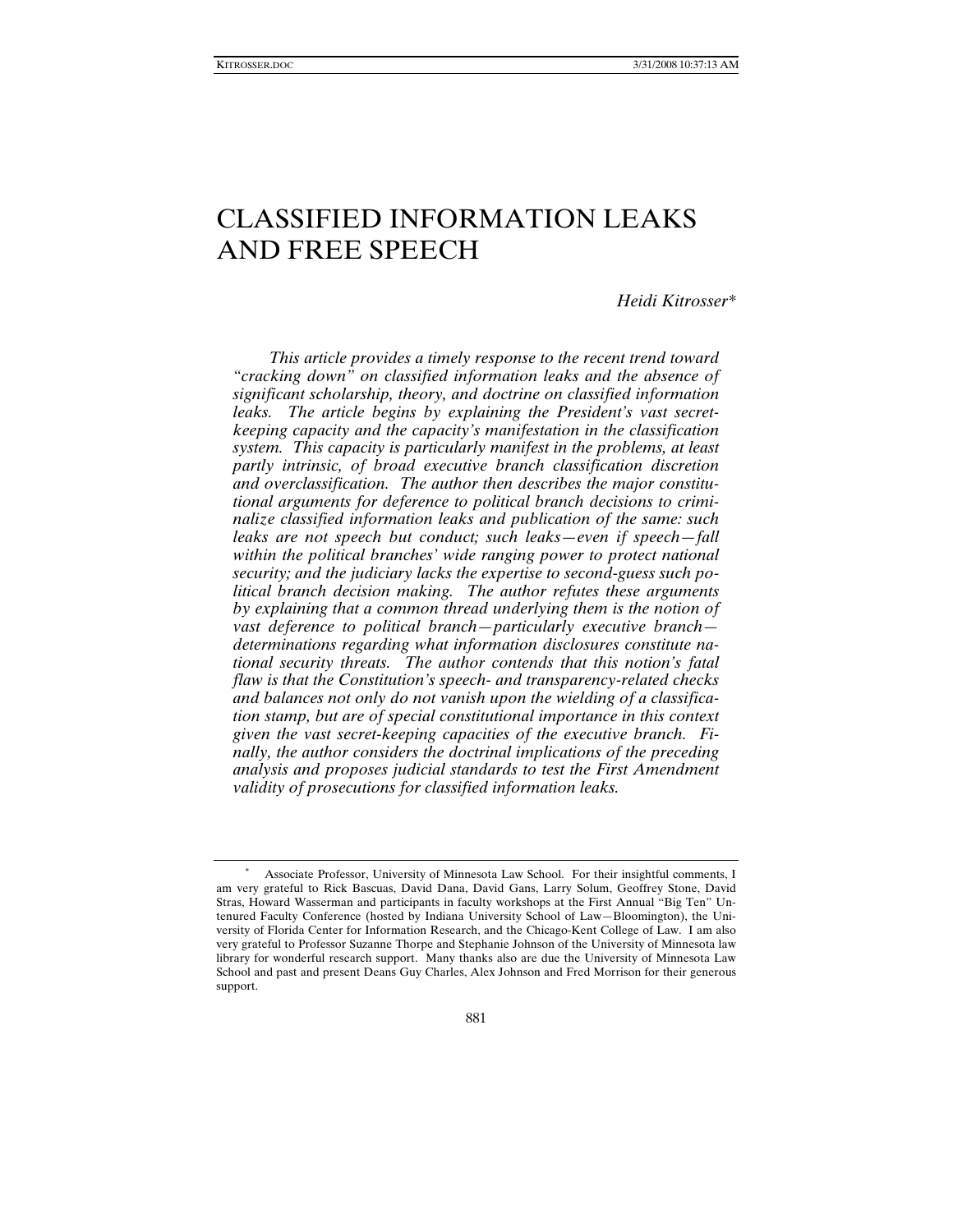# CLASSIFIED INFORMATION LEAKS AND FREE SPEECH

*Heidi Kitrosser**

*This article provides a timely response to the recent trend toward "cracking down" on classified information leaks and the absence of significant scholarship, theory, and doctrine on classified information leaks. The article begins by explaining the President's vast secret-keeping capacity and the capacity's manifestation in the classification system. This capacity is particularly manifest in the problems, at least partly intrinsic, of broad executive branch classification discretion and overclassification. The author then describes the major constitutional arguments for deference to political branch decisions to criminalize classified information leaks and publication of the same: such leaks are not speech but conduct; such leaks—even if speech—fall within the political branches' wide ranging power to protect national security; and the judiciary lacks the expertise to second-guess such political branch decision making. The author refutes these arguments by explaining that a common thread underlying them is the notion of vast deference to political branch—particularly executive branch—determinations regarding what information disclosures constitute national security threats. The author contends that this notion's fatal flaw is that the Constitution's speech- and transparency-related checks and balances not only do not vanish upon the wielding of a classification stamp, but are of special constitutional importance in this context given the vast secret-keeping capacities of the executive branch. Finally, the author considers the doctrinal implications of the preceding analysis and proposes judicial standards to test the First Amendment validity of prosecutions for classified information leaks.*

---

\* Associate Professor, University of Minnesota Law School. For their insightful comments, I am very grateful to Rick Bascuas, David Dana, David Gans, Larry Solum, Geoffrey Stone, David Stras, Howard Wasserman and participants in faculty workshops at the First Annual "Big Ten" Untenured Faculty Conference (hosted by Indiana University School of Law—Bloomington), the University of Florida Center for Information Research, and the Chicago-Kent College of Law. I am also very grateful to Professor Suzanne Thorpe and Stephanie Johnson of the University of Minnesota law library for wonderful research support. Many thanks also are due the University of Minnesota Law School and past and present Deans Guy Charles, Alex Johnson and Fred Morrison for their generous support.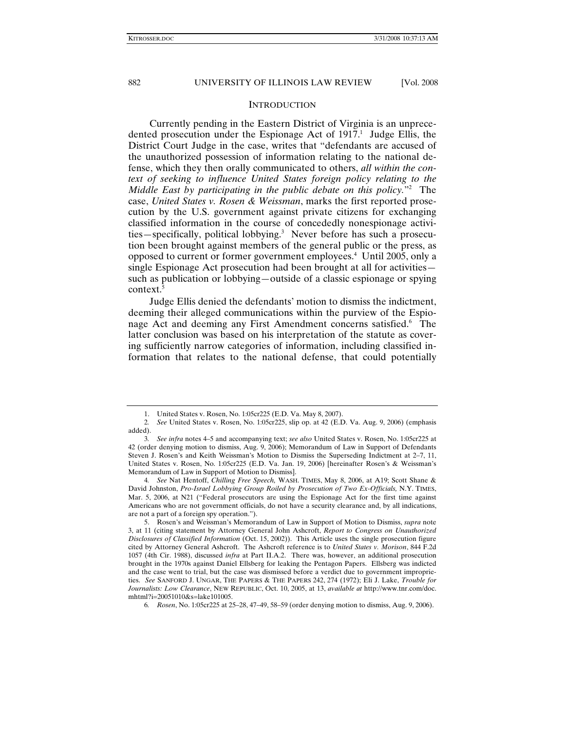## INTRODUCTION

Currently pending in the Eastern District of Virginia is an unprecedented prosecution under the Espionage Act of 1917.[1] Judge Ellis, the District Court Judge in the case, writes that "defendants are accused of the unauthorized possession of information relating to the national defense, which they then orally communicated to others, *all within the context of seeking to influence United States foreign policy relating to the Middle East by participating in the public debate on this policy.*"[2] The case, *United States v. Rosen & Weissman*, marks the first reported prosecution by the U.S. government against private citizens for exchanging classified information in the course of concededly nonespionage activities—specifically, political lobbying.[3] Never before has such a prosecution been brought against members of the general public or the press, as opposed to current or former government employees.[4] Until 2005, only a single Espionage Act prosecution had been brought at all for activities—such as publication or lobbying—outside of a classic espionage or spying context.[5]

Judge Ellis denied the defendants' motion to dismiss the indictment, deeming their alleged communications within the purview of the Espionage Act and deeming any First Amendment concerns satisfied.[6] The latter conclusion was based on his interpretation of the statute as covering sufficiently narrow categories of information, including classified information that relates to the national defense, that could potentially

---

1. United States v. Rosen, No. 1:05cr225 (E.D. Va. May 8, 2007).

2. *See* United States v. Rosen, No. 1:05cr225, slip op. at 42 (E.D. Va. Aug. 9, 2006) (emphasis added).

3. *See infra* notes 4–5 and accompanying text; *see also* United States v. Rosen, No. 1:05cr225 at 42 (order denying motion to dismiss, Aug. 9, 2006); Memorandum of Law in Support of Defendants Steven J. Rosen's and Keith Weissman's Motion to Dismiss the Superseding Indictment at 2–7, 11, United States v. Rosen, No. 1:05cr225 (E.D. Va. Jan. 19, 2006) [hereinafter Rosen's & Weissman's Memorandum of Law in Support of Motion to Dismiss].

4. *See* Nat Hentoff, *Chilling Free Speech,* WASH. TIMES, May 8, 2006, at A19; Scott Shane & David Johnston, *Pro-Israel Lobbying Group Roiled by Prosecution of Two Ex-Officials,* N.Y. TIMES, Mar. 5, 2006, at N21 ("Federal prosecutors are using the Espionage Act for the first time against Americans who are not government officials, do not have a security clearance and, by all indications, are not a part of a foreign spy operation.").

5. Rosen's and Weissman's Memorandum of Law in Support of Motion to Dismiss, *supra* note 3, at 11 (citing statement by Attorney General John Ashcroft, *Report to Congress on Unauthorized Disclosures of Classified Information* (Oct. 15, 2002)). This Article uses the single prosecution figure cited by Attorney General Ashcroft. The Ashcroft reference is to *United States v. Morison*, 844 F.2d 1057 (4th Cir. 1988), discussed *infra* at Part II.A.2. There was, however, an additional prosecution brought in the 1970s against Daniel Ellsberg for leaking the Pentagon Papers. Ellsberg was indicted and the case went to trial, but the case was dismissed before a verdict due to government improprieties. *See* SANFORD J. UNGAR, THE PAPERS & THE PAPERS 242, 274 (1972); Eli J. Lake, *Trouble for Journalists: Low Clearance*, NEW REPUBLIC, Oct. 10, 2005, at 13, *available at* http://www.tnr.com/doc.mhtml?i=20051010&s=lake101005.

6. *Rosen*, No. 1:05cr225 at 25–28, 47–49, 58–59 (order denying motion to dismiss, Aug. 9, 2006).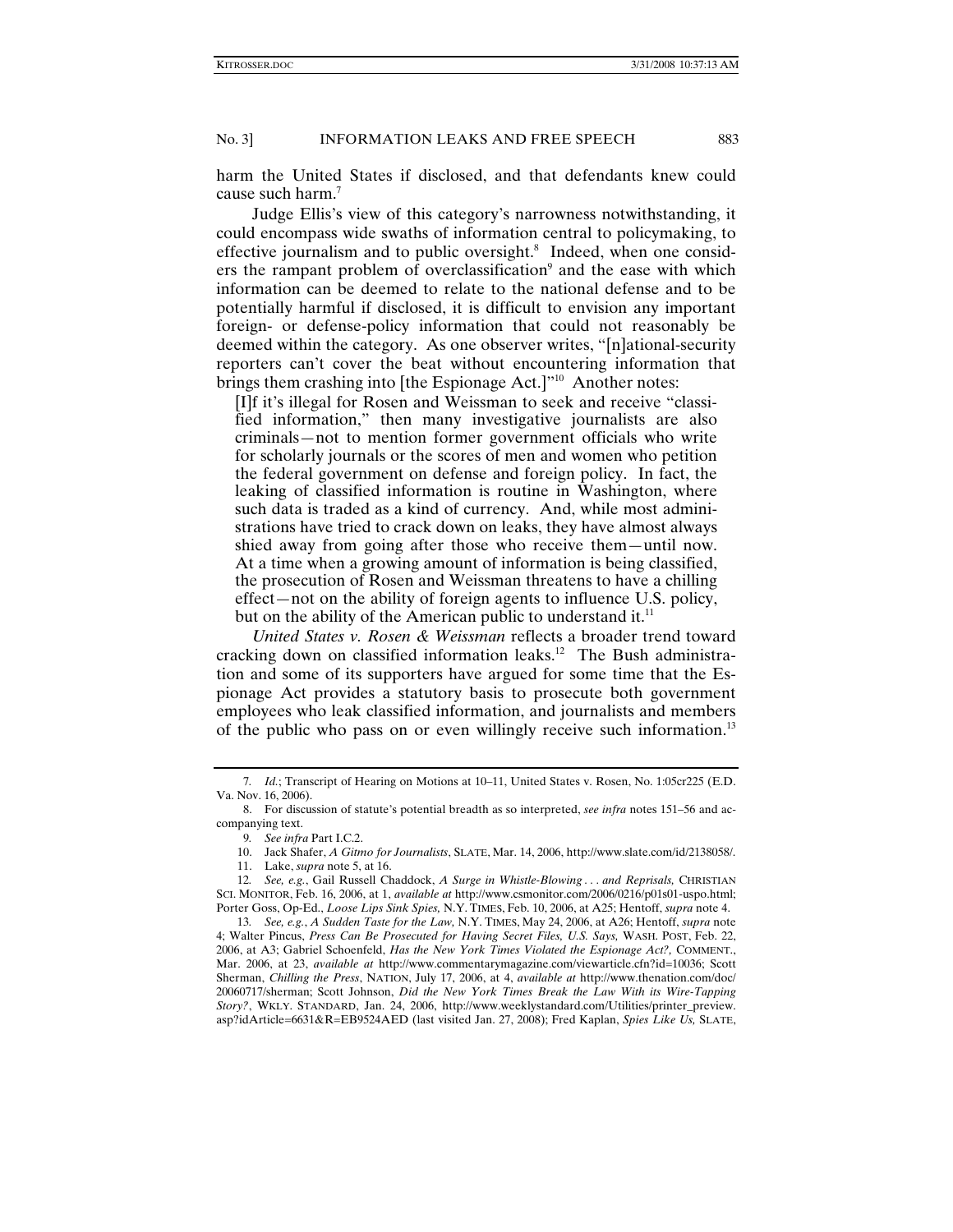harm the United States if disclosed, and that defendants knew could cause such harm.[7]

Judge Ellis's view of this category's narrowness notwithstanding, it could encompass wide swaths of information central to policymaking, to effective journalism and to public oversight.[8] Indeed, when one considers the rampant problem of overclassification[9] and the ease with which information can be deemed to relate to the national defense and to be potentially harmful if disclosed, it is difficult to envision any important foreign- or defense-policy information that could not reasonably be deemed within the category. As one observer writes, "[n]ational-security reporters can't cover the beat without encountering information that brings them crashing into [the Espionage Act.]"[10] Another notes:

> [I]f it's illegal for Rosen and Weissman to seek and receive "classified information," then many investigative journalists are also criminals—not to mention former government officials who write for scholarly journals or the scores of men and women who petition the federal government on defense and foreign policy. In fact, the leaking of classified information is routine in Washington, where such data is traded as a kind of currency. And, while most administrations have tried to crack down on leaks, they have almost always shied away from going after those who receive them—until now. At a time when a growing amount of information is being classified, the prosecution of Rosen and Weissman threatens to have a chilling effect—not on the ability of foreign agents to influence U.S. policy, but on the ability of the American public to understand it.[11]

*United States v. Rosen & Weissman* reflects a broader trend toward cracking down on classified information leaks.[12] The Bush administration and some of its supporters have argued for some time that the Espionage Act provides a statutory basis to prosecute both government employees who leak classified information, and journalists and members of the public who pass on or even willingly receive such information.[13]

---

7. *Id.*; Transcript of Hearing on Motions at 10–11, United States v. Rosen, No. 1:05cr225 (E.D. Va. Nov. 16, 2006).

8. For discussion of statute's potential breadth as so interpreted, *see infra* notes 151–56 and accompanying text.

9. *See infra* Part I.C.2.

10. Jack Shafer, *A Gitmo for Journalists*, SLATE, Mar. 14, 2006, http://www.slate.com/id/2138058/.

11. Lake, *supra* note 5, at 16.

12. *See, e.g.*, Gail Russell Chaddock, *A Surge in Whistle-Blowing . . . and Reprisals,* CHRISTIAN SCI. MONITOR, Feb. 16, 2006, at 1, *available at* http://www.csmonitor.com/2006/0216/p01s01-uspo.html; Porter Goss, Op-Ed., *Loose Lips Sink Spies,* N.Y. TIMES, Feb. 10, 2006, at A25; Hentoff, *supra* note 4.

13. *See, e.g.*, *A Sudden Taste for the Law,* N.Y. TIMES, May 24, 2006, at A26; Hentoff, *supra* note 4; Walter Pincus, *Press Can Be Prosecuted for Having Secret Files, U.S. Says,* WASH. POST, Feb. 22, 2006, at A3; Gabriel Schoenfeld, *Has the New York Times Violated the Espionage Act?,* COMMENT., Mar. 2006, at 23, *available at* http://www.commentarymagazine.com/viewarticle.cfn?id=10036; Scott Sherman, *Chilling the Press*, NATION, July 17, 2006, at 4, *available at* http://www.thenation.com/doc/20060717/sherman; Scott Johnson, *Did the New York Times Break the Law With its Wire-Tapping Story?*, WKLY. STANDARD, Jan. 24, 2006, http://www.weeklystandard.com/Utilities/printer_preview.asp?idArticle=6631&R=EB9524AED (last visited Jan. 27, 2008); Fred Kaplan, *Spies Like Us,* SLATE,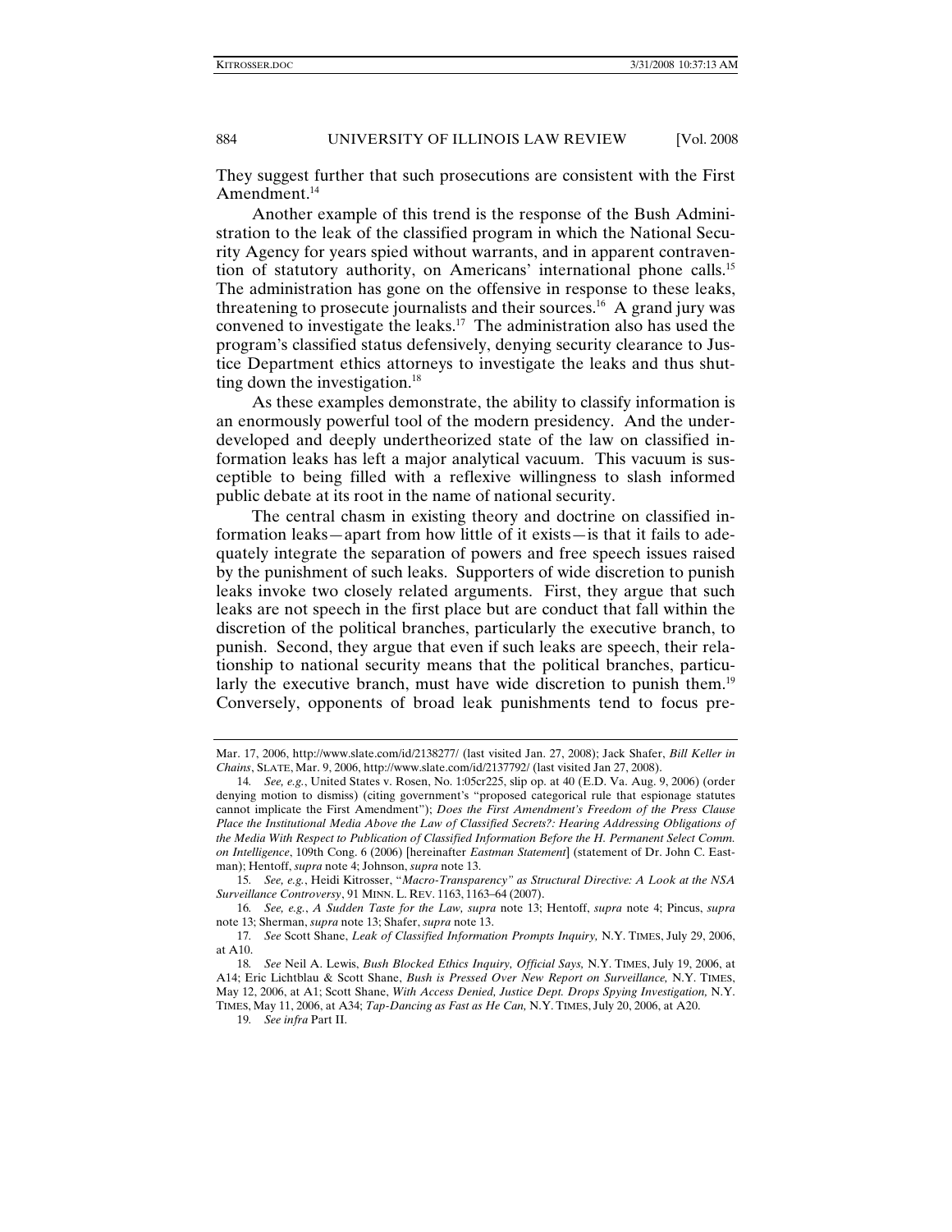They suggest further that such prosecutions are consistent with the First Amendment.[14]

Another example of this trend is the response of the Bush Administration to the leak of the classified program in which the National Security Agency for years spied without warrants, and in apparent contravention of statutory authority, on Americans' international phone calls.[15] The administration has gone on the offensive in response to these leaks, threatening to prosecute journalists and their sources.[16] A grand jury was convened to investigate the leaks.[17] The administration also has used the program's classified status defensively, denying security clearance to Justice Department ethics attorneys to investigate the leaks and thus shutting down the investigation.[18]

As these examples demonstrate, the ability to classify information is an enormously powerful tool of the modern presidency. And the underdeveloped and deeply undertheorized state of the law on classified information leaks has left a major analytical vacuum. This vacuum is susceptible to being filled with a reflexive willingness to slash informed public debate at its root in the name of national security.

The central chasm in existing theory and doctrine on classified information leaks—apart from how little of it exists—is that it fails to adequately integrate the separation of powers and free speech issues raised by the punishment of such leaks. Supporters of wide discretion to punish leaks invoke two closely related arguments. First, they argue that such leaks are not speech in the first place but are conduct that fall within the discretion of the political branches, particularly the executive branch, to punish. Second, they argue that even if such leaks are speech, their relationship to national security means that the political branches, particularly the executive branch, must have wide discretion to punish them.[19] Conversely, opponents of broad leak punishments tend to focus pre-

---

Mar. 17, 2006, http://www.slate.com/id/2138277/ (last visited Jan. 27, 2008); Jack Shafer, *Bill Keller in Chains*, SLATE, Mar. 9, 2006, http://www.slate.com/id/2137792/ (last visited Jan 27, 2008).

14. *See, e.g.*, United States v. Rosen, No. 1:05cr225, slip op. at 40 (E.D. Va. Aug. 9, 2006) (order denying motion to dismiss) (citing government's "proposed categorical rule that espionage statutes cannot implicate the First Amendment"); *Does the First Amendment's Freedom of the Press Clause Place the Institutional Media Above the Law of Classified Secrets?: Hearing Addressing Obligations of the Media With Respect to Publication of Classified Information Before the H. Permanent Select Comm. on Intelligence*, 109th Cong. 6 (2006) [hereinafter *Eastman Statement*] (statement of Dr. John C. Eastman); Hentoff, *supra* note 4; Johnson, *supra* note 13.

15. *See, e.g.*, Heidi Kitrosser, "*Macro-Transparency" as Structural Directive: A Look at the NSA Surveillance Controversy*, 91 MINN. L. REV. 1163, 1163–64 (2007).

16. *See, e.g.*, *A Sudden Taste for the Law, supra* note 13; Hentoff, *supra* note 4; Pincus, *supra* note 13; Sherman, *supra* note 13; Shafer, *supra* note 13.

17. *See* Scott Shane, *Leak of Classified Information Prompts Inquiry,* N.Y. TIMES, July 29, 2006, at A10.

18. *See* Neil A. Lewis, *Bush Blocked Ethics Inquiry, Official Says,* N.Y. TIMES, July 19, 2006, at A14; Eric Lichtblau & Scott Shane, *Bush is Pressed Over New Report on Surveillance,* N.Y. TIMES, May 12, 2006, at A1; Scott Shane, *With Access Denied, Justice Dept. Drops Spying Investigation,* N.Y. TIMES, May 11, 2006, at A34; *Tap-Dancing as Fast as He Can,* N.Y. TIMES, July 20, 2006, at A20.

19. *See infra* Part II.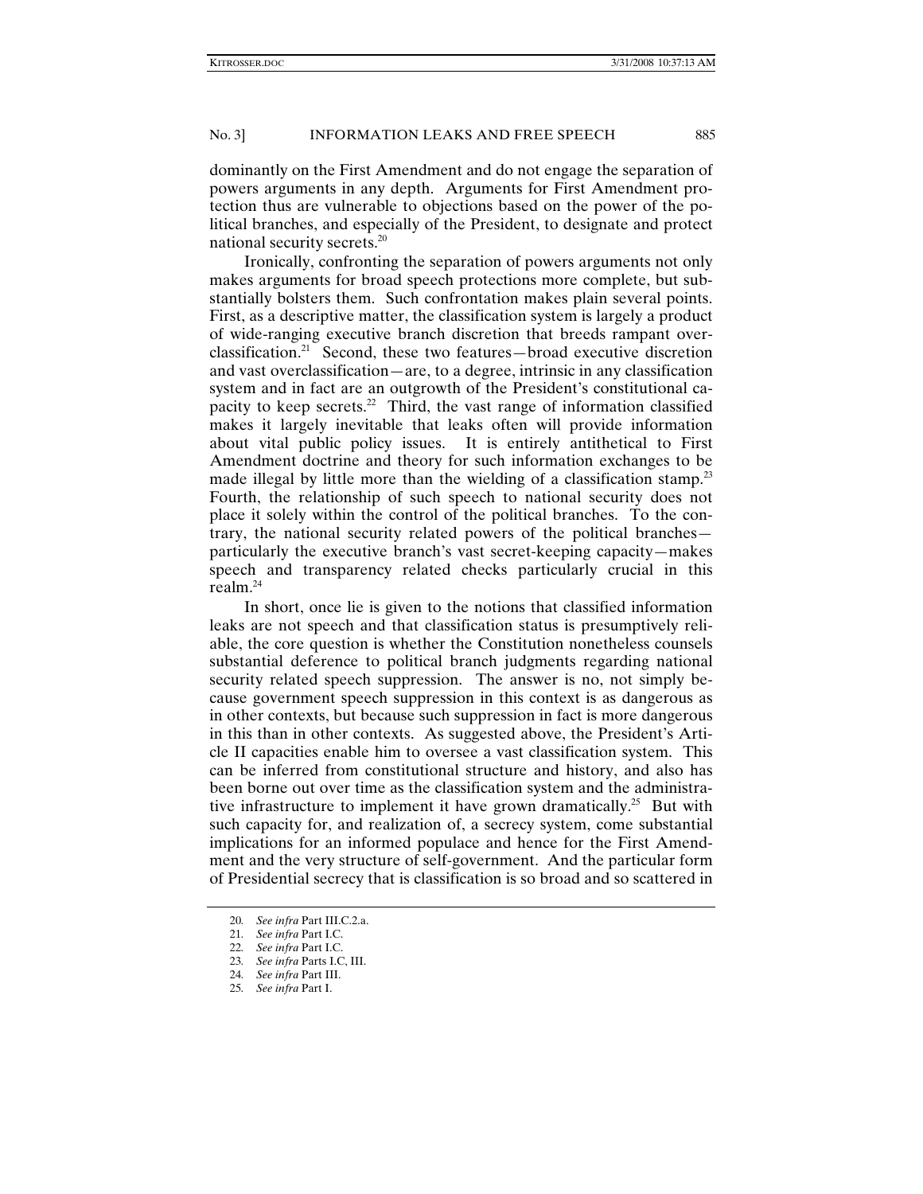dominantly on the First Amendment and do not engage the separation of powers arguments in any depth. Arguments for First Amendment protection thus are vulnerable to objections based on the power of the political branches, and especially of the President, to designate and protect national security secrets.[20]

Ironically, confronting the separation of powers arguments not only makes arguments for broad speech protections more complete, but substantially bolsters them. Such confrontation makes plain several points. First, as a descriptive matter, the classification system is largely a product of wide-ranging executive branch discretion that breeds rampant overclassification.[21] Second, these two features—broad executive discretion and vast overclassification—are, to a degree, intrinsic in any classification system and in fact are an outgrowth of the President's constitutional capacity to keep secrets.[22] Third, the vast range of information classified makes it largely inevitable that leaks often will provide information about vital public policy issues. It is entirely antithetical to First Amendment doctrine and theory for such information exchanges to be made illegal by little more than the wielding of a classification stamp.[23] Fourth, the relationship of such speech to national security does not place it solely within the control of the political branches. To the contrary, the national security related powers of the political branches—particularly the executive branch's vast secret-keeping capacity—makes speech and transparency related checks particularly crucial in this realm.[24]

In short, once lie is given to the notions that classified information leaks are not speech and that classification status is presumptively reliable, the core question is whether the Constitution nonetheless counsels substantial deference to political branch judgments regarding national security related speech suppression. The answer is no, not simply because government speech suppression in this context is as dangerous as in other contexts, but because such suppression in fact is more dangerous in this than in other contexts. As suggested above, the President's Article II capacities enable him to oversee a vast classification system. This can be inferred from constitutional structure and history, and also has been borne out over time as the classification system and the administrative infrastructure to implement it have grown dramatically.[25] But with such capacity for, and realization of, a secrecy system, come substantial implications for an informed populace and hence for the First Amendment and the very structure of self-government. And the particular form of Presidential secrecy that is classification is so broad and so scattered in

---

20. *See infra* Part III.C.2.a.
21. *See infra* Part I.C.
22. *See infra* Part I.C.
23. *See infra* Parts I.C, III.
24. *See infra* Part III.
25. *See infra* Part I.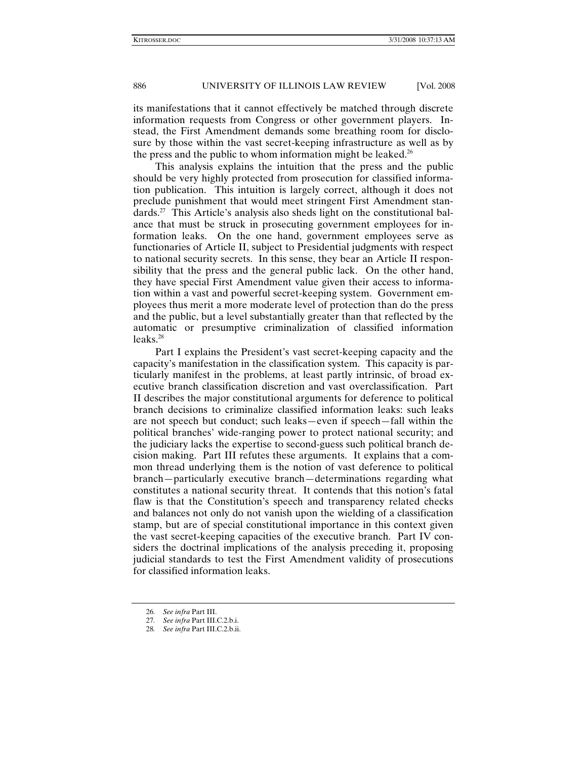its manifestations that it cannot effectively be matched through discrete information requests from Congress or other government players. Instead, the First Amendment demands some breathing room for disclosure by those within the vast secret-keeping infrastructure as well as by the press and the public to whom information might be leaked.[26]

This analysis explains the intuition that the press and the public should be very highly protected from prosecution for classified information publication. This intuition is largely correct, although it does not preclude punishment that would meet stringent First Amendment standards.[27] This Article's analysis also sheds light on the constitutional balance that must be struck in prosecuting government employees for information leaks. On the one hand, government employees serve as functionaries of Article II, subject to Presidential judgments with respect to national security secrets. In this sense, they bear an Article II responsibility that the press and the general public lack. On the other hand, they have special First Amendment value given their access to information within a vast and powerful secret-keeping system. Government employees thus merit a more moderate level of protection than do the press and the public, but a level substantially greater than that reflected by the automatic or presumptive criminalization of classified information leaks.[28]

Part I explains the President's vast secret-keeping capacity and the capacity's manifestation in the classification system. This capacity is particularly manifest in the problems, at least partly intrinsic, of broad executive branch classification discretion and vast overclassification. Part II describes the major constitutional arguments for deference to political branch decisions to criminalize classified information leaks: such leaks are not speech but conduct; such leaks—even if speech—fall within the political branches' wide-ranging power to protect national security; and the judiciary lacks the expertise to second-guess such political branch decision making. Part III refutes these arguments. It explains that a common thread underlying them is the notion of vast deference to political branch—particularly executive branch—determinations regarding what constitutes a national security threat. It contends that this notion's fatal flaw is that the Constitution's speech and transparency related checks and balances not only do not vanish upon the wielding of a classification stamp, but are of special constitutional importance in this context given the vast secret-keeping capacities of the executive branch. Part IV considers the doctrinal implications of the analysis preceding it, proposing judicial standards to test the First Amendment validity of prosecutions for classified information leaks.

---

26. *See infra* Part III.

27. *See infra* Part III.C.2.b.i.

28. *See infra* Part III.C.2.b.ii.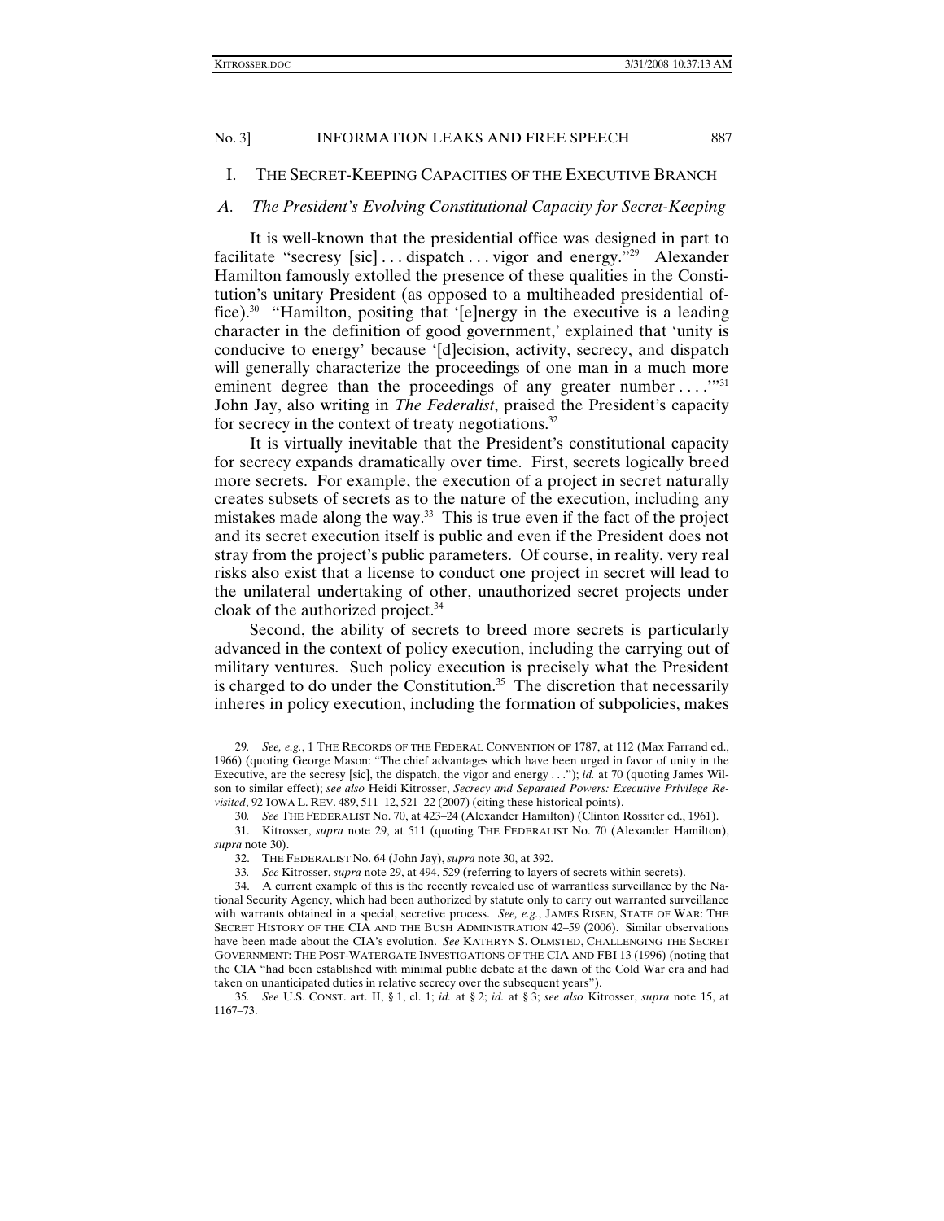## I. The Secret-Keeping Capacities of the Executive Branch

### *A. The President's Evolving Constitutional Capacity for Secret-Keeping*

It is well-known that the presidential office was designed in part to facilitate "secresy [sic] . . . dispatch . . . vigor and energy."[29] Alexander Hamilton famously extolled the presence of these qualities in the Constitution's unitary President (as opposed to a multiheaded presidential office).[30] "Hamilton, positing that '[e]nergy in the executive is a leading character in the definition of good government,' explained that 'unity is conducive to energy' because '[d]ecision, activity, secrecy, and dispatch will generally characterize the proceedings of one man in a much more eminent degree than the proceedings of any greater number . . . .'"[31] John Jay, also writing in *The Federalist*, praised the President's capacity for secrecy in the context of treaty negotiations.[32]

It is virtually inevitable that the President's constitutional capacity for secrecy expands dramatically over time. First, secrets logically breed more secrets. For example, the execution of a project in secret naturally creates subsets of secrets as to the nature of the execution, including any mistakes made along the way.[33] This is true even if the fact of the project and its secret execution itself is public and even if the President does not stray from the project's public parameters. Of course, in reality, very real risks also exist that a license to conduct one project in secret will lead to the unilateral undertaking of other, unauthorized secret projects under cloak of the authorized project.[34]

Second, the ability of secrets to breed more secrets is particularly advanced in the context of policy execution, including the carrying out of military ventures. Such policy execution is precisely what the President is charged to do under the Constitution.[35] The discretion that necessarily inheres in policy execution, including the formation of subpolicies, makes

---

29. *See, e.g.*, 1 The Records of the Federal Convention of 1787, at 112 (Max Farrand ed., 1966) (quoting George Mason: "The chief advantages which have been urged in favor of unity in the Executive, are the secresy [sic], the dispatch, the vigor and energy . . ."); *id.* at 70 (quoting James Wilson to similar effect); *see also* Heidi Kitrosser, *Secrecy and Separated Powers: Executive Privilege Revisited*, 92 Iowa L. Rev. 489, 511–12, 521–22 (2007) (citing these historical points).

30. *See* The Federalist No. 70, at 423–24 (Alexander Hamilton) (Clinton Rossiter ed., 1961).

31. Kitrosser, *supra* note 29, at 511 (quoting The Federalist No. 70 (Alexander Hamilton), *supra* note 30).

32. The Federalist No. 64 (John Jay), *supra* note 30, at 392.

33. *See* Kitrosser, *supra* note 29, at 494, 529 (referring to layers of secrets within secrets).

34. A current example of this is the recently revealed use of warrantless surveillance by the National Security Agency, which had been authorized by statute only to carry out warranted surveillance with warrants obtained in a special, secretive process. *See, e.g.*, James Risen, State of War: The Secret History of the CIA and the Bush Administration 42–59 (2006). Similar observations have been made about the CIA's evolution. *See* Kathryn S. Olmsted, Challenging the Secret Government: The Post-Watergate Investigations of the CIA and FBI 13 (1996) (noting that the CIA "had been established with minimal public debate at the dawn of the Cold War era and had taken on unanticipated duties in relative secrecy over the subsequent years").

35. *See* U.S. Const. art. II, § 1, cl. 1; *id.* at § 2; *id.* at § 3; *see also* Kitrosser, *supra* note 15, at 1167–73.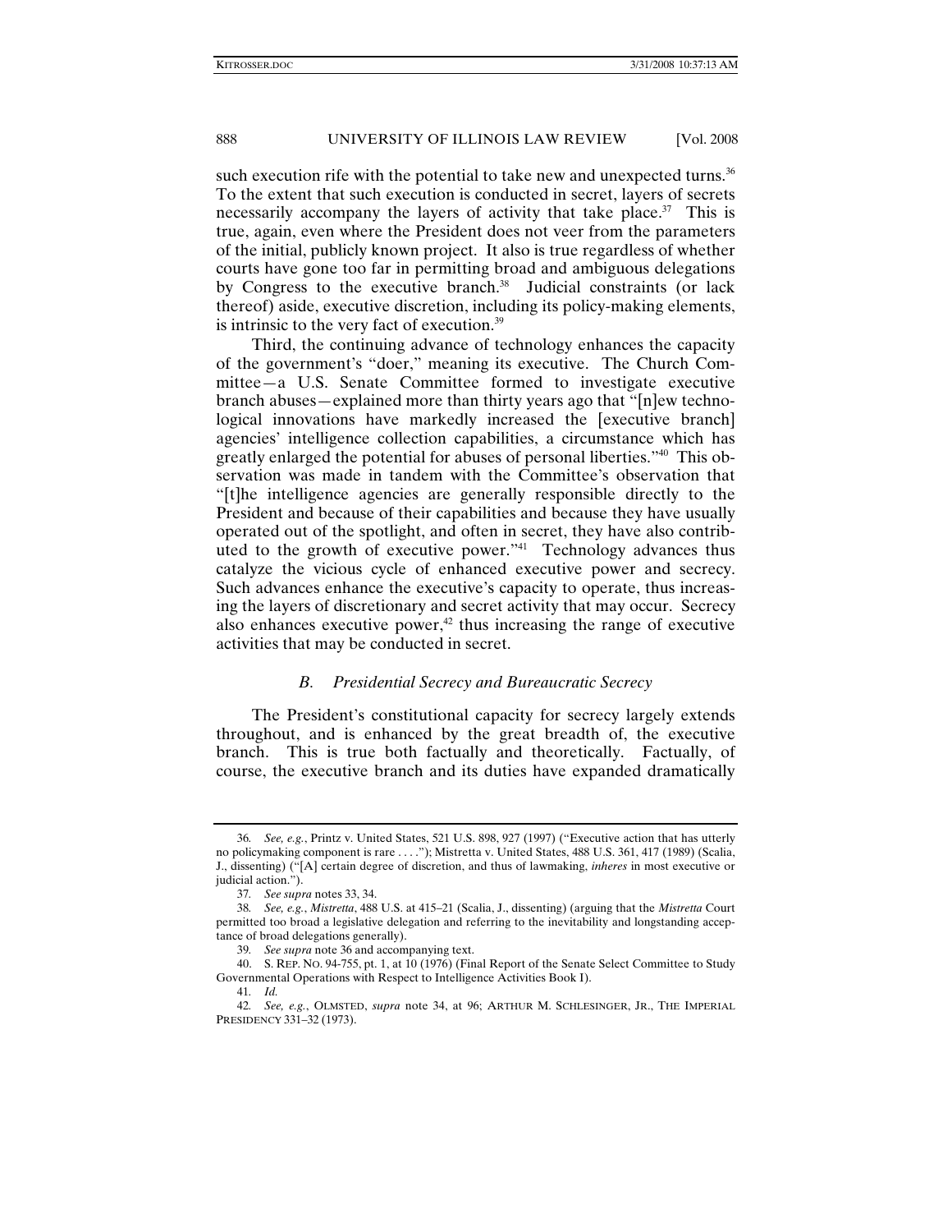such execution rife with the potential to take new and unexpected turns.[36] To the extent that such execution is conducted in secret, layers of secrets necessarily accompany the layers of activity that take place.[37] This is true, again, even where the President does not veer from the parameters of the initial, publicly known project. It also is true regardless of whether courts have gone too far in permitting broad and ambiguous delegations by Congress to the executive branch.[38] Judicial constraints (or lack thereof) aside, executive discretion, including its policy-making elements, is intrinsic to the very fact of execution.[39]

Third, the continuing advance of technology enhances the capacity of the government's "doer," meaning its executive. The Church Committee—a U.S. Senate Committee formed to investigate executive branch abuses—explained more than thirty years ago that "[n]ew technological innovations have markedly increased the [executive branch] agencies' intelligence collection capabilities, a circumstance which has greatly enlarged the potential for abuses of personal liberties."[40] This observation was made in tandem with the Committee's observation that "[t]he intelligence agencies are generally responsible directly to the President and because of their capabilities and because they have usually operated out of the spotlight, and often in secret, they have also contributed to the growth of executive power."[41] Technology advances thus catalyze the vicious cycle of enhanced executive power and secrecy. Such advances enhance the executive's capacity to operate, thus increasing the layers of discretionary and secret activity that may occur. Secrecy also enhances executive power,[42] thus increasing the range of executive activities that may be conducted in secret.

### *B. Presidential Secrecy and Bureaucratic Secrecy*

The President's constitutional capacity for secrecy largely extends throughout, and is enhanced by the great breadth of, the executive branch. This is true both factually and theoretically. Factually, of course, the executive branch and its duties have expanded dramatically

---

36. *See, e.g.*, Printz v. United States, 521 U.S. 898, 927 (1997) ("Executive action that has utterly no policymaking component is rare . . . ."); Mistretta v. United States, 488 U.S. 361, 417 (1989) (Scalia, J., dissenting) ("[A] certain degree of discretion, and thus of lawmaking, *inheres* in most executive or judicial action.").

37. *See supra* notes 33, 34.

38. *See, e.g.*, *Mistretta*, 488 U.S. at 415–21 (Scalia, J., dissenting) (arguing that the *Mistretta* Court permitted too broad a legislative delegation and referring to the inevitability and longstanding acceptance of broad delegations generally).

39. *See supra* note 36 and accompanying text.

40. S. REP. NO. 94-755, pt. 1, at 10 (1976) (Final Report of the Senate Select Committee to Study Governmental Operations with Respect to Intelligence Activities Book I).

41. *Id.*

42. *See, e.g.*, OLMSTED, *supra* note 34, at 96; ARTHUR M. SCHLESINGER, JR., THE IMPERIAL PRESIDENCY 331–32 (1973).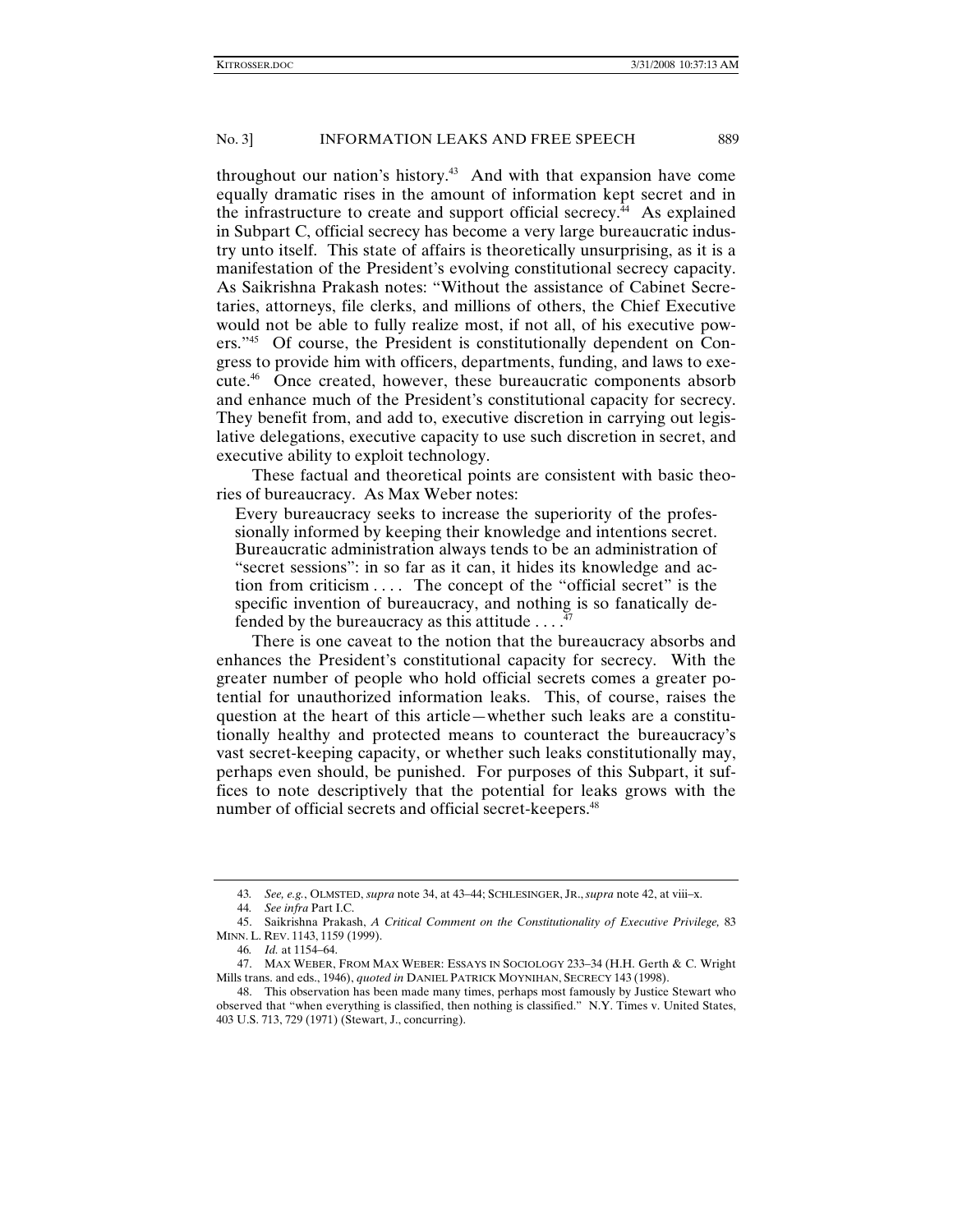throughout our nation's history.[43] And with that expansion have come equally dramatic rises in the amount of information kept secret and in the infrastructure to create and support official secrecy.[44] As explained in Subpart C, official secrecy has become a very large bureaucratic industry unto itself. This state of affairs is theoretically unsurprising, as it is a manifestation of the President's evolving constitutional secrecy capacity. As Saikrishna Prakash notes: "Without the assistance of Cabinet Secretaries, attorneys, file clerks, and millions of others, the Chief Executive would not be able to fully realize most, if not all, of his executive powers."[45] Of course, the President is constitutionally dependent on Congress to provide him with officers, departments, funding, and laws to execute.[46] Once created, however, these bureaucratic components absorb and enhance much of the President's constitutional capacity for secrecy. They benefit from, and add to, executive discretion in carrying out legislative delegations, executive capacity to use such discretion in secret, and executive ability to exploit technology.

These factual and theoretical points are consistent with basic theories of bureaucracy. As Max Weber notes:

> Every bureaucracy seeks to increase the superiority of the professionally informed by keeping their knowledge and intentions secret. Bureaucratic administration always tends to be an administration of "secret sessions": in so far as it can, it hides its knowledge and action from criticism . . . . The concept of the "official secret" is the specific invention of bureaucracy, and nothing is so fanatically defended by the bureaucracy as this attitude . . . .[47]

There is one caveat to the notion that the bureaucracy absorbs and enhances the President's constitutional capacity for secrecy. With the greater number of people who hold official secrets comes a greater potential for unauthorized information leaks. This, of course, raises the question at the heart of this article—whether such leaks are a constitutionally healthy and protected means to counteract the bureaucracy's vast secret-keeping capacity, or whether such leaks constitutionally may, perhaps even should, be punished. For purposes of this Subpart, it suffices to note descriptively that the potential for leaks grows with the number of official secrets and official secret-keepers.[48]

---

43. *See, e.g.*, OLMSTED, *supra* note 34, at 43–44; SCHLESINGER, JR., *supra* note 42, at viii–x.

44. *See infra* Part I.C.

45. Saikrishna Prakash, *A Critical Comment on the Constitutionality of Executive Privilege,* 83 MINN. L. REV. 1143, 1159 (1999).

46. *Id.* at 1154–64.

47. MAX WEBER, FROM MAX WEBER: ESSAYS IN SOCIOLOGY 233–34 (H.H. Gerth & C. Wright Mills trans. and eds., 1946), *quoted in* DANIEL PATRICK MOYNIHAN, SECRECY 143 (1998).

48. This observation has been made many times, perhaps most famously by Justice Stewart who observed that "when everything is classified, then nothing is classified." N.Y. Times v. United States, 403 U.S. 713, 729 (1971) (Stewart, J., concurring).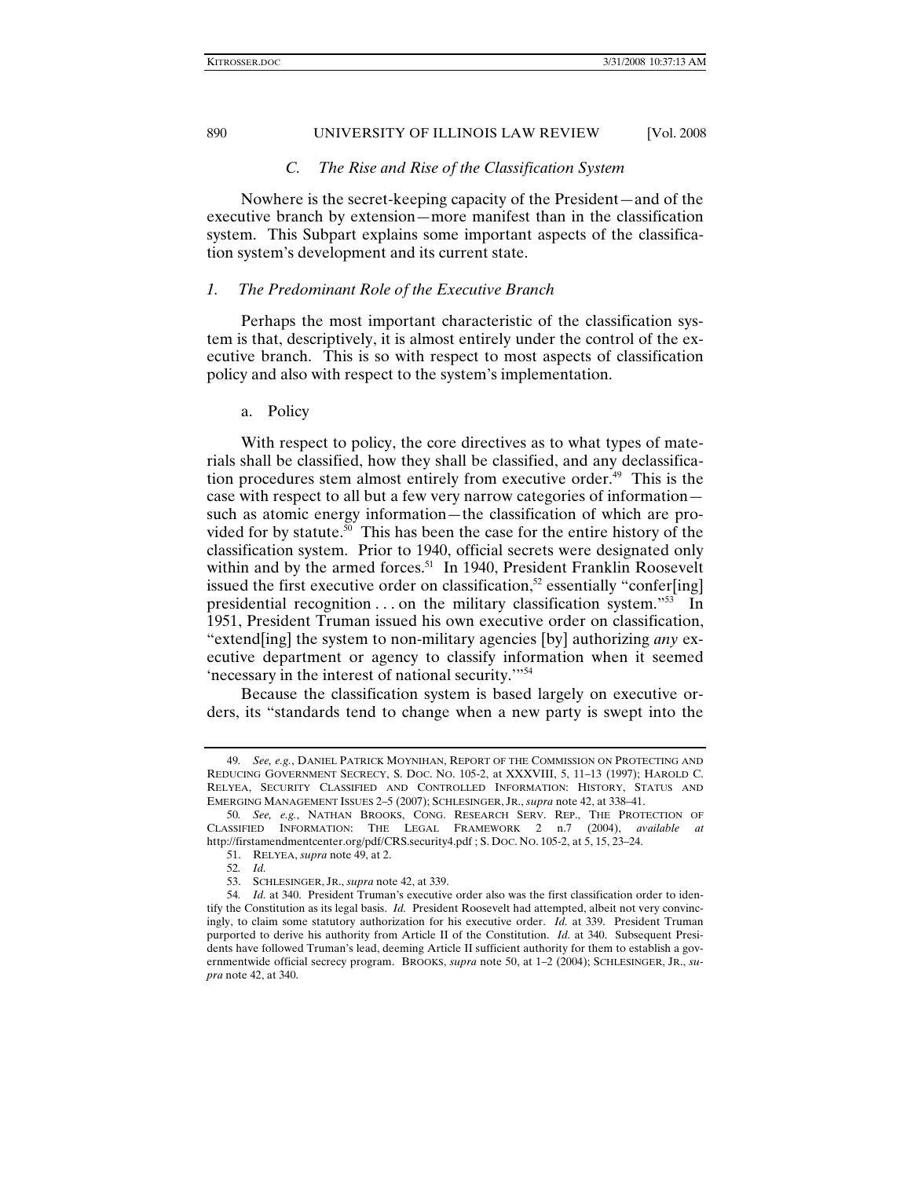### *C. The Rise and Rise of the Classification System*

Nowhere is the secret-keeping capacity of the President—and of the executive branch by extension—more manifest than in the classification system. This Subpart explains some important aspects of the classification system's development and its current state.

#### *1. The Predominant Role of the Executive Branch*

Perhaps the most important characteristic of the classification system is that, descriptively, it is almost entirely under the control of the executive branch. This is so with respect to most aspects of classification policy and also with respect to the system's implementation.

##### a. Policy

With respect to policy, the core directives as to what types of materials shall be classified, how they shall be classified, and any declassification procedures stem almost entirely from executive order.[49] This is the case with respect to all but a few very narrow categories of information—such as atomic energy information—the classification of which are provided for by statute.[50] This has been the case for the entire history of the classification system. Prior to 1940, official secrets were designated only within and by the armed forces.[51] In 1940, President Franklin Roosevelt issued the first executive order on classification,[52] essentially "confer[ing] presidential recognition . . . on the military classification system."[53] In 1951, President Truman issued his own executive order on classification, "extend[ing] the system to non-military agencies [by] authorizing *any* executive department or agency to classify information when it seemed 'necessary in the interest of national security.'"[54]

Because the classification system is based largely on executive orders, its "standards tend to change when a new party is swept into the

---

49. *See, e.g.*, DANIEL PATRICK MOYNIHAN, REPORT OF THE COMMISSION ON PROTECTING AND REDUCING GOVERNMENT SECRECY, S. DOC. NO. 105-2, at XXXVIII, 5, 11–13 (1997); HAROLD C. RELYEA, SECURITY CLASSIFIED AND CONTROLLED INFORMATION: HISTORY, STATUS AND EMERGING MANAGEMENT ISSUES 2–5 (2007); SCHLESINGER, JR., *supra* note 42, at 338–41.

50. *See, e.g.*, NATHAN BROOKS, CONG. RESEARCH SERV. REP., THE PROTECTION OF CLASSIFIED INFORMATION: THE LEGAL FRAMEWORK 2 n.7 (2004), *available at* http://firstamendmentcenter.org/pdf/CRS.security4.pdf ; S. DOC. NO. 105-2, at 5, 15, 23–24.

51. RELYEA, *supra* note 49, at 2.

52. *Id.*

53. SCHLESINGER, JR., *supra* note 42, at 339.

54. *Id.* at 340. President Truman's executive order also was the first classification order to identify the Constitution as its legal basis. *Id.* President Roosevelt had attempted, albeit not very convincingly, to claim some statutory authorization for his executive order. *Id.* at 339. President Truman purported to derive his authority from Article II of the Constitution. *Id.* at 340. Subsequent Presidents have followed Truman's lead, deeming Article II sufficient authority for them to establish a governmentwide official secrecy program. BROOKS, *supra* note 50, at 1–2 (2004); SCHLESINGER, JR., *supra* note 42, at 340.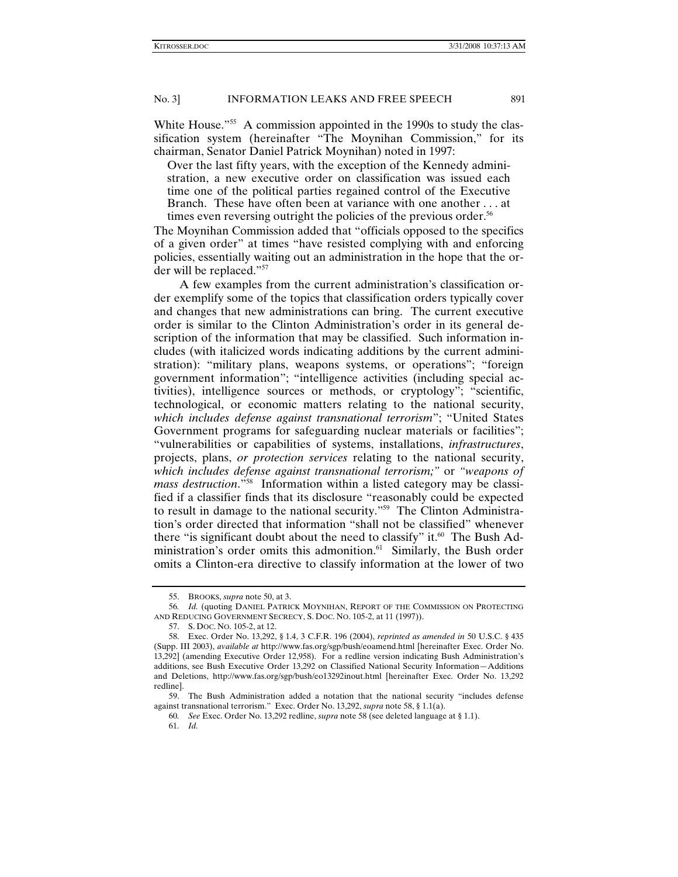White House."[55] A commission appointed in the 1990s to study the classification system (hereinafter "The Moynihan Commission," for its chairman, Senator Daniel Patrick Moynihan) noted in 1997:

> Over the last fifty years, with the exception of the Kennedy administration, a new executive order on classification was issued each time one of the political parties regained control of the Executive Branch. These have often been at variance with one another . . . at times even reversing outright the policies of the previous order.[56]

The Moynihan Commission added that "officials opposed to the specifics of a given order" at times "have resisted complying with and enforcing policies, essentially waiting out an administration in the hope that the order will be replaced."[57]

A few examples from the current administration's classification order exemplify some of the topics that classification orders typically cover and changes that new administrations can bring. The current executive order is similar to the Clinton Administration's order in its general description of the information that may be classified. Such information includes (with italicized words indicating additions by the current administration): "military plans, weapons systems, or operations"; "foreign government information"; "intelligence activities (including special activities), intelligence sources or methods, or cryptology"; "scientific, technological, or economic matters relating to the national security, *which includes defense against transnational terrorism*"; "United States Government programs for safeguarding nuclear materials or facilities"; "vulnerabilities or capabilities of systems, installations, *infrastructures*, projects, plans, *or protection services* relating to the national security, *which includes defense against transnational terrorism;"* or *"weapons of mass destruction*."[58] Information within a listed category may be classified if a classifier finds that its disclosure "reasonably could be expected to result in damage to the national security."[59] The Clinton Administration's order directed that information "shall not be classified" whenever there "is significant doubt about the need to classify" it.[60] The Bush Administration's order omits this admonition.[61] Similarly, the Bush order omits a Clinton-era directive to classify information at the lower of two

---

55. BROOKS, *supra* note 50, at 3.

56. *Id.* (quoting DANIEL PATRICK MOYNIHAN, REPORT OF THE COMMISSION ON PROTECTING AND REDUCING GOVERNMENT SECRECY, S. DOC. NO. 105-2, at 11 (1997)).

57. S. DOC. NO. 105-2, at 12.

58. Exec. Order No. 13,292, § 1.4, 3 C.F.R. 196 (2004), *reprinted as amended in* 50 U.S.C. § 435 (Supp. III 2003), *available at* http://www.fas.org/sgp/bush/eoamend.html [hereinafter Exec. Order No. 13,292] (amending Executive Order 12,958). For a redline version indicating Bush Administration's additions, see Bush Executive Order 13,292 on Classified National Security Information—Additions and Deletions, http://www.fas.org/sgp/bush/eo13292inout.html [hereinafter Exec. Order No. 13,292 redline].

59. The Bush Administration added a notation that the national security "includes defense against transnational terrorism." Exec. Order No. 13,292, *supra* note 58, § 1.1(a).

60. *See* Exec. Order No. 13,292 redline, *supra* note 58 (see deleted language at § 1.1).

61. *Id.*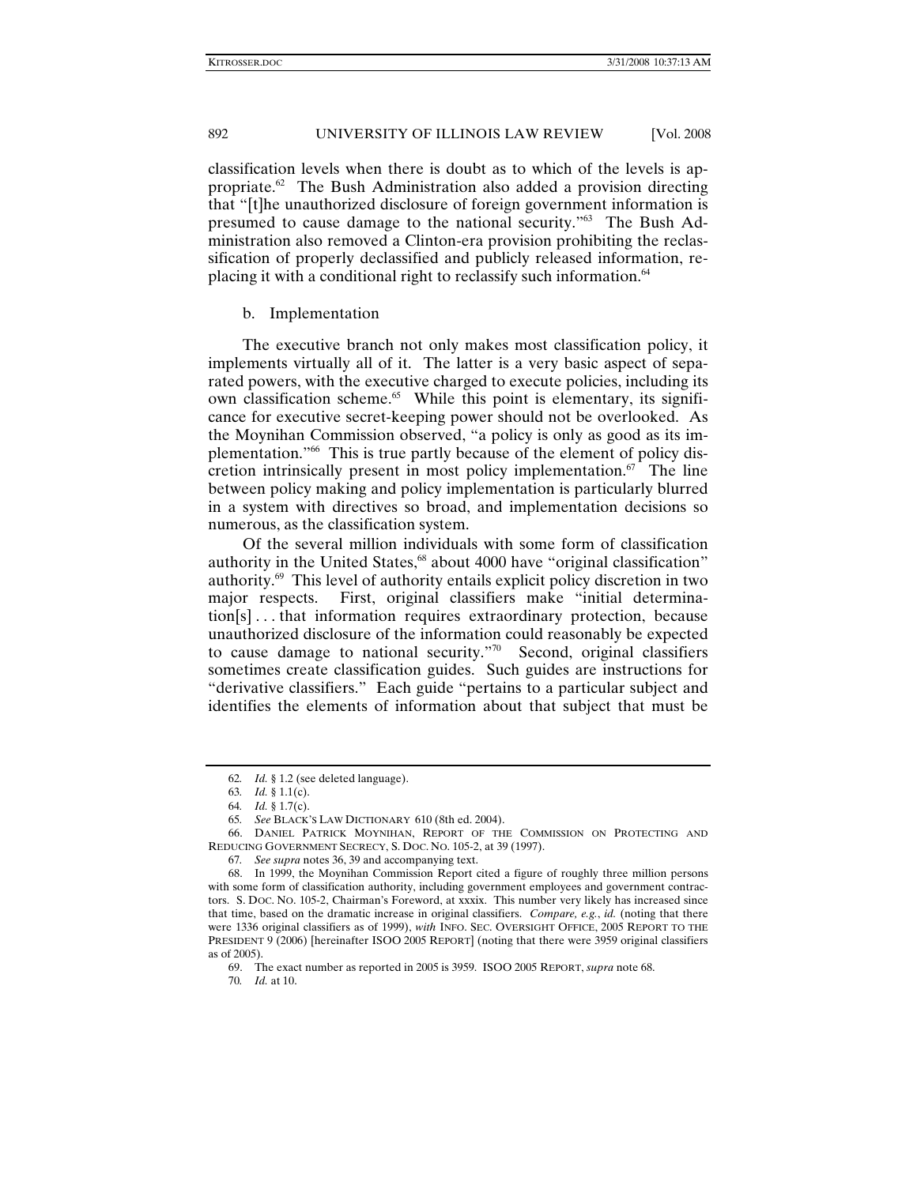classification levels when there is doubt as to which of the levels is appropriate.[62] The Bush Administration also added a provision directing that "[t]he unauthorized disclosure of foreign government information is presumed to cause damage to the national security."[63] The Bush Administration also removed a Clinton-era provision prohibiting the reclassification of properly declassified and publicly released information, replacing it with a conditional right to reclassify such information.[64]

### b. Implementation

The executive branch not only makes most classification policy, it implements virtually all of it. The latter is a very basic aspect of separated powers, with the executive charged to execute policies, including its own classification scheme.[65] While this point is elementary, its significance for executive secret-keeping power should not be overlooked. As the Moynihan Commission observed, "a policy is only as good as its implementation."[66] This is true partly because of the element of policy discretion intrinsically present in most policy implementation.[67] The line between policy making and policy implementation is particularly blurred in a system with directives so broad, and implementation decisions so numerous, as the classification system.

Of the several million individuals with some form of classification authority in the United States,[68] about 4000 have "original classification" authority.[69] This level of authority entails explicit policy discretion in two major respects. First, original classifiers make "initial determination[s] . . . that information requires extraordinary protection, because unauthorized disclosure of the information could reasonably be expected to cause damage to national security."[70] Second, original classifiers sometimes create classification guides. Such guides are instructions for "derivative classifiers." Each guide "pertains to a particular subject and identifies the elements of information about that subject that must be

---

62. *Id.* § 1.2 (see deleted language).

63. *Id.* § 1.1(c).

64. *Id.* § 1.7(c).

65. *See* BLACK'S LAW DICTIONARY 610 (8th ed. 2004).

66. DANIEL PATRICK MOYNIHAN, REPORT OF THE COMMISSION ON PROTECTING AND REDUCING GOVERNMENT SECRECY, S. DOC. NO. 105-2, at 39 (1997).

67. *See supra* notes 36, 39 and accompanying text.

68. In 1999, the Moynihan Commission Report cited a figure of roughly three million persons with some form of classification authority, including government employees and government contractors. S. DOC. NO. 105-2, Chairman's Foreword, at xxxix. This number very likely has increased since that time, based on the dramatic increase in original classifiers. *Compare, e.g.*, *id.* (noting that there were 1336 original classifiers as of 1999), *with* INFO. SEC. OVERSIGHT OFFICE, 2005 REPORT TO THE PRESIDENT 9 (2006) [hereinafter ISOO 2005 REPORT] (noting that there were 3959 original classifiers as of 2005).

69. The exact number as reported in 2005 is 3959. ISOO 2005 REPORT, *supra* note 68.

70. *Id.* at 10.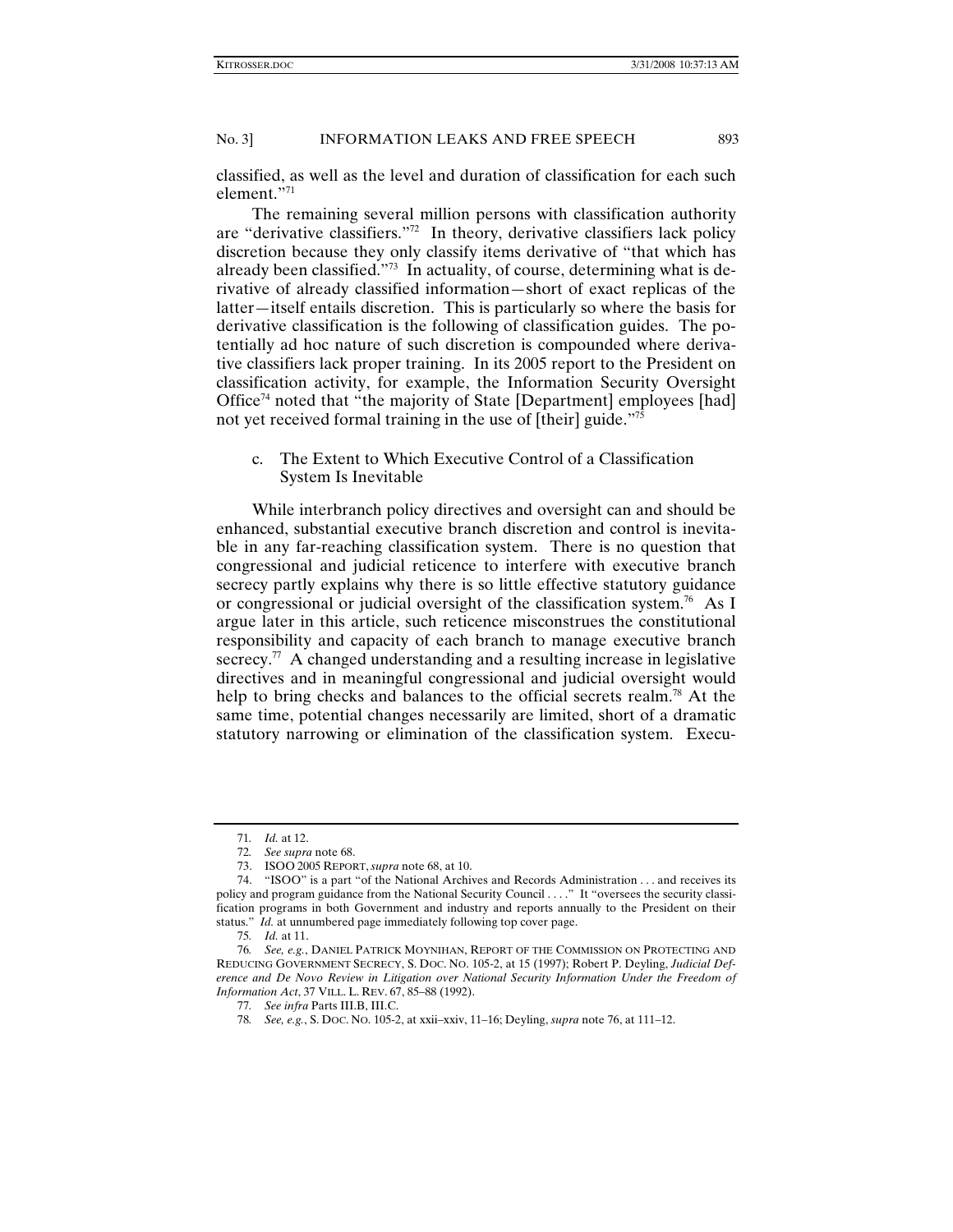classified, as well as the level and duration of classification for each such element."[71]

The remaining several million persons with classification authority are "derivative classifiers."[72] In theory, derivative classifiers lack policy discretion because they only classify items derivative of "that which has already been classified."[73] In actuality, of course, determining what is derivative of already classified information—short of exact replicas of the latter—itself entails discretion. This is particularly so where the basis for derivative classification is the following of classification guides. The potentially ad hoc nature of such discretion is compounded where derivative classifiers lack proper training. In its 2005 report to the President on classification activity, for example, the Information Security Oversight Office[74] noted that "the majority of State [Department] employees [had] not yet received formal training in the use of [their] guide."[75]

### c. The Extent to Which Executive Control of a Classification System Is Inevitable

While interbranch policy directives and oversight can and should be enhanced, substantial executive branch discretion and control is inevitable in any far-reaching classification system. There is no question that congressional and judicial reticence to interfere with executive branch secrecy partly explains why there is so little effective statutory guidance or congressional or judicial oversight of the classification system.[76] As I argue later in this article, such reticence misconstrues the constitutional responsibility and capacity of each branch to manage executive branch secrecy.[77] A changed understanding and a resulting increase in legislative directives and in meaningful congressional and judicial oversight would help to bring checks and balances to the official secrets realm.[78] At the same time, potential changes necessarily are limited, short of a dramatic statutory narrowing or elimination of the classification system. Execu-

---

71. *Id.* at 12.

72. *See supra* note 68.

73. ISOO 2005 REPORT, *supra* note 68, at 10.

74. "ISOO" is a part "of the National Archives and Records Administration . . . and receives its policy and program guidance from the National Security Council . . . ." It "oversees the security classification programs in both Government and industry and reports annually to the President on their status." *Id.* at unnumbered page immediately following top cover page.

75. *Id.* at 11.

76. *See, e.g.*, DANIEL PATRICK MOYNIHAN, REPORT OF THE COMMISSION ON PROTECTING AND REDUCING GOVERNMENT SECRECY, S. DOC. NO. 105-2, at 15 (1997); Robert P. Deyling, *Judicial Deference and De Novo Review in Litigation over National Security Information Under the Freedom of Information Act*, 37 VILL. L. REV. 67, 85–88 (1992).

77. *See infra* Parts III.B, III.C.

78. *See, e.g.*, S. DOC. NO. 105-2, at xxii–xxiv, 11–16; Deyling, *supra* note 76, at 111–12.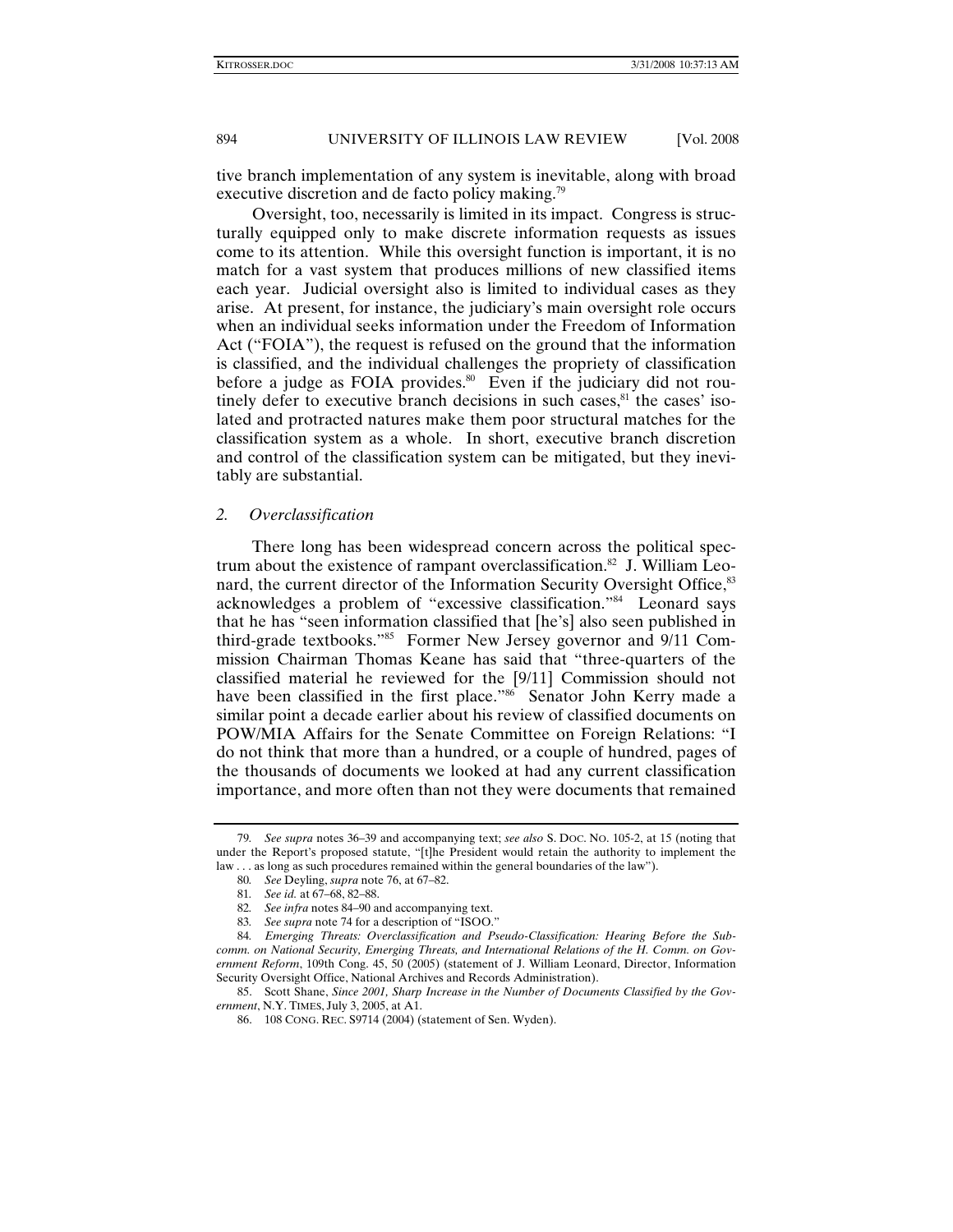tive branch implementation of any system is inevitable, along with broad executive discretion and de facto policy making.[79]

Oversight, too, necessarily is limited in its impact. Congress is structurally equipped only to make discrete information requests as issues come to its attention. While this oversight function is important, it is no match for a vast system that produces millions of new classified items each year. Judicial oversight also is limited to individual cases as they arise. At present, for instance, the judiciary's main oversight role occurs when an individual seeks information under the Freedom of Information Act ("FOIA"), the request is refused on the ground that the information is classified, and the individual challenges the propriety of classification before a judge as FOIA provides.[80] Even if the judiciary did not routinely defer to executive branch decisions in such cases,[81] the cases' isolated and protracted natures make them poor structural matches for the classification system as a whole. In short, executive branch discretion and control of the classification system can be mitigated, but they inevitably are substantial.

### 2. *Overclassification*

There long has been widespread concern across the political spectrum about the existence of rampant overclassification.[82] J. William Leonard, the current director of the Information Security Oversight Office,[83] acknowledges a problem of "excessive classification."[84] Leonard says that he has "seen information classified that [he's] also seen published in third-grade textbooks."[85] Former New Jersey governor and 9/11 Commission Chairman Thomas Keane has said that "three-quarters of the classified material he reviewed for the [9/11] Commission should not have been classified in the first place."[86] Senator John Kerry made a similar point a decade earlier about his review of classified documents on POW/MIA Affairs for the Senate Committee on Foreign Relations: "I do not think that more than a hundred, or a couple of hundred, pages of the thousands of documents we looked at had any current classification importance, and more often than not they were documents that remained

---

79. *See supra* notes 36–39 and accompanying text; *see also* S. DOC. NO. 105-2, at 15 (noting that under the Report's proposed statute, "[t]he President would retain the authority to implement the law . . . as long as such procedures remained within the general boundaries of the law").

80. *See* Deyling, *supra* note 76, at 67–82.

81. *See id.* at 67–68, 82–88.

82. *See infra* notes 84–90 and accompanying text.

83. *See supra* note 74 for a description of "ISOO."

84. *Emerging Threats: Overclassification and Pseudo-Classification: Hearing Before the Subcomm. on National Security, Emerging Threats, and International Relations of the H. Comm. on Government Reform*, 109th Cong. 45, 50 (2005) (statement of J. William Leonard, Director, Information Security Oversight Office, National Archives and Records Administration).

85. Scott Shane, *Since 2001, Sharp Increase in the Number of Documents Classified by the Government*, N.Y. TIMES, July 3, 2005, at A1.

86. 108 CONG. REC. S9714 (2004) (statement of Sen. Wyden).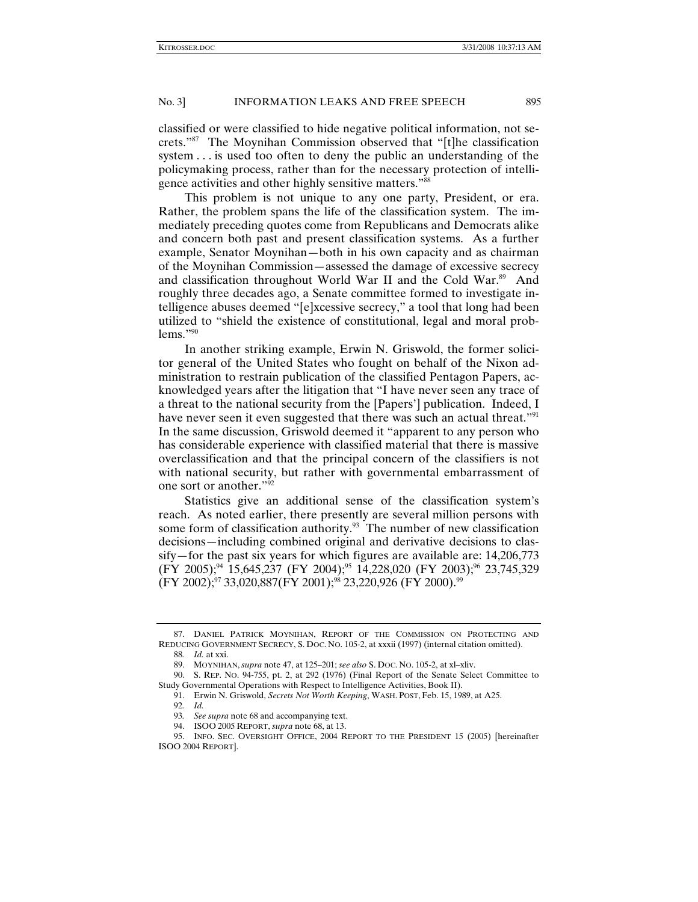classified or were classified to hide negative political information, not secrets."[87] The Moynihan Commission observed that "[t]he classification system . . . is used too often to deny the public an understanding of the policymaking process, rather than for the necessary protection of intelligence activities and other highly sensitive matters."[88]

This problem is not unique to any one party, President, or era. Rather, the problem spans the life of the classification system. The immediately preceding quotes come from Republicans and Democrats alike and concern both past and present classification systems. As a further example, Senator Moynihan—both in his own capacity and as chairman of the Moynihan Commission—assessed the damage of excessive secrecy and classification throughout World War II and the Cold War.[89] And roughly three decades ago, a Senate committee formed to investigate intelligence abuses deemed "[e]xcessive secrecy," a tool that long had been utilized to "shield the existence of constitutional, legal and moral problems."[90]

In another striking example, Erwin N. Griswold, the former solicitor general of the United States who fought on behalf of the Nixon administration to restrain publication of the classified Pentagon Papers, acknowledged years after the litigation that "I have never seen any trace of a threat to the national security from the [Papers'] publication. Indeed, I have never seen it even suggested that there was such an actual threat."[91] In the same discussion, Griswold deemed it "apparent to any person who has considerable experience with classified material that there is massive overclassification and that the principal concern of the classifiers is not with national security, but rather with governmental embarrassment of one sort or another."[92]

Statistics give an additional sense of the classification system's reach. As noted earlier, there presently are several million persons with some form of classification authority.[93] The number of new classification decisions—including combined original and derivative decisions to classify—for the past six years for which figures are available are: 14,206,773 (FY 2005);[94] 15,645,237 (FY 2004);[95] 14,228,020 (FY 2003);[96] 23,745,329 (FY 2002);[97] 33,020,887(FY 2001);[98] 23,220,926 (FY 2000).[99]

---

87. DANIEL PATRICK MOYNIHAN, REPORT OF THE COMMISSION ON PROTECTING AND REDUCING GOVERNMENT SECRECY, S. DOC. NO. 105-2, at xxxii (1997) (internal citation omitted).

88. *Id.* at xxi.

89. MOYNIHAN, *supra* note 47, at 125–201; *see also* S. DOC. NO. 105-2, at xl–xliv.

90. S. REP. NO. 94-755, pt. 2, at 292 (1976) (Final Report of the Senate Select Committee to Study Governmental Operations with Respect to Intelligence Activities, Book II).

91. Erwin N. Griswold, *Secrets Not Worth Keeping*, WASH. POST, Feb. 15, 1989, at A25.

92. *Id.*

93. *See supra* note 68 and accompanying text.

94. ISOO 2005 REPORT, *supra* note 68, at 13.

95. INFO. SEC. OVERSIGHT OFFICE, 2004 REPORT TO THE PRESIDENT 15 (2005) [hereinafter ISOO 2004 REPORT].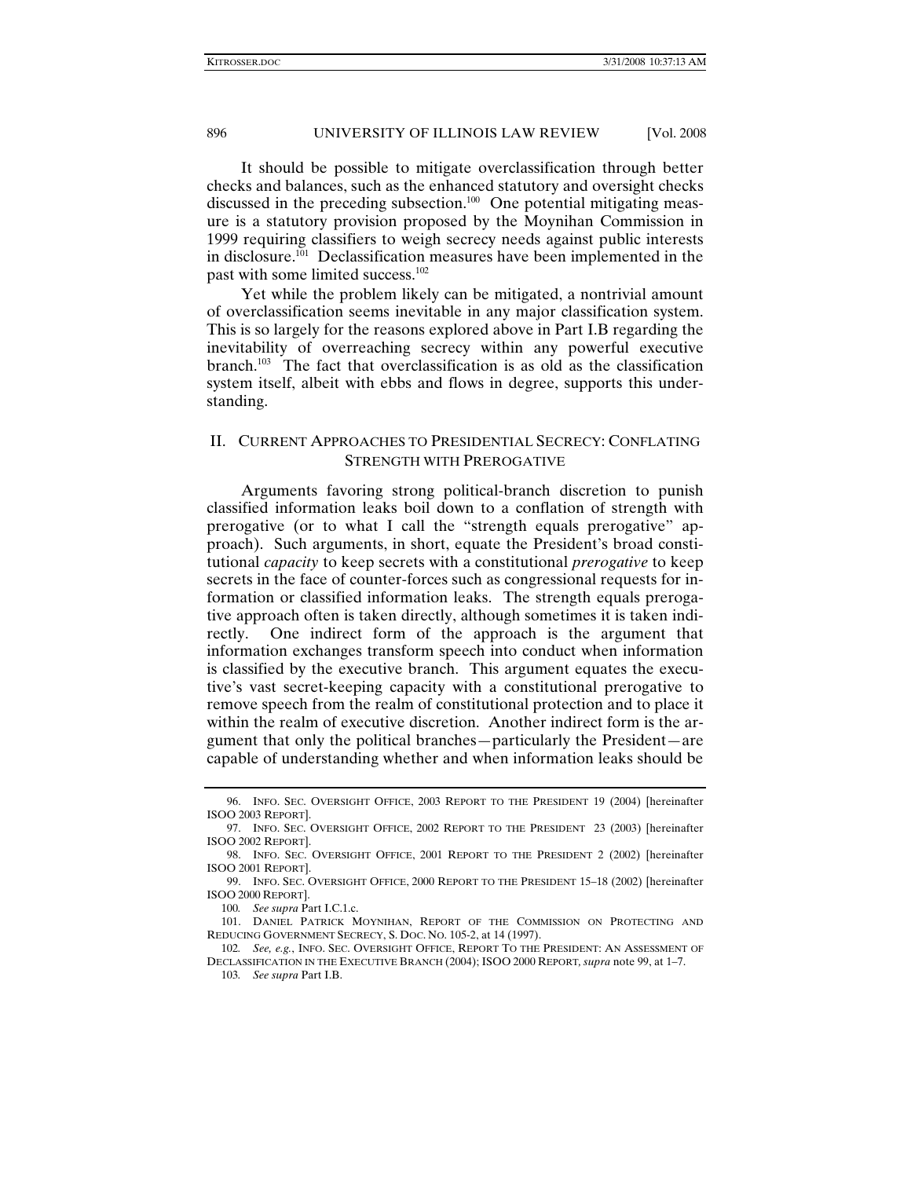It should be possible to mitigate overclassification through better checks and balances, such as the enhanced statutory and oversight checks discussed in the preceding subsection.[100] One potential mitigating measure is a statutory provision proposed by the Moynihan Commission in 1999 requiring classifiers to weigh secrecy needs against public interests in disclosure.[101] Declassification measures have been implemented in the past with some limited success.[102]

Yet while the problem likely can be mitigated, a nontrivial amount of overclassification seems inevitable in any major classification system. This is so largely for the reasons explored above in Part I.B regarding the inevitability of overreaching secrecy within any powerful executive branch.[103] The fact that overclassification is as old as the classification system itself, albeit with ebbs and flows in degree, supports this understanding.

## II. CURRENT APPROACHES TO PRESIDENTIAL SECRECY: CONFLATING STRENGTH WITH PREROGATIVE

Arguments favoring strong political-branch discretion to punish classified information leaks boil down to a conflation of strength with prerogative (or to what I call the "strength equals prerogative" approach). Such arguments, in short, equate the President's broad constitutional *capacity* to keep secrets with a constitutional *prerogative* to keep secrets in the face of counter-forces such as congressional requests for information or classified information leaks. The strength equals prerogative approach often is taken directly, although sometimes it is taken indirectly. One indirect form of the approach is the argument that information exchanges transform speech into conduct when information is classified by the executive branch. This argument equates the executive's vast secret-keeping capacity with a constitutional prerogative to remove speech from the realm of constitutional protection and to place it within the realm of executive discretion. Another indirect form is the argument that only the political branches—particularly the President—are capable of understanding whether and when information leaks should be

---

96. INFO. SEC. OVERSIGHT OFFICE, 2003 REPORT TO THE PRESIDENT 19 (2004) [hereinafter ISOO 2003 REPORT].

97. INFO. SEC. OVERSIGHT OFFICE, 2002 REPORT TO THE PRESIDENT 23 (2003) [hereinafter ISOO 2002 REPORT].

98. INFO. SEC. OVERSIGHT OFFICE, 2001 REPORT TO THE PRESIDENT 2 (2002) [hereinafter ISOO 2001 REPORT].

99. INFO. SEC. OVERSIGHT OFFICE, 2000 REPORT TO THE PRESIDENT 15–18 (2002) [hereinafter ISOO 2000 REPORT].

100. *See supra* Part I.C.1.c.

101. DANIEL PATRICK MOYNIHAN, REPORT OF THE COMMISSION ON PROTECTING AND REDUCING GOVERNMENT SECRECY, S. DOC. NO. 105-2, at 14 (1997).

102. *See, e.g.*, INFO. SEC. OVERSIGHT OFFICE, REPORT TO THE PRESIDENT: AN ASSESSMENT OF DECLASSIFICATION IN THE EXECUTIVE BRANCH (2004); ISOO 2000 REPORT, *supra* note 99, at 1–7.

103. *See supra* Part I.B.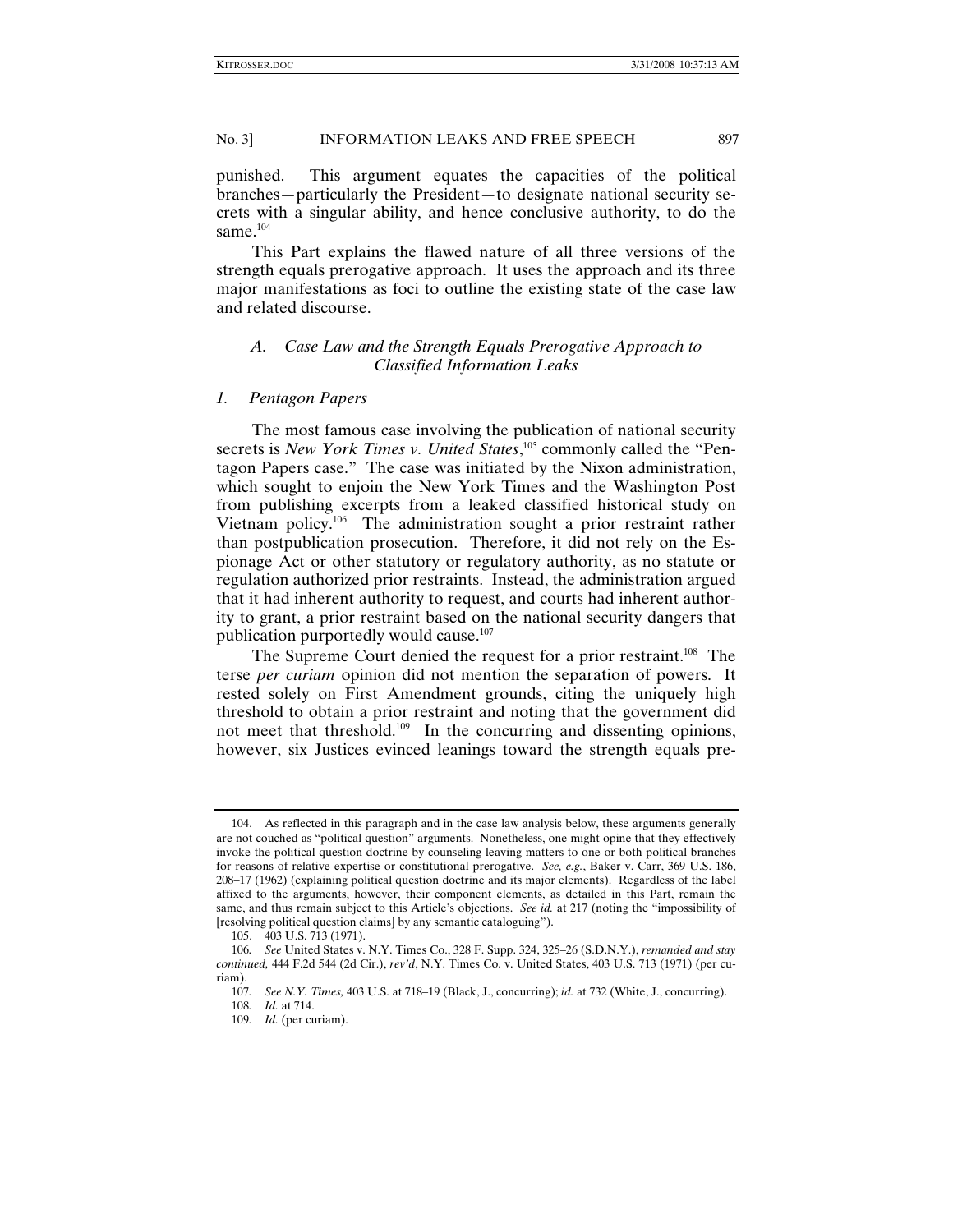punished. This argument equates the capacities of the political branches—particularly the President—to designate national security secrets with a singular ability, and hence conclusive authority, to do the same.[104]

This Part explains the flawed nature of all three versions of the strength equals prerogative approach. It uses the approach and its three major manifestations as foci to outline the existing state of the case law and related discourse.

### *A. Case Law and the Strength Equals Prerogative Approach to Classified Information Leaks*

#### *1. Pentagon Papers*

The most famous case involving the publication of national security secrets is *New York Times v. United States*,[105] commonly called the "Pentagon Papers case." The case was initiated by the Nixon administration, which sought to enjoin the New York Times and the Washington Post from publishing excerpts from a leaked classified historical study on Vietnam policy.[106] The administration sought a prior restraint rather than postpublication prosecution. Therefore, it did not rely on the Espionage Act or other statutory or regulatory authority, as no statute or regulation authorized prior restraints. Instead, the administration argued that it had inherent authority to request, and courts had inherent authority to grant, a prior restraint based on the national security dangers that publication purportedly would cause.[107]

The Supreme Court denied the request for a prior restraint.[108] The terse *per curiam* opinion did not mention the separation of powers. It rested solely on First Amendment grounds, citing the uniquely high threshold to obtain a prior restraint and noting that the government did not meet that threshold.[109] In the concurring and dissenting opinions, however, six Justices evinced leanings toward the strength equals pre-

---

104. As reflected in this paragraph and in the case law analysis below, these arguments generally are not couched as "political question" arguments. Nonetheless, one might opine that they effectively invoke the political question doctrine by counseling leaving matters to one or both political branches for reasons of relative expertise or constitutional prerogative. *See, e.g.*, Baker v. Carr, 369 U.S. 186, 208–17 (1962) (explaining political question doctrine and its major elements). Regardless of the label affixed to the arguments, however, their component elements, as detailed in this Part, remain the same, and thus remain subject to this Article's objections. *See id.* at 217 (noting the "impossibility of [resolving political question claims] by any semantic cataloguing").

105. 403 U.S. 713 (1971).

106. *See* United States v. N.Y. Times Co., 328 F. Supp. 324, 325–26 (S.D.N.Y.), *remanded and stay continued,* 444 F.2d 544 (2d Cir.), *rev'd*, N.Y. Times Co. v. United States, 403 U.S. 713 (1971) (per curiam).

107. *See N.Y. Times,* 403 U.S. at 718–19 (Black, J., concurring); *id.* at 732 (White, J., concurring).

108. *Id.* at 714.

109. *Id.* (per curiam).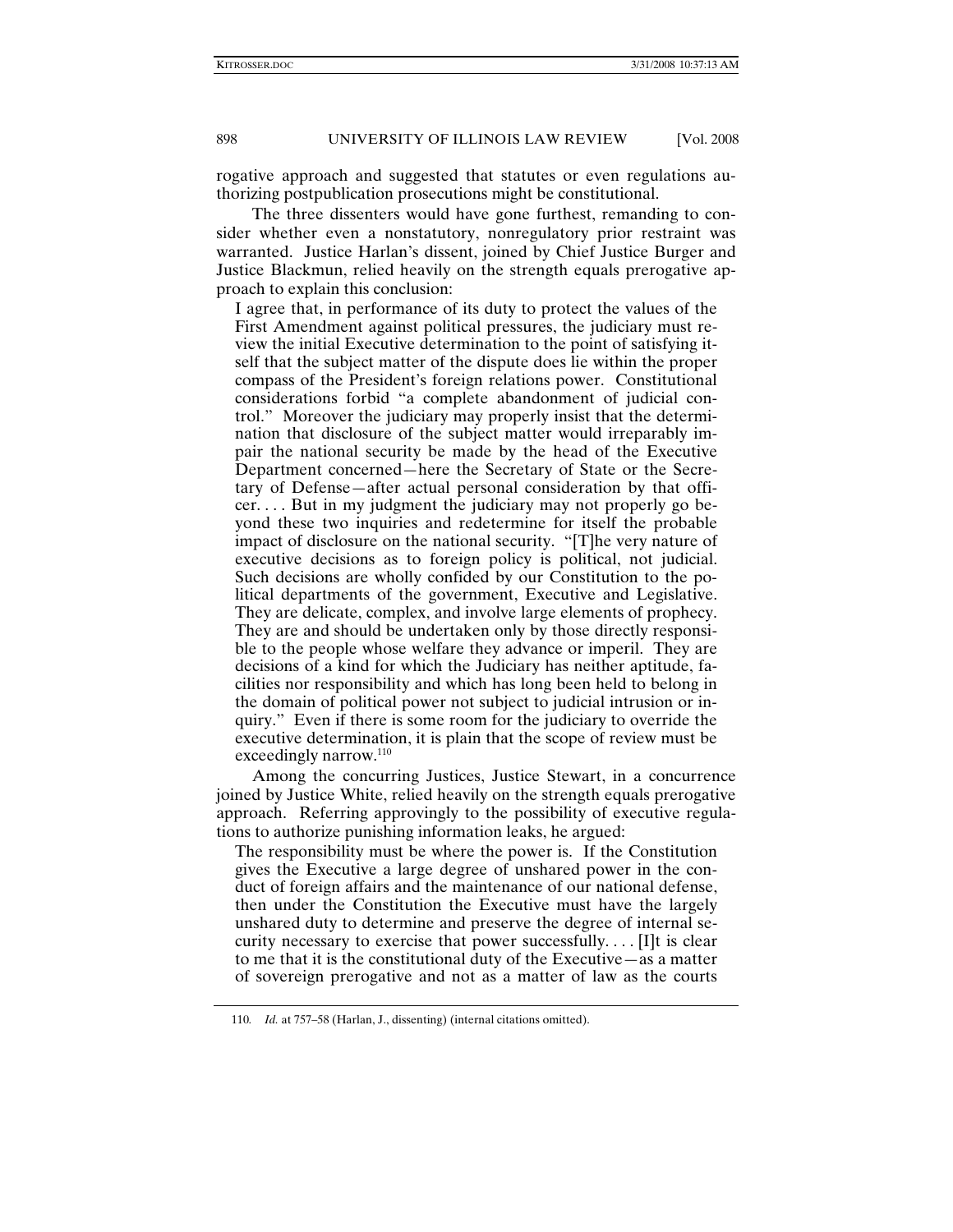rogative approach and suggested that statutes or even regulations authorizing postpublication prosecutions might be constitutional.

The three dissenters would have gone furthest, remanding to consider whether even a nonstatutory, nonregulatory prior restraint was warranted. Justice Harlan's dissent, joined by Chief Justice Burger and Justice Blackmun, relied heavily on the strength equals prerogative approach to explain this conclusion:

> I agree that, in performance of its duty to protect the values of the First Amendment against political pressures, the judiciary must review the initial Executive determination to the point of satisfying itself that the subject matter of the dispute does lie within the proper compass of the President's foreign relations power. Constitutional considerations forbid "a complete abandonment of judicial control." Moreover the judiciary may properly insist that the determination that disclosure of the subject matter would irreparably impair the national security be made by the head of the Executive Department concerned—here the Secretary of State or the Secretary of Defense—after actual personal consideration by that officer. . . . But in my judgment the judiciary may not properly go beyond these two inquiries and redetermine for itself the probable impact of disclosure on the national security. "[T]he very nature of executive decisions as to foreign policy is political, not judicial. Such decisions are wholly confided by our Constitution to the political departments of the government, Executive and Legislative. They are delicate, complex, and involve large elements of prophecy. They are and should be undertaken only by those directly responsible to the people whose welfare they advance or imperil. They are decisions of a kind for which the Judiciary has neither aptitude, facilities nor responsibility and which has long been held to belong in the domain of political power not subject to judicial intrusion or inquiry." Even if there is some room for the judiciary to override the executive determination, it is plain that the scope of review must be exceedingly narrow.[110]

Among the concurring Justices, Justice Stewart, in a concurrence joined by Justice White, relied heavily on the strength equals prerogative approach. Referring approvingly to the possibility of executive regulations to authorize punishing information leaks, he argued:

> The responsibility must be where the power is. If the Constitution gives the Executive a large degree of unshared power in the conduct of foreign affairs and the maintenance of our national defense, then under the Constitution the Executive must have the largely unshared duty to determine and preserve the degree of internal security necessary to exercise that power successfully. . . . [I]t is clear to me that it is the constitutional duty of the Executive—as a matter of sovereign prerogative and not as a matter of law as the courts

---

110. *Id.* at 757–58 (Harlan, J., dissenting) (internal citations omitted).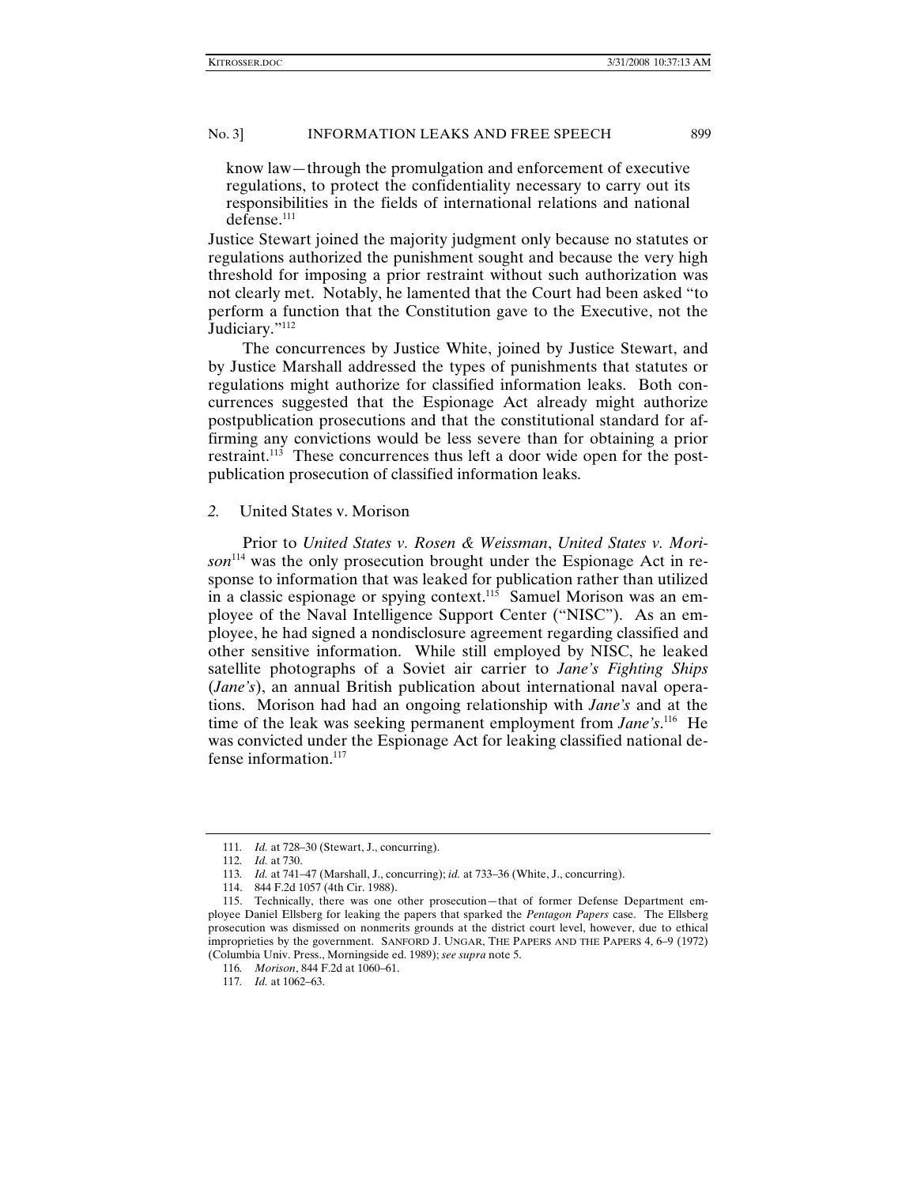know law—through the promulgation and enforcement of executive regulations, to protect the confidentiality necessary to carry out its responsibilities in the fields of international relations and national defense.[111]

Justice Stewart joined the majority judgment only because no statutes or regulations authorized the punishment sought and because the very high threshold for imposing a prior restraint without such authorization was not clearly met. Notably, he lamented that the Court had been asked "to perform a function that the Constitution gave to the Executive, not the Judiciary."[112]

The concurrences by Justice White, joined by Justice Stewart, and by Justice Marshall addressed the types of punishments that statutes or regulations might authorize for classified information leaks. Both concurrences suggested that the Espionage Act already might authorize postpublication prosecutions and that the constitutional standard for affirming any convictions would be less severe than for obtaining a prior restraint.[113] These concurrences thus left a door wide open for the postpublication prosecution of classified information leaks.

### *2.* United States v. Morison

Prior to *United States v. Rosen & Weissman*, *United States v. Morison*[114] was the only prosecution brought under the Espionage Act in response to information that was leaked for publication rather than utilized in a classic espionage or spying context.[115] Samuel Morison was an employee of the Naval Intelligence Support Center ("NISC"). As an employee, he had signed a nondisclosure agreement regarding classified and other sensitive information. While still employed by NISC, he leaked satellite photographs of a Soviet air carrier to *Jane's Fighting Ships* (*Jane's*), an annual British publication about international naval operations. Morison had had an ongoing relationship with *Jane's* and at the time of the leak was seeking permanent employment from *Jane's*.[116] He was convicted under the Espionage Act for leaking classified national defense information.[117]

---

111. *Id.* at 728–30 (Stewart, J., concurring).

112. *Id.* at 730.

113. *Id.* at 741–47 (Marshall, J., concurring); *id.* at 733–36 (White, J., concurring).

114. 844 F.2d 1057 (4th Cir. 1988).

115. Technically, there was one other prosecution—that of former Defense Department employee Daniel Ellsberg for leaking the papers that sparked the *Pentagon Papers* case. The Ellsberg prosecution was dismissed on nonmerits grounds at the district court level, however, due to ethical improprieties by the government. SANFORD J. UNGAR, THE PAPERS AND THE PAPERS 4, 6–9 (1972) (Columbia Univ. Press., Morningside ed. 1989); *see supra* note 5.

116. *Morison*, 844 F.2d at 1060–61.

117. *Id.* at 1062–63.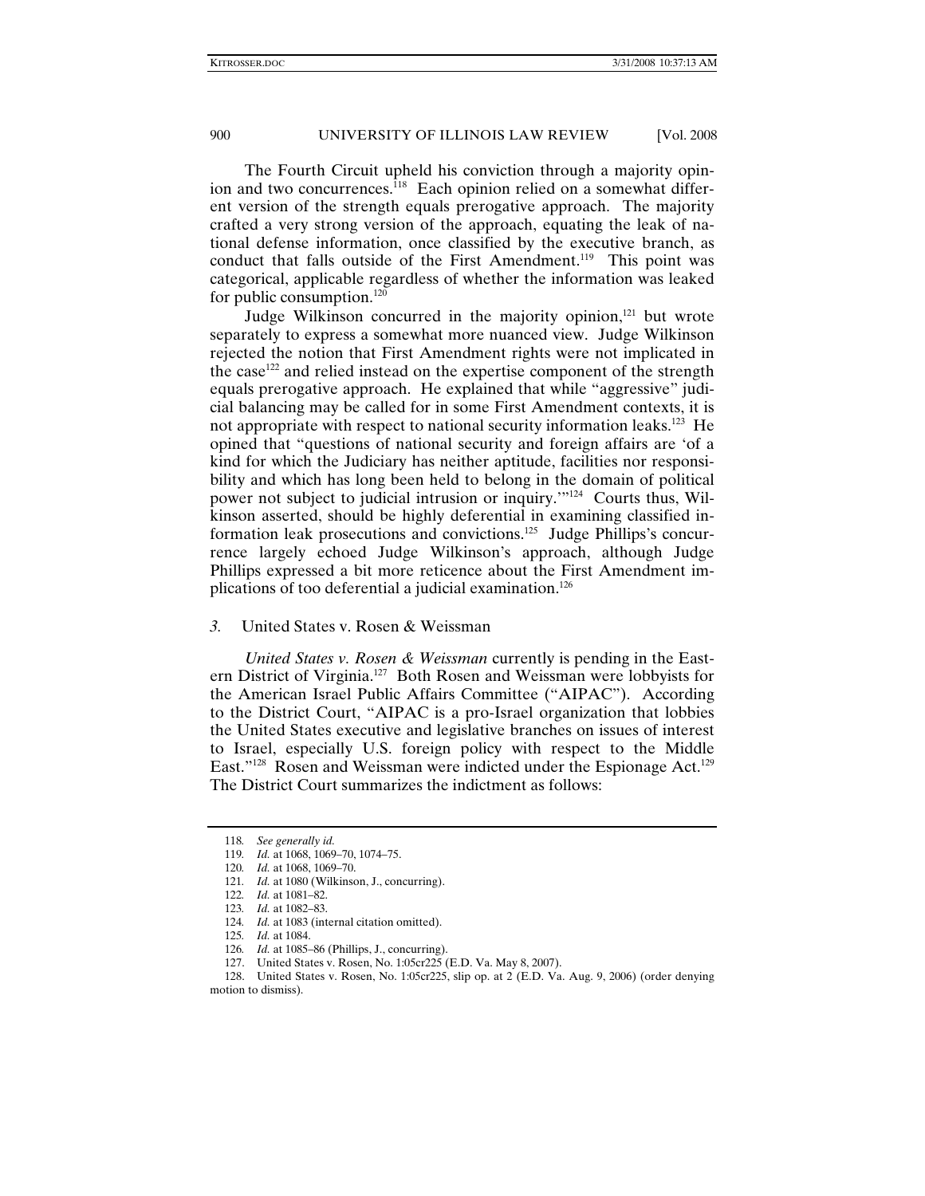The Fourth Circuit upheld his conviction through a majority opinion and two concurrences.[118] Each opinion relied on a somewhat different version of the strength equals prerogative approach. The majority crafted a very strong version of the approach, equating the leak of national defense information, once classified by the executive branch, as conduct that falls outside of the First Amendment.[119] This point was categorical, applicable regardless of whether the information was leaked for public consumption.[120]

Judge Wilkinson concurred in the majority opinion,[121] but wrote separately to express a somewhat more nuanced view. Judge Wilkinson rejected the notion that First Amendment rights were not implicated in the case[122] and relied instead on the expertise component of the strength equals prerogative approach. He explained that while "aggressive" judicial balancing may be called for in some First Amendment contexts, it is not appropriate with respect to national security information leaks.[123] He opined that "questions of national security and foreign affairs are 'of a kind for which the Judiciary has neither aptitude, facilities nor responsibility and which has long been held to belong in the domain of political power not subject to judicial intrusion or inquiry.'"[124] Courts thus, Wilkinson asserted, should be highly deferential in examining classified information leak prosecutions and convictions.[125] Judge Phillips's concurrence largely echoed Judge Wilkinson's approach, although Judge Phillips expressed a bit more reticence about the First Amendment implications of too deferential a judicial examination.[126]

### 3. United States v. Rosen & Weissman

*United States v. Rosen & Weissman* currently is pending in the Eastern District of Virginia.[127] Both Rosen and Weissman were lobbyists for the American Israel Public Affairs Committee ("AIPAC"). According to the District Court, "AIPAC is a pro-Israel organization that lobbies the United States executive and legislative branches on issues of interest to Israel, especially U.S. foreign policy with respect to the Middle East."[128] Rosen and Weissman were indicted under the Espionage Act.[129] The District Court summarizes the indictment as follows:

---

118. *See generally id.*

119. *Id.* at 1068, 1069–70, 1074–75.

120. *Id.* at 1068, 1069–70.

121. *Id.* at 1080 (Wilkinson, J., concurring).

122. *Id.* at 1081–82.

123. *Id.* at 1082–83.

124. *Id.* at 1083 (internal citation omitted).

125. *Id.* at 1084.

126. *Id.* at 1085–86 (Phillips, J., concurring).

127. United States v. Rosen, No. 1:05cr225 (E.D. Va. May 8, 2007).

128. United States v. Rosen, No. 1:05cr225, slip op. at 2 (E.D. Va. Aug. 9, 2006) (order denying motion to dismiss).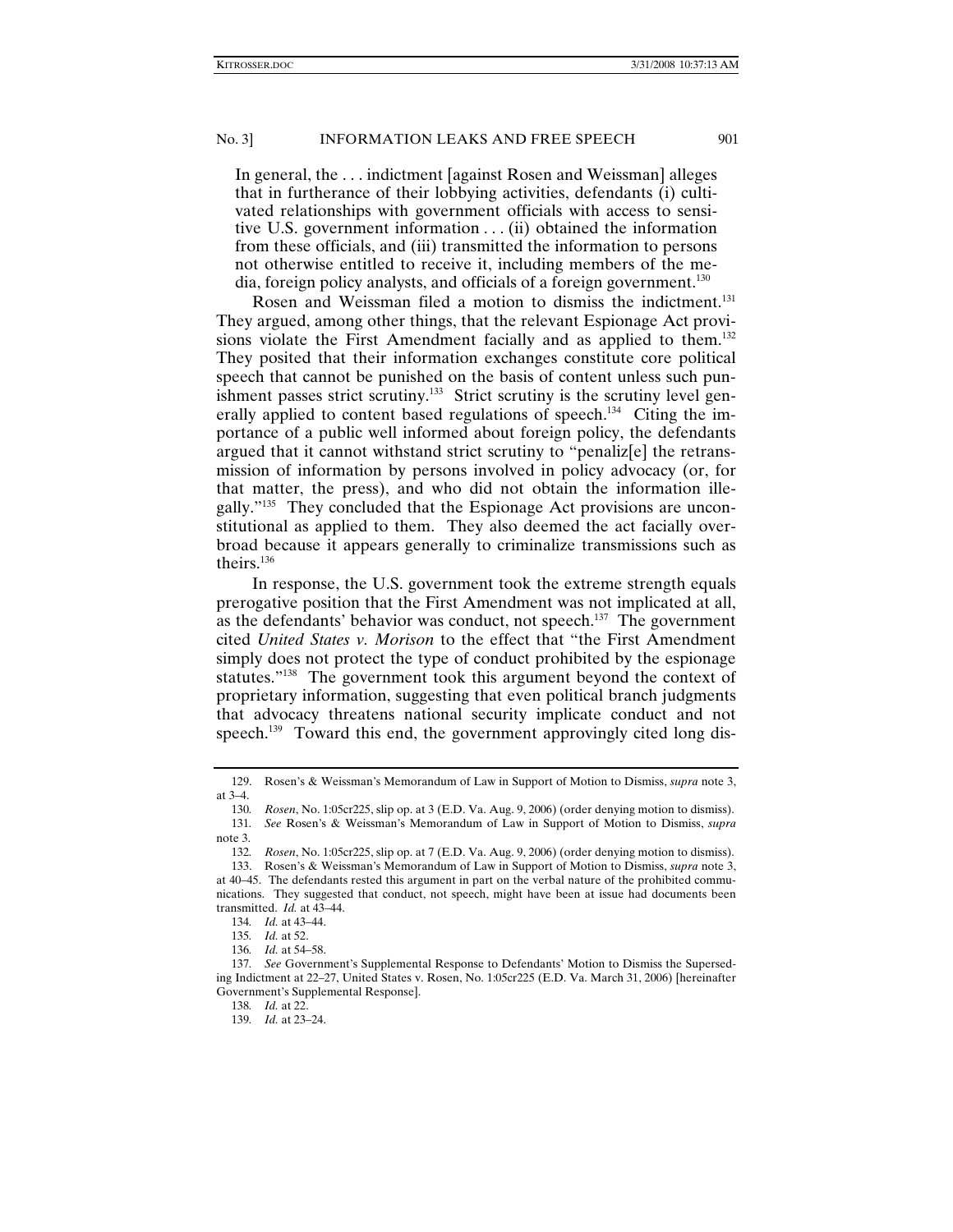> In general, the . . . indictment [against Rosen and Weissman] alleges that in furtherance of their lobbying activities, defendants (i) cultivated relationships with government officials with access to sensitive U.S. government information . . . (ii) obtained the information from these officials, and (iii) transmitted the information to persons not otherwise entitled to receive it, including members of the media, foreign policy analysts, and officials of a foreign government.[130]

Rosen and Weissman filed a motion to dismiss the indictment.[131] They argued, among other things, that the relevant Espionage Act provisions violate the First Amendment facially and as applied to them.[132] They posited that their information exchanges constitute core political speech that cannot be punished on the basis of content unless such punishment passes strict scrutiny.[133] Strict scrutiny is the scrutiny level generally applied to content based regulations of speech.[134] Citing the importance of a public well informed about foreign policy, the defendants argued that it cannot withstand strict scrutiny to "penaliz[e] the retransmission of information by persons involved in policy advocacy (or, for that matter, the press), and who did not obtain the information illegally."[135] They concluded that the Espionage Act provisions are unconstitutional as applied to them. They also deemed the act facially overbroad because it appears generally to criminalize transmissions such as theirs.[136]

In response, the U.S. government took the extreme strength equals prerogative position that the First Amendment was not implicated at all, as the defendants' behavior was conduct, not speech.[137] The government cited *United States v. Morison* to the effect that "the First Amendment simply does not protect the type of conduct prohibited by the espionage statutes."[138] The government took this argument beyond the context of proprietary information, suggesting that even political branch judgments that advocacy threatens national security implicate conduct and not speech.[139] Toward this end, the government approvingly cited long dis-

---

129. Rosen's & Weissman's Memorandum of Law in Support of Motion to Dismiss, *supra* note 3, at 3–4.

130. *Rosen*, No. 1:05cr225, slip op. at 3 (E.D. Va. Aug. 9, 2006) (order denying motion to dismiss).

131. *See* Rosen's & Weissman's Memorandum of Law in Support of Motion to Dismiss, *supra* note 3.

132. *Rosen*, No. 1:05cr225, slip op. at 7 (E.D. Va. Aug. 9, 2006) (order denying motion to dismiss).

133. Rosen's & Weissman's Memorandum of Law in Support of Motion to Dismiss, *supra* note 3, at 40–45. The defendants rested this argument in part on the verbal nature of the prohibited communications. They suggested that conduct, not speech, might have been at issue had documents been transmitted. *Id.* at 43–44.

134. *Id.* at 43–44.

135. *Id.* at 52.

136. *Id.* at 54–58.

137. *See* Government's Supplemental Response to Defendants' Motion to Dismiss the Superseding Indictment at 22–27, United States v. Rosen, No. 1:05cr225 (E.D. Va. March 31, 2006) [hereinafter Government's Supplemental Response].

138. *Id.* at 22.

139. *Id.* at 23–24.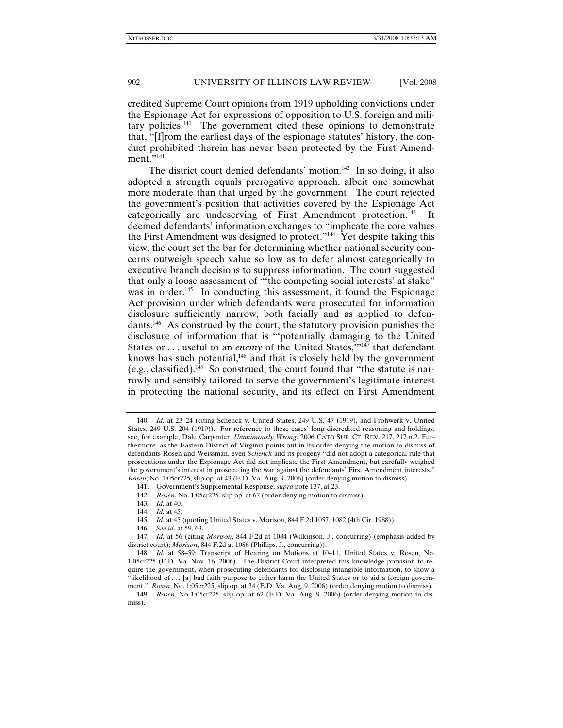credited Supreme Court opinions from 1919 upholding convictions under the Espionage Act for expressions of opposition to U.S. foreign and military policies.[140] The government cited these opinions to demonstrate that, "[f]rom the earliest days of the espionage statutes' history, the conduct prohibited therein has never been protected by the First Amendment."[141]

The district court denied defendants' motion.[142] In so doing, it also adopted a strength equals prerogative approach, albeit one somewhat more moderate than that urged by the government. The court rejected the government's position that activities covered by the Espionage Act categorically are undeserving of First Amendment protection.[143] It deemed defendants' information exchanges to "implicate the core values the First Amendment was designed to protect."[144] Yet despite taking this view, the court set the bar for determining whether national security concerns outweigh speech value so low as to defer almost categorically to executive branch decisions to suppress information. The court suggested that only a loose assessment of "'the competing social interests' at stake" was in order.[145] In conducting this assessment, it found the Espionage Act provision under which defendants were prosecuted for information disclosure sufficiently narrow, both facially and as applied to defendants.[146] As construed by the court, the statutory provision punishes the disclosure of information that is "'potentially damaging to the United States or . . . useful to an *enemy* of the United States,'"[147] that defendant knows has such potential,[148] and that is closely held by the government (e.g., classified).[149] So construed, the court found that "the statute is narrowly and sensibly tailored to serve the government's legitimate interest in protecting the national security, and its effect on First Amendment

---

140. *Id.* at 23–24 (citing Schenck v. United States, 249 U.S. 47 (1919), and Frohwerk v. United States, 249 U.S. 204 (1919)). For reference to these cases' long discredited reasoning and holdings, see, for example, Dale Carpenter, *Unanimously Wrong*, 2006 CATO SUP. CT. REV. 217, 217 n.2. Furthermore, as the Eastern District of Virginia points out in its order denying the motion to dismiss of defendants Rosen and Weissman, even *Schenck* and its progeny "did not adopt a categorical rule that prosecutions under the Espionage Act did not implicate the First Amendment, but carefully weighed the government's interest in prosecuting the war against the defendants' First Amendment interests." *Rosen*, No. 1:05cr225, slip op. at 43 (E.D. Va. Aug. 9, 2006) (order denying motion to dismiss).

141. Government's Supplemental Response, *supra* note 137, at 23.

142. *Rosen*, No. 1:05cr225, slip op. at 67 (order denying motion to dismiss).

143. *Id.* at 40.

144. *Id.* at 45.

145. *Id.* at 45 (quoting United States v. Morison, 844 F.2d 1057, 1082 (4th Cir. 1988)).

146. *See id.* at 59, 63.

147. *Id.* at 56 (citing *Morison*, 844 F.2d at 1084 (Wilkinson, J., concurring) (emphasis added by district court); *Morison*, 844 F.2d at 1086 (Phillips, J., concurring)).

148. *Id.* at 58–59; Transcript of Hearing on Motions at 10–11, United States v. Rosen, No. 1:05cr225 (E.D. Va. Nov. 16, 2006). The District Court interpreted this knowledge provision to require the government, when prosecuting defendants for disclosing intangible information, to show a "likelihood of . . . [a] bad faith purpose to either harm the United States or to aid a foreign government." *Rosen*, No. 1:05cr225, slip op. at 34 (E.D. Va. Aug. 9, 2006) (order denying motion to dismiss).

149. *Rosen*, No 1:05cr225, slip op. at 62 (E.D. Va. Aug. 9, 2006) (order denying motion to dismiss).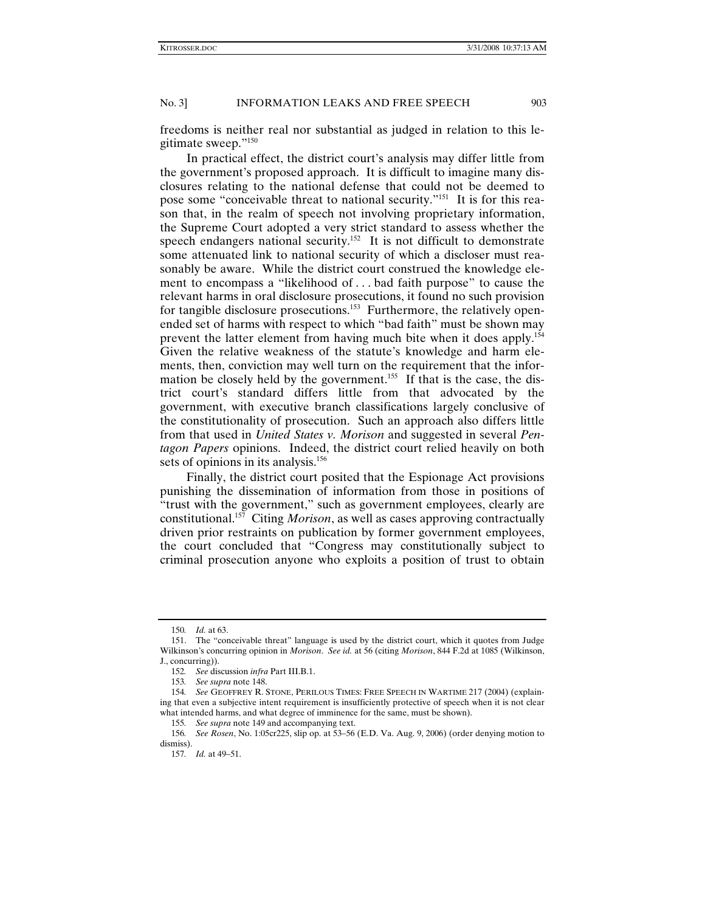freedoms is neither real nor substantial as judged in relation to this legitimate sweep."[150]

In practical effect, the district court's analysis may differ little from the government's proposed approach. It is difficult to imagine many disclosures relating to the national defense that could not be deemed to pose some "conceivable threat to national security."[151] It is for this reason that, in the realm of speech not involving proprietary information, the Supreme Court adopted a very strict standard to assess whether the speech endangers national security.[152] It is not difficult to demonstrate some attenuated link to national security of which a discloser must reasonably be aware. While the district court construed the knowledge element to encompass a "likelihood of . . . bad faith purpose" to cause the relevant harms in oral disclosure prosecutions, it found no such provision for tangible disclosure prosecutions.[153] Furthermore, the relatively open-ended set of harms with respect to which "bad faith" must be shown may prevent the latter element from having much bite when it does apply.[154] Given the relative weakness of the statute's knowledge and harm elements, then, conviction may well turn on the requirement that the information be closely held by the government.[155] If that is the case, the district court's standard differs little from that advocated by the government, with executive branch classifications largely conclusive of the constitutionality of prosecution. Such an approach also differs little from that used in *United States v. Morison* and suggested in several *Pentagon Papers* opinions. Indeed, the district court relied heavily on both sets of opinions in its analysis.[156]

Finally, the district court posited that the Espionage Act provisions punishing the dissemination of information from those in positions of "trust with the government," such as government employees, clearly are constitutional.[157] Citing *Morison*, as well as cases approving contractually driven prior restraints on publication by former government employees, the court concluded that "Congress may constitutionally subject to criminal prosecution anyone who exploits a position of trust to obtain

---

150. *Id.* at 63.

151. The "conceivable threat" language is used by the district court, which it quotes from Judge Wilkinson's concurring opinion in *Morison*. *See id.* at 56 (citing *Morison*, 844 F.2d at 1085 (Wilkinson, J., concurring)).

152. *See* discussion *infra* Part III.B.1.

153. *See supra* note 148.

154. *See* GEOFFREY R. STONE, PERILOUS TIMES: FREE SPEECH IN WARTIME 217 (2004) (explaining that even a subjective intent requirement is insufficiently protective of speech when it is not clear what intended harms, and what degree of imminence for the same, must be shown).

155. *See supra* note 149 and accompanying text.

156. *See Rosen*, No. 1:05cr225, slip op. at 53–56 (E.D. Va. Aug. 9, 2006) (order denying motion to dismiss).

157. *Id.* at 49–51.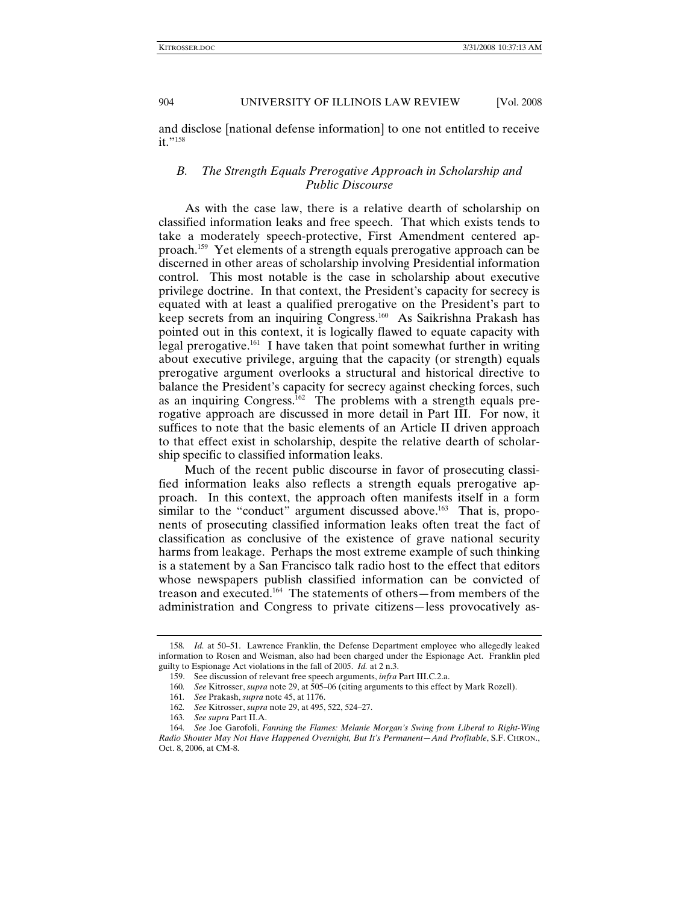and disclose [national defense information] to one not entitled to receive it."[158]

### *B. The Strength Equals Prerogative Approach in Scholarship and Public Discourse*

As with the case law, there is a relative dearth of scholarship on classified information leaks and free speech. That which exists tends to take a moderately speech-protective, First Amendment centered approach.[159] Yet elements of a strength equals prerogative approach can be discerned in other areas of scholarship involving Presidential information control. This most notable is the case in scholarship about executive privilege doctrine. In that context, the President's capacity for secrecy is equated with at least a qualified prerogative on the President's part to keep secrets from an inquiring Congress.[160] As Saikrishna Prakash has pointed out in this context, it is logically flawed to equate capacity with legal prerogative.[161] I have taken that point somewhat further in writing about executive privilege, arguing that the capacity (or strength) equals prerogative argument overlooks a structural and historical directive to balance the President's capacity for secrecy against checking forces, such as an inquiring Congress.[162] The problems with a strength equals prerogative approach are discussed in more detail in Part III. For now, it suffices to note that the basic elements of an Article II driven approach to that effect exist in scholarship, despite the relative dearth of scholarship specific to classified information leaks.

Much of the recent public discourse in favor of prosecuting classified information leaks also reflects a strength equals prerogative approach. In this context, the approach often manifests itself in a form similar to the "conduct" argument discussed above.[163] That is, proponents of prosecuting classified information leaks often treat the fact of classification as conclusive of the existence of grave national security harms from leakage. Perhaps the most extreme example of such thinking is a statement by a San Francisco talk radio host to the effect that editors whose newspapers publish classified information can be convicted of treason and executed.[164] The statements of others—from members of the administration and Congress to private citizens—less provocatively as-

---

158. *Id.* at 50–51. Lawrence Franklin, the Defense Department employee who allegedly leaked information to Rosen and Weisman, also had been charged under the Espionage Act. Franklin pled guilty to Espionage Act violations in the fall of 2005. *Id.* at 2 n.3.

159. See discussion of relevant free speech arguments, *infra* Part III.C.2.a.

160. *See* Kitrosser, *supra* note 29, at 505–06 (citing arguments to this effect by Mark Rozell).

161. *See* Prakash, *supra* note 45, at 1176.

162. *See* Kitrosser, *supra* note 29, at 495, 522, 524–27.

163. *See supra* Part II.A.

164. *See* Joe Garofoli, *Fanning the Flames: Melanie Morgan's Swing from Liberal to Right-Wing Radio Shouter May Not Have Happened Overnight, But It's Permanent—And Profitable*, S.F. CHRON., Oct. 8, 2006, at CM-8.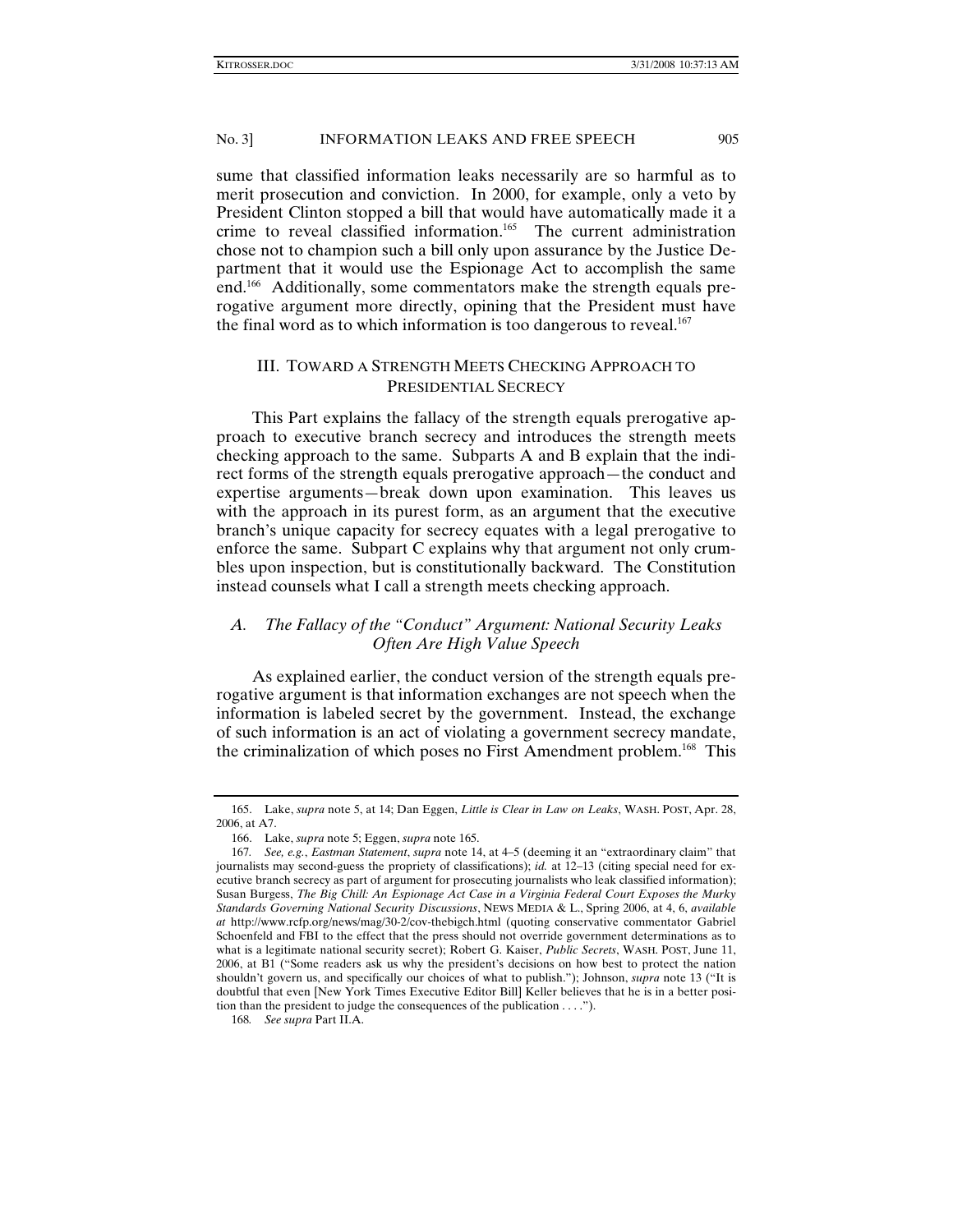sume that classified information leaks necessarily are so harmful as to merit prosecution and conviction. In 2000, for example, only a veto by President Clinton stopped a bill that would have automatically made it a crime to reveal classified information.[165] The current administration chose not to champion such a bill only upon assurance by the Justice Department that it would use the Espionage Act to accomplish the same end.[166] Additionally, some commentators make the strength equals prerogative argument more directly, opining that the President must have the final word as to which information is too dangerous to reveal.[167]

## III. TOWARD A STRENGTH MEETS CHECKING APPROACH TO PRESIDENTIAL SECRECY

This Part explains the fallacy of the strength equals prerogative approach to executive branch secrecy and introduces the strength meets checking approach to the same. Subparts A and B explain that the indirect forms of the strength equals prerogative approach—the conduct and expertise arguments—break down upon examination. This leaves us with the approach in its purest form, as an argument that the executive branch's unique capacity for secrecy equates with a legal prerogative to enforce the same. Subpart C explains why that argument not only crumbles upon inspection, but is constitutionally backward. The Constitution instead counsels what I call a strength meets checking approach.

### *A. The Fallacy of the "Conduct" Argument: National Security Leaks Often Are High Value Speech*

As explained earlier, the conduct version of the strength equals prerogative argument is that information exchanges are not speech when the information is labeled secret by the government. Instead, the exchange of such information is an act of violating a government secrecy mandate, the criminalization of which poses no First Amendment problem.[168] This

---

165. Lake, *supra* note 5, at 14; Dan Eggen, *Little is Clear in Law on Leaks*, WASH. POST, Apr. 28, 2006, at A7.

166. Lake, *supra* note 5; Eggen, *supra* note 165.

167. *See, e.g.*, *Eastman Statement*, *supra* note 14, at 4–5 (deeming it an "extraordinary claim" that journalists may second-guess the propriety of classifications); *id.* at 12–13 (citing special need for executive branch secrecy as part of argument for prosecuting journalists who leak classified information); Susan Burgess, *The Big Chill: An Espionage Act Case in a Virginia Federal Court Exposes the Murky Standards Governing National Security Discussions*, NEWS MEDIA & L., Spring 2006, at 4, 6, *available at* http://www.rcfp.org/news/mag/30-2/cov-thebigch.html (quoting conservative commentator Gabriel Schoenfeld and FBI to the effect that the press should not override government determinations as to what is a legitimate national security secret); Robert G. Kaiser, *Public Secrets*, WASH. POST, June 11, 2006, at B1 ("Some readers ask us why the president's decisions on how best to protect the nation shouldn't govern us, and specifically our choices of what to publish."); Johnson, *supra* note 13 ("It is doubtful that even [New York Times Executive Editor Bill] Keller believes that he is in a better position than the president to judge the consequences of the publication . . . .").

168. *See supra* Part II.A.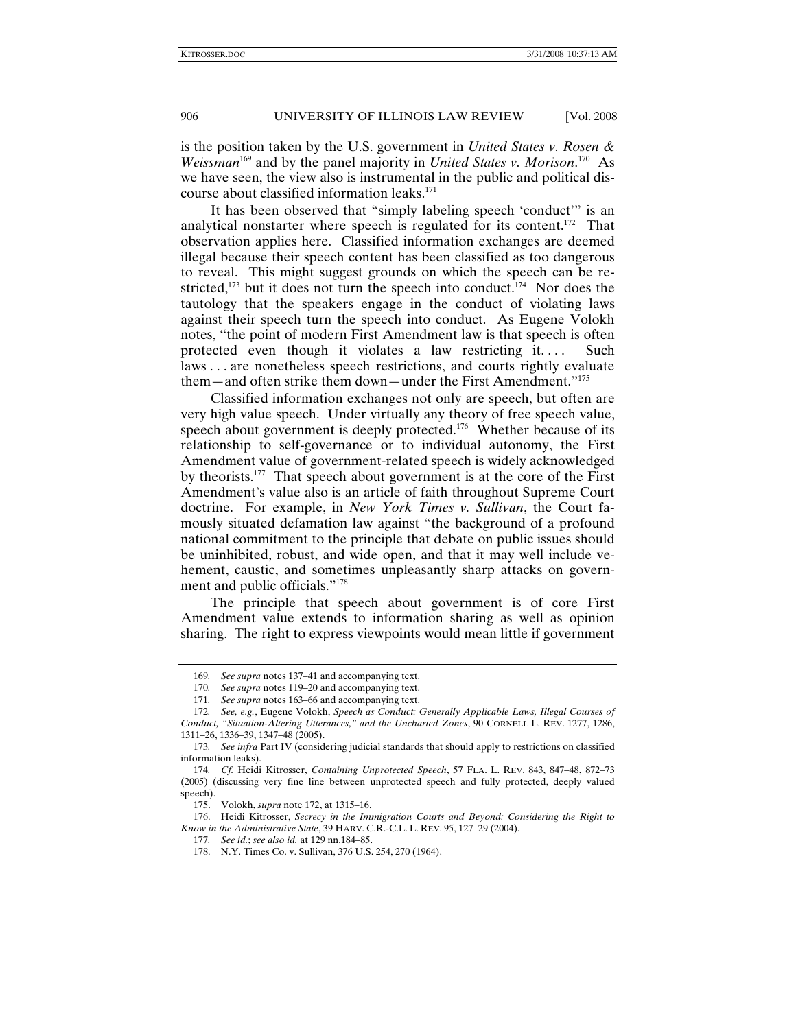is the position taken by the U.S. government in *United States v. Rosen & Weissman*[169] and by the panel majority in *United States v. Morison*.[170] As we have seen, the view also is instrumental in the public and political discourse about classified information leaks.[171]

It has been observed that "simply labeling speech 'conduct'" is an analytical nonstarter where speech is regulated for its content.[172] That observation applies here. Classified information exchanges are deemed illegal because their speech content has been classified as too dangerous to reveal. This might suggest grounds on which the speech can be restricted,[173] but it does not turn the speech into conduct.[174] Nor does the tautology that the speakers engage in the conduct of violating laws against their speech turn the speech into conduct. As Eugene Volokh notes, "the point of modern First Amendment law is that speech is often protected even though it violates a law restricting it. . . . Such laws . . . are nonetheless speech restrictions, and courts rightly evaluate them—and often strike them down—under the First Amendment."[175]

Classified information exchanges not only are speech, but often are very high value speech. Under virtually any theory of free speech value, speech about government is deeply protected.[176] Whether because of its relationship to self-governance or to individual autonomy, the First Amendment value of government-related speech is widely acknowledged by theorists.[177] That speech about government is at the core of the First Amendment's value also is an article of faith throughout Supreme Court doctrine. For example, in *New York Times v. Sullivan*, the Court famously situated defamation law against "the background of a profound national commitment to the principle that debate on public issues should be uninhibited, robust, and wide open, and that it may well include vehement, caustic, and sometimes unpleasantly sharp attacks on government and public officials."[178]

The principle that speech about government is of core First Amendment value extends to information sharing as well as opinion sharing. The right to express viewpoints would mean little if government

---

169. *See supra* notes 137–41 and accompanying text.

170. *See supra* notes 119–20 and accompanying text.

171. *See supra* notes 163–66 and accompanying text.

172. *See, e.g.*, Eugene Volokh, *Speech as Conduct: Generally Applicable Laws, Illegal Courses of Conduct, "Situation-Altering Utterances," and the Uncharted Zones*, 90 CORNELL L. REV. 1277, 1286, 1311–26, 1336–39, 1347–48 (2005).

173. *See infra* Part IV (considering judicial standards that should apply to restrictions on classified information leaks).

174. *Cf.* Heidi Kitrosser, *Containing Unprotected Speech*, 57 FLA. L. REV. 843, 847–48, 872–73 (2005) (discussing very fine line between unprotected speech and fully protected, deeply valued speech).

175. Volokh, *supra* note 172, at 1315–16.

176. Heidi Kitrosser, *Secrecy in the Immigration Courts and Beyond: Considering the Right to Know in the Administrative State*, 39 HARV. C.R.-C.L. L. REV. 95, 127–29 (2004).

177. *See id.*; *see also id.* at 129 nn.184–85.

178. N.Y. Times Co. v. Sullivan, 376 U.S. 254, 270 (1964).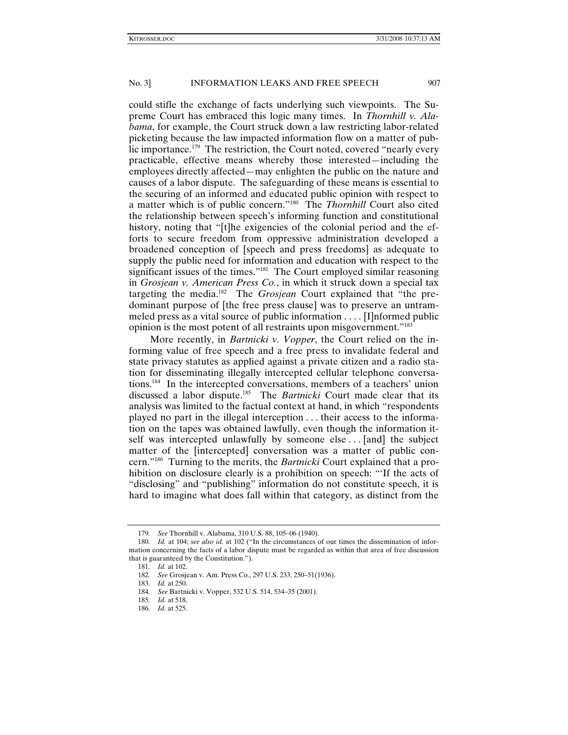could stifle the exchange of facts underlying such viewpoints. The Supreme Court has embraced this logic many times. In *Thornhill v. Alabama*, for example, the Court struck down a law restricting labor-related picketing because the law impacted information flow on a matter of public importance.[179] The restriction, the Court noted, covered "nearly every practicable, effective means whereby those interested—including the employees directly affected—may enlighten the public on the nature and causes of a labor dispute. The safeguarding of these means is essential to the securing of an informed and educated public opinion with respect to a matter which is of public concern."[180] The *Thornhill* Court also cited the relationship between speech's informing function and constitutional history, noting that "[t]he exigencies of the colonial period and the efforts to secure freedom from oppressive administration developed a broadened conception of [speech and press freedoms] as adequate to supply the public need for information and education with respect to the significant issues of the times."[181] The Court employed similar reasoning in *Grosjean v. American Press Co.*, in which it struck down a special tax targeting the media.[182] The *Grosjean* Court explained that "the predominant purpose of [the free press clause] was to preserve an untrammeled press as a vital source of public information . . . . [I]nformed public opinion is the most potent of all restraints upon misgovernment."[183]

More recently, in *Bartnicki v. Vopper*, the Court relied on the informing value of free speech and a free press to invalidate federal and state privacy statutes as applied against a private citizen and a radio station for disseminating illegally intercepted cellular telephone conversations.[184] In the intercepted conversations, members of a teachers' union discussed a labor dispute.[185] The *Bartnicki* Court made clear that its analysis was limited to the factual context at hand, in which "respondents played no part in the illegal interception . . . their access to the information on the tapes was obtained lawfully, even though the information itself was intercepted unlawfully by someone else . . . [and] the subject matter of the [intercepted] conversation was a matter of public concern."[186] Turning to the merits, the *Bartnicki* Court explained that a prohibition on disclosure clearly is a prohibition on speech: "'If the acts of "disclosing" and "publishing" information do not constitute speech, it is hard to imagine what does fall within that category, as distinct from the

---

179. *See* Thornhill v. Alabama, 310 U.S. 88, 105–06 (1940).

180. *Id.* at 104; *see also id.* at 102 ("In the circumstances of our times the dissemination of information concerning the facts of a labor dispute must be regarded as within that area of free discussion that is guaranteed by the Constitution.").

181. *Id.* at 102.

182. *See* Grosjean v. Am. Press Co., 297 U.S. 233, 250–51(1936).

183. *Id.* at 250.

184. *See* Bartnicki v. Vopper, 532 U.S. 514, 534–35 (2001).

185. *Id.* at 518.

186. *Id.* at 525.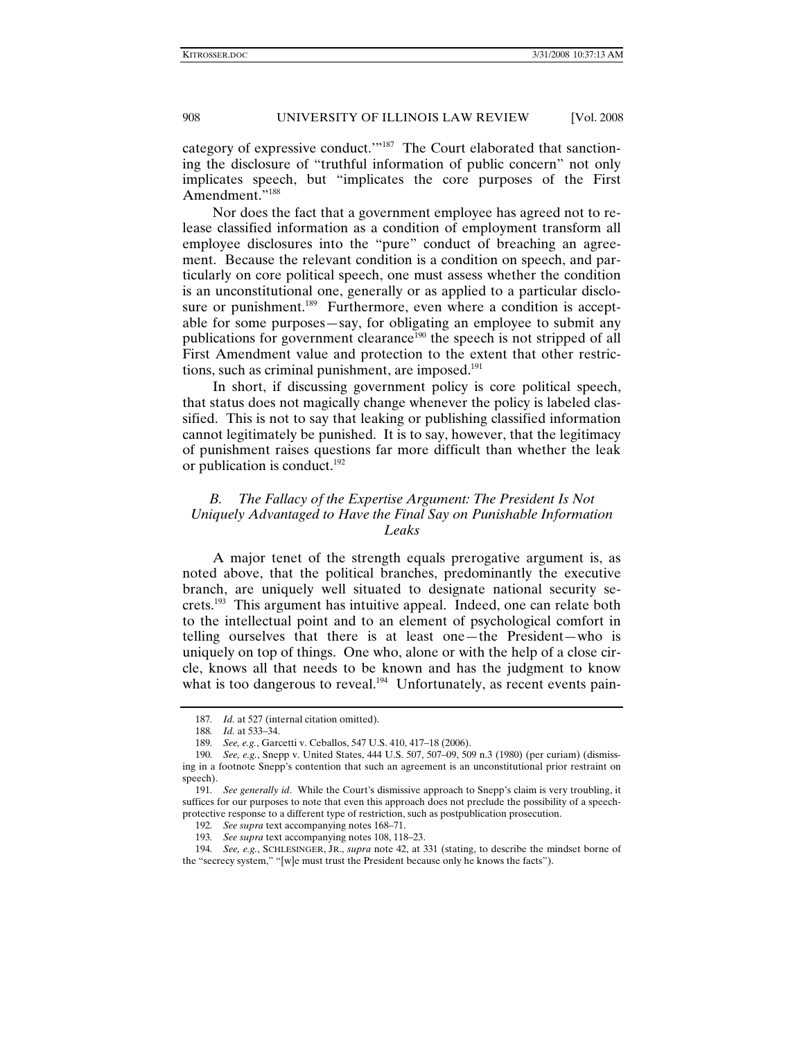category of expressive conduct.'"[187] The Court elaborated that sanctioning the disclosure of "truthful information of public concern" not only implicates speech, but "implicates the core purposes of the First Amendment."[188]

Nor does the fact that a government employee has agreed not to release classified information as a condition of employment transform all employee disclosures into the "pure" conduct of breaching an agreement. Because the relevant condition is a condition on speech, and particularly on core political speech, one must assess whether the condition is an unconstitutional one, generally or as applied to a particular disclosure or punishment.[189] Furthermore, even where a condition is acceptable for some purposes—say, for obligating an employee to submit any publications for government clearance[190] the speech is not stripped of all First Amendment value and protection to the extent that other restrictions, such as criminal punishment, are imposed.[191]

In short, if discussing government policy is core political speech, that status does not magically change whenever the policy is labeled classified. This is not to say that leaking or publishing classified information cannot legitimately be punished. It is to say, however, that the legitimacy of punishment raises questions far more difficult than whether the leak or publication is conduct.[192]

### *B. The Fallacy of the Expertise Argument: The President Is Not Uniquely Advantaged to Have the Final Say on Punishable Information Leaks*

A major tenet of the strength equals prerogative argument is, as noted above, that the political branches, predominantly the executive branch, are uniquely well situated to designate national security secrets.[193] This argument has intuitive appeal. Indeed, one can relate both to the intellectual point and to an element of psychological comfort in telling ourselves that there is at least one—the President—who is uniquely on top of things. One who, alone or with the help of a close circle, knows all that needs to be known and has the judgment to know what is too dangerous to reveal.[194] Unfortunately, as recent events pain-

---

187. *Id.* at 527 (internal citation omitted).

188. *Id.* at 533–34.

189. *See, e.g.*, Garcetti v. Ceballos, 547 U.S. 410, 417–18 (2006).

190. *See, e.g.*, Snepp v. United States, 444 U.S. 507, 507–09, 509 n.3 (1980) (per curiam) (dismissing in a footnote Snepp's contention that such an agreement is an unconstitutional prior restraint on speech).

191. *See generally id*. While the Court's dismissive approach to Snepp's claim is very troubling, it suffices for our purposes to note that even this approach does not preclude the possibility of a speech-protective response to a different type of restriction, such as postpublication prosecution.

192. *See supra* text accompanying notes 168–71.

193. *See supra* text accompanying notes 108, 118–23.

194. *See, e.g.*, SCHLESINGER, JR., *supra* note 42, at 331 (stating, to describe the mindset borne of the "secrecy system," "[w]e must trust the President because only he knows the facts").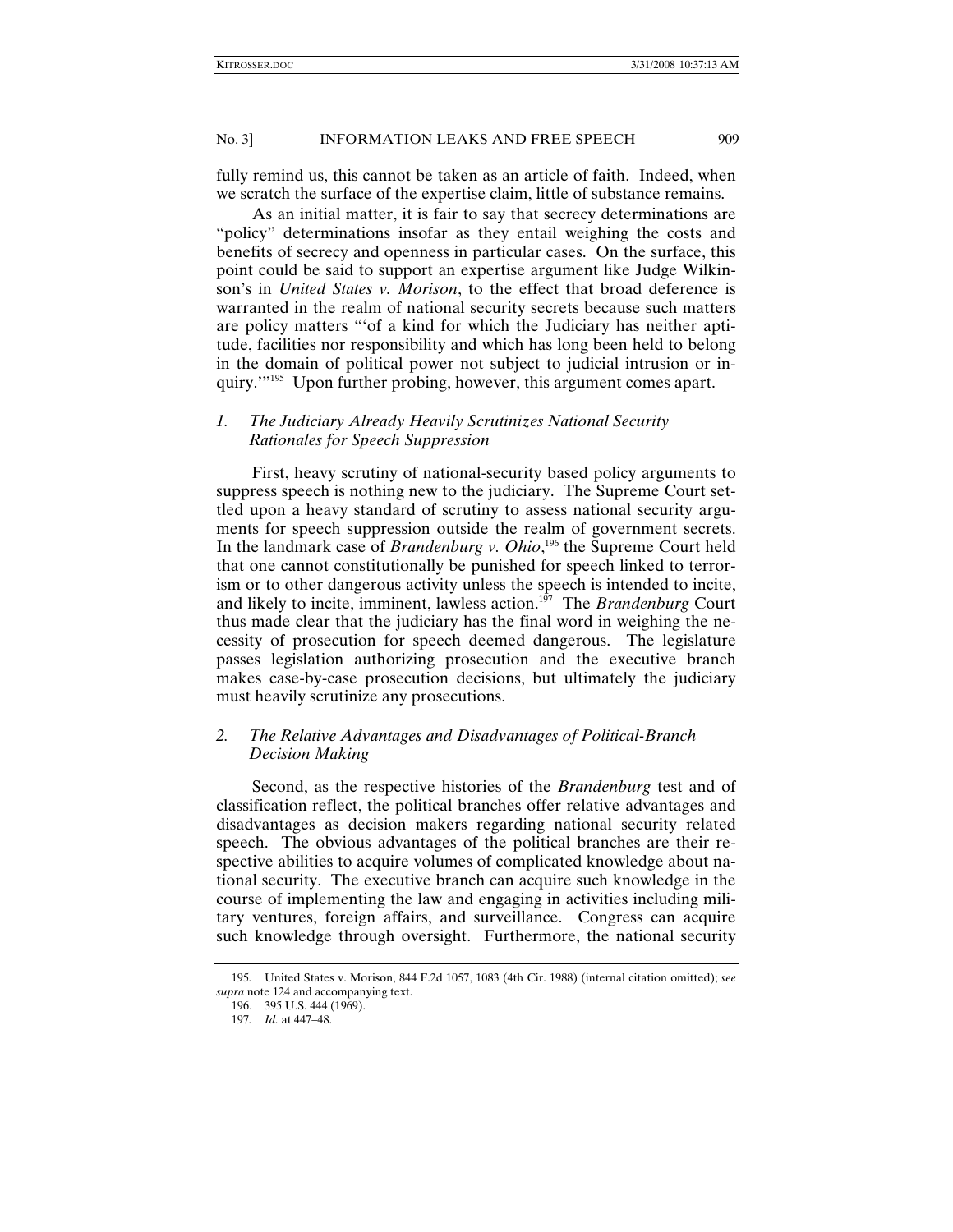fully remind us, this cannot be taken as an article of faith. Indeed, when we scratch the surface of the expertise claim, little of substance remains.

As an initial matter, it is fair to say that secrecy determinations are "policy" determinations insofar as they entail weighing the costs and benefits of secrecy and openness in particular cases. On the surface, this point could be said to support an expertise argument like Judge Wilkinson's in *United States v. Morison*, to the effect that broad deference is warranted in the realm of national security secrets because such matters are policy matters "'of a kind for which the Judiciary has neither aptitude, facilities nor responsibility and which has long been held to belong in the domain of political power not subject to judicial intrusion or inquiry.'"[195] Upon further probing, however, this argument comes apart.

### *1. The Judiciary Already Heavily Scrutinizes National Security Rationales for Speech Suppression*

First, heavy scrutiny of national-security based policy arguments to suppress speech is nothing new to the judiciary. The Supreme Court settled upon a heavy standard of scrutiny to assess national security arguments for speech suppression outside the realm of government secrets. In the landmark case of *Brandenburg v. Ohio*,[196] the Supreme Court held that one cannot constitutionally be punished for speech linked to terrorism or to other dangerous activity unless the speech is intended to incite, and likely to incite, imminent, lawless action.[197] The *Brandenburg* Court thus made clear that the judiciary has the final word in weighing the necessity of prosecution for speech deemed dangerous. The legislature passes legislation authorizing prosecution and the executive branch makes case-by-case prosecution decisions, but ultimately the judiciary must heavily scrutinize any prosecutions.

### *2. The Relative Advantages and Disadvantages of Political-Branch Decision Making*

Second, as the respective histories of the *Brandenburg* test and of classification reflect, the political branches offer relative advantages and disadvantages as decision makers regarding national security related speech. The obvious advantages of the political branches are their respective abilities to acquire volumes of complicated knowledge about national security. The executive branch can acquire such knowledge in the course of implementing the law and engaging in activities including military ventures, foreign affairs, and surveillance. Congress can acquire such knowledge through oversight. Furthermore, the national security

---

195. United States v. Morison, 844 F.2d 1057, 1083 (4th Cir. 1988) (internal citation omitted); *see supra* note 124 and accompanying text.

196. 395 U.S. 444 (1969).

197. *Id.* at 447–48.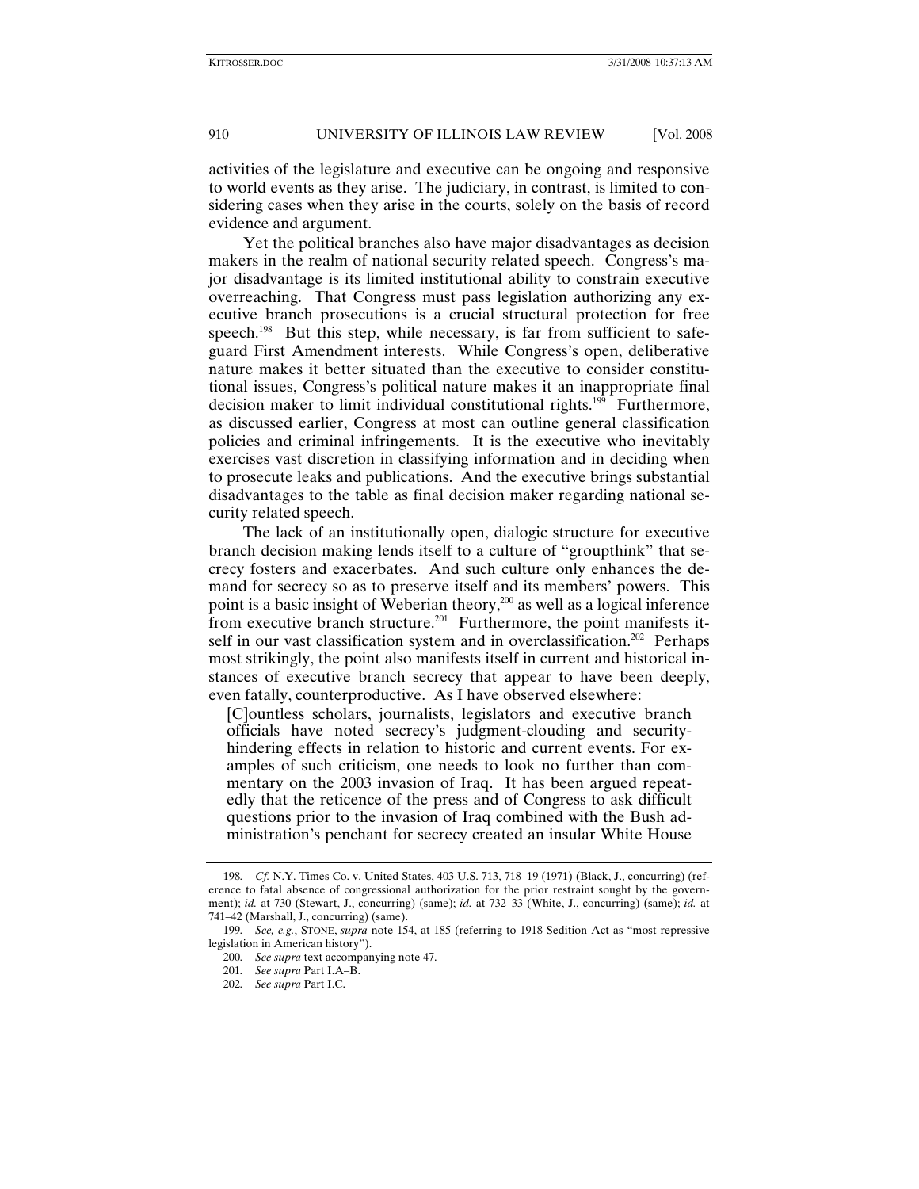activities of the legislature and executive can be ongoing and responsive to world events as they arise. The judiciary, in contrast, is limited to considering cases when they arise in the courts, solely on the basis of record evidence and argument.

Yet the political branches also have major disadvantages as decision makers in the realm of national security related speech. Congress's major disadvantage is its limited institutional ability to constrain executive overreaching. That Congress must pass legislation authorizing any executive branch prosecutions is a crucial structural protection for free speech.[198] But this step, while necessary, is far from sufficient to safeguard First Amendment interests. While Congress's open, deliberative nature makes it better situated than the executive to consider constitutional issues, Congress's political nature makes it an inappropriate final decision maker to limit individual constitutional rights.[199] Furthermore, as discussed earlier, Congress at most can outline general classification policies and criminal infringements. It is the executive who inevitably exercises vast discretion in classifying information and in deciding when to prosecute leaks and publications. And the executive brings substantial disadvantages to the table as final decision maker regarding national security related speech.

The lack of an institutionally open, dialogic structure for executive branch decision making lends itself to a culture of "groupthink" that secrecy fosters and exacerbates. And such culture only enhances the demand for secrecy so as to preserve itself and its members' powers. This point is a basic insight of Weberian theory,[200] as well as a logical inference from executive branch structure.[201] Furthermore, the point manifests itself in our vast classification system and in overclassification.[202] Perhaps most strikingly, the point also manifests itself in current and historical instances of executive branch secrecy that appear to have been deeply, even fatally, counterproductive. As I have observed elsewhere:

> [C]ountless scholars, journalists, legislators and executive branch officials have noted secrecy's judgment-clouding and security-hindering effects in relation to historic and current events. For examples of such criticism, one needs to look no further than commentary on the 2003 invasion of Iraq. It has been argued repeatedly that the reticence of the press and of Congress to ask difficult questions prior to the invasion of Iraq combined with the Bush administration's penchant for secrecy created an insular White House

---

198. *Cf.* N.Y. Times Co. v. United States, 403 U.S. 713, 718–19 (1971) (Black, J., concurring) (reference to fatal absence of congressional authorization for the prior restraint sought by the government); *id.* at 730 (Stewart, J., concurring) (same); *id.* at 732–33 (White, J., concurring) (same); *id.* at 741–42 (Marshall, J., concurring) (same).

199. *See, e.g.*, STONE, *supra* note 154, at 185 (referring to 1918 Sedition Act as "most repressive legislation in American history").

200. *See supra* text accompanying note 47.

201. *See supra* Part I.A–B.

202. *See supra* Part I.C.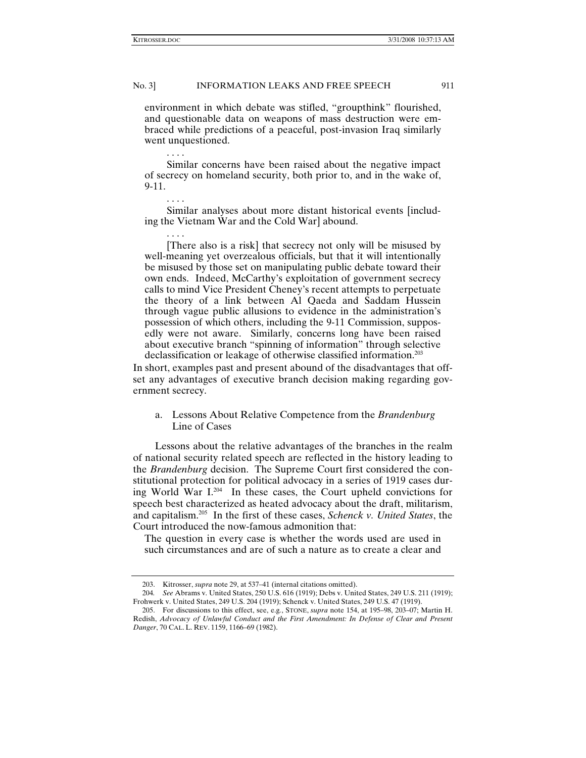> environment in which debate was stifled, "groupthink" flourished, and questionable data on weapons of mass destruction were embraced while predictions of a peaceful, post-invasion Iraq similarly went unquestioned.
>
> . . . .
>
> Similar concerns have been raised about the negative impact of secrecy on homeland security, both prior to, and in the wake of, 9-11.
>
> . . . .
>
> Similar analyses about more distant historical events [including the Vietnam War and the Cold War] abound.
>
> . . . .
>
> [There also is a risk] that secrecy not only will be misused by well-meaning yet overzealous officials, but that it will intentionally be misused by those set on manipulating public debate toward their own ends. Indeed, McCarthy's exploitation of government secrecy calls to mind Vice President Cheney's recent attempts to perpetuate the theory of a link between Al Qaeda and Saddam Hussein through vague public allusions to evidence in the administration's possession of which others, including the 9-11 Commission, supposedly were not aware. Similarly, concerns long have been raised about executive branch "spinning of information" through selective declassification or leakage of otherwise classified information.[203]

In short, examples past and present abound of the disadvantages that offset any advantages of executive branch decision making regarding government secrecy.

#### a. Lessons About Relative Competence from the *Brandenburg* Line of Cases

Lessons about the relative advantages of the branches in the realm of national security related speech are reflected in the history leading to the *Brandenburg* decision. The Supreme Court first considered the constitutional protection for political advocacy in a series of 1919 cases during World War I.[204] In these cases, the Court upheld convictions for speech best characterized as heated advocacy about the draft, militarism, and capitalism.[205] In the first of these cases, *Schenck v. United States*, the Court introduced the now-famous admonition that:

> The question in every case is whether the words used are used in such circumstances and are of such a nature as to create a clear and

---

203. Kitrosser, *supra* note 29, at 537–41 (internal citations omitted).

204. *See* Abrams v. United States, 250 U.S. 616 (1919); Debs v. United States, 249 U.S. 211 (1919); Frohwerk v. United States, 249 U.S. 204 (1919); Schenck v. United States, 249 U.S. 47 (1919).

205. For discussions to this effect, see, e.g., STONE, *supra* note 154, at 195–98, 203–07; Martin H. Redish, *Advocacy of Unlawful Conduct and the First Amendment: In Defense of Clear and Present Danger*, 70 CAL. L. REV. 1159, 1166–69 (1982).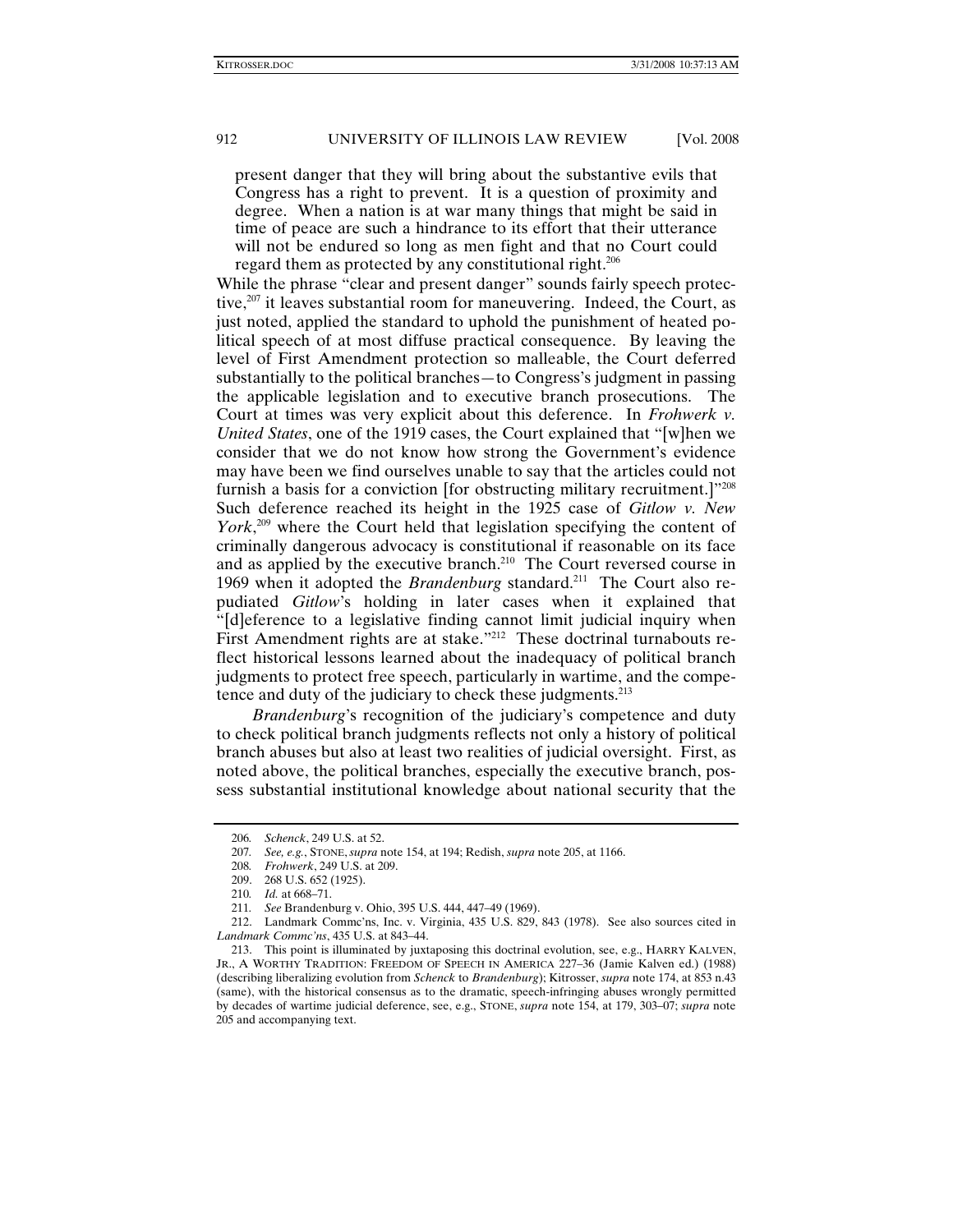> present danger that they will bring about the substantive evils that Congress has a right to prevent. It is a question of proximity and degree. When a nation is at war many things that might be said in time of peace are such a hindrance to its effort that their utterance will not be endured so long as men fight and that no Court could regard them as protected by any constitutional right.[206]

While the phrase "clear and present danger" sounds fairly speech protective,[207] it leaves substantial room for maneuvering. Indeed, the Court, as just noted, applied the standard to uphold the punishment of heated political speech of at most diffuse practical consequence. By leaving the level of First Amendment protection so malleable, the Court deferred substantially to the political branches—to Congress's judgment in passing the applicable legislation and to executive branch prosecutions. The Court at times was very explicit about this deference. In *Frohwerk v. United States*, one of the 1919 cases, the Court explained that "[w]hen we consider that we do not know how strong the Government's evidence may have been we find ourselves unable to say that the articles could not furnish a basis for a conviction [for obstructing military recruitment.]"[208] Such deference reached its height in the 1925 case of *Gitlow v. New York*,[209] where the Court held that legislation specifying the content of criminally dangerous advocacy is constitutional if reasonable on its face and as applied by the executive branch.[210] The Court reversed course in 1969 when it adopted the *Brandenburg* standard.[211] The Court also repudiated *Gitlow*'s holding in later cases when it explained that "[d]eference to a legislative finding cannot limit judicial inquiry when First Amendment rights are at stake."[212] These doctrinal turnabouts reflect historical lessons learned about the inadequacy of political branch judgments to protect free speech, particularly in wartime, and the competence and duty of the judiciary to check these judgments.[213]

*Brandenburg*'s recognition of the judiciary's competence and duty to check political branch judgments reflects not only a history of political branch abuses but also at least two realities of judicial oversight. First, as noted above, the political branches, especially the executive branch, possess substantial institutional knowledge about national security that the

---

206. *Schenck*, 249 U.S. at 52.

207. *See, e.g.*, STONE, *supra* note 154, at 194; Redish, *supra* note 205, at 1166.

208. *Frohwerk*, 249 U.S. at 209.

209. 268 U.S. 652 (1925).

210. *Id.* at 668–71.

211. *See* Brandenburg v. Ohio, 395 U.S. 444, 447–49 (1969).

212. Landmark Commc'ns, Inc. v. Virginia, 435 U.S. 829, 843 (1978). See also sources cited in *Landmark Commc'ns*, 435 U.S. at 843–44.

213. This point is illuminated by juxtaposing this doctrinal evolution, see, e.g., HARRY KALVEN, JR., A WORTHY TRADITION: FREEDOM OF SPEECH IN AMERICA 227–36 (Jamie Kalven ed.) (1988) (describing liberalizing evolution from *Schenck* to *Brandenburg*); Kitrosser, *supra* note 174, at 853 n.43 (same), with the historical consensus as to the dramatic, speech-infringing abuses wrongly permitted by decades of wartime judicial deference, see, e.g., STONE, *supra* note 154, at 179, 303–07; *supra* note 205 and accompanying text.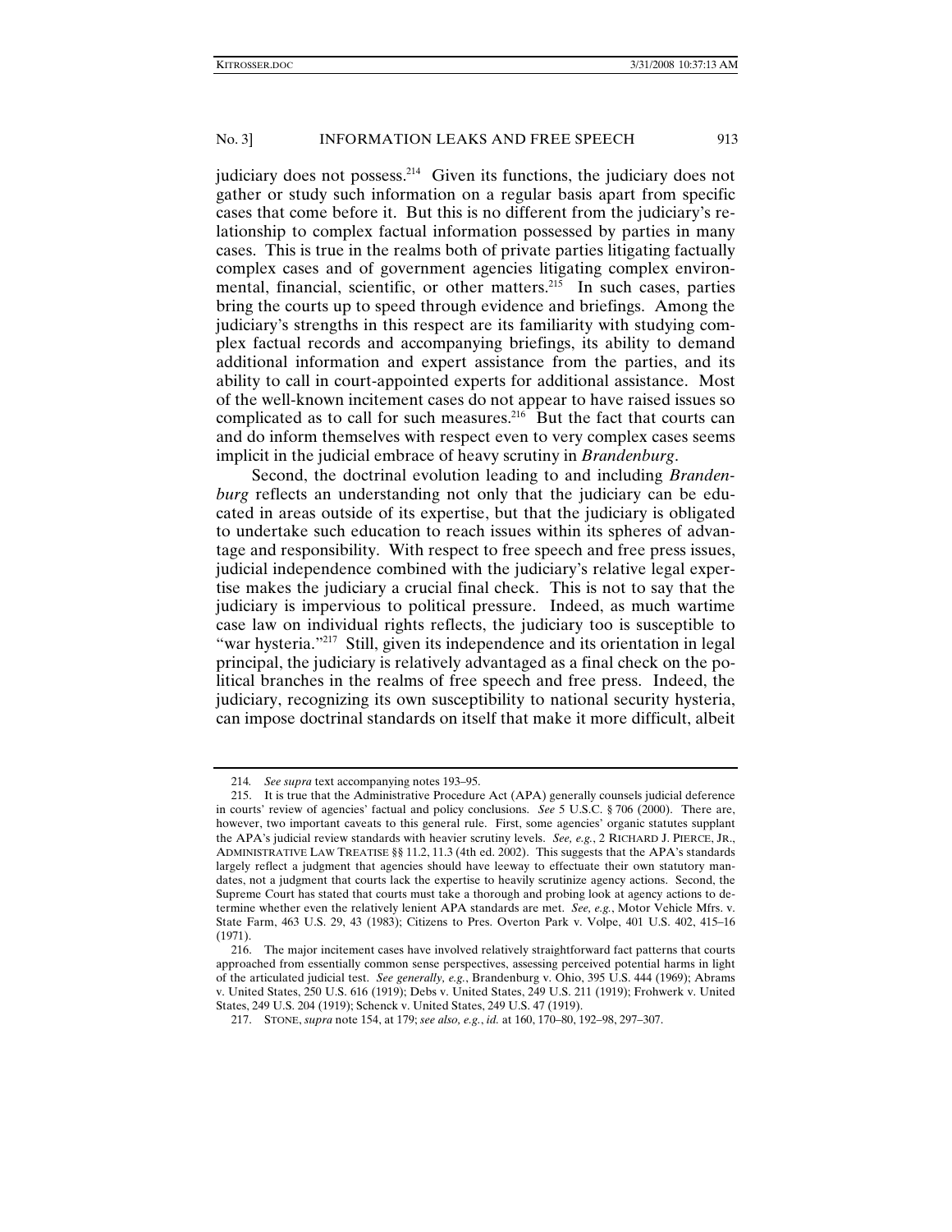judiciary does not possess.[214] Given its functions, the judiciary does not gather or study such information on a regular basis apart from specific cases that come before it. But this is no different from the judiciary's relationship to complex factual information possessed by parties in many cases. This is true in the realms both of private parties litigating factually complex cases and of government agencies litigating complex environmental, financial, scientific, or other matters.[215] In such cases, parties bring the courts up to speed through evidence and briefings. Among the judiciary's strengths in this respect are its familiarity with studying complex factual records and accompanying briefings, its ability to demand additional information and expert assistance from the parties, and its ability to call in court-appointed experts for additional assistance. Most of the well-known incitement cases do not appear to have raised issues so complicated as to call for such measures.[216] But the fact that courts can and do inform themselves with respect even to very complex cases seems implicit in the judicial embrace of heavy scrutiny in *Brandenburg*.

Second, the doctrinal evolution leading to and including *Brandenburg* reflects an understanding not only that the judiciary can be educated in areas outside of its expertise, but that the judiciary is obligated to undertake such education to reach issues within its spheres of advantage and responsibility. With respect to free speech and free press issues, judicial independence combined with the judiciary's relative legal expertise makes the judiciary a crucial final check. This is not to say that the judiciary is impervious to political pressure. Indeed, as much wartime case law on individual rights reflects, the judiciary too is susceptible to "war hysteria."[217] Still, given its independence and its orientation in legal principal, the judiciary is relatively advantaged as a final check on the political branches in the realms of free speech and free press. Indeed, the judiciary, recognizing its own susceptibility to national security hysteria, can impose doctrinal standards on itself that make it more difficult, albeit

---

214. *See supra* text accompanying notes 193–95.

215. It is true that the Administrative Procedure Act (APA) generally counsels judicial deference in courts' review of agencies' factual and policy conclusions. *See* 5 U.S.C. § 706 (2000). There are, however, two important caveats to this general rule. First, some agencies' organic statutes supplant the APA's judicial review standards with heavier scrutiny levels. *See, e.g.*, 2 RICHARD J. PIERCE, JR., ADMINISTRATIVE LAW TREATISE §§ 11.2, 11.3 (4th ed. 2002). This suggests that the APA's standards largely reflect a judgment that agencies should have leeway to effectuate their own statutory mandates, not a judgment that courts lack the expertise to heavily scrutinize agency actions. Second, the Supreme Court has stated that courts must take a thorough and probing look at agency actions to determine whether even the relatively lenient APA standards are met. *See, e.g.*, Motor Vehicle Mfrs. v. State Farm, 463 U.S. 29, 43 (1983); Citizens to Pres. Overton Park v. Volpe, 401 U.S. 402, 415–16 (1971).

216. The major incitement cases have involved relatively straightforward fact patterns that courts approached from essentially common sense perspectives, assessing perceived potential harms in light of the articulated judicial test. *See generally, e.g.*, Brandenburg v. Ohio, 395 U.S. 444 (1969); Abrams v. United States, 250 U.S. 616 (1919); Debs v. United States, 249 U.S. 211 (1919); Frohwerk v. United States, 249 U.S. 204 (1919); Schenck v. United States, 249 U.S. 47 (1919).

217. STONE, *supra* note 154, at 179; *see also, e.g.*, *id.* at 160, 170–80, 192–98, 297–307.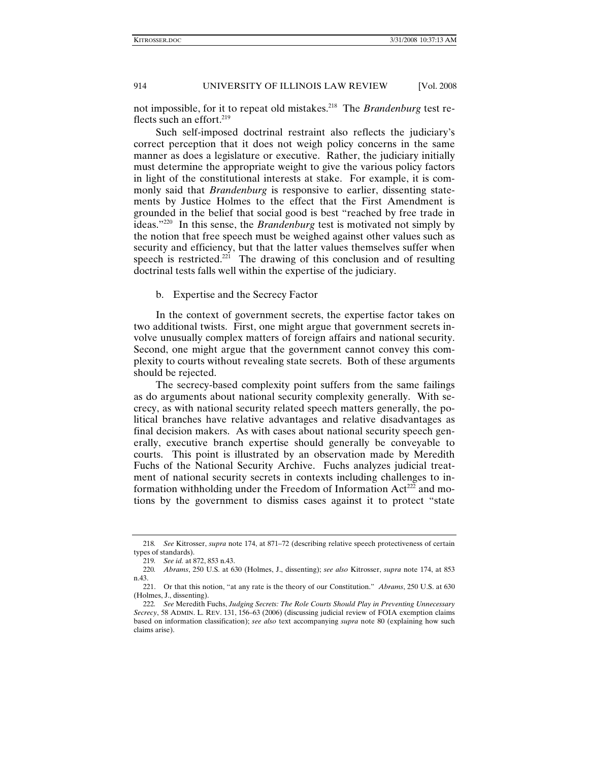not impossible, for it to repeat old mistakes.[218] The *Brandenburg* test reflects such an effort.[219]

Such self-imposed doctrinal restraint also reflects the judiciary's correct perception that it does not weigh policy concerns in the same manner as does a legislature or executive. Rather, the judiciary initially must determine the appropriate weight to give the various policy factors in light of the constitutional interests at stake. For example, it is commonly said that *Brandenburg* is responsive to earlier, dissenting statements by Justice Holmes to the effect that the First Amendment is grounded in the belief that social good is best "reached by free trade in ideas."[220] In this sense, the *Brandenburg* test is motivated not simply by the notion that free speech must be weighed against other values such as security and efficiency, but that the latter values themselves suffer when speech is restricted.[221] The drawing of this conclusion and of resulting doctrinal tests falls well within the expertise of the judiciary.

### b. Expertise and the Secrecy Factor

In the context of government secrets, the expertise factor takes on two additional twists. First, one might argue that government secrets involve unusually complex matters of foreign affairs and national security. Second, one might argue that the government cannot convey this complexity to courts without revealing state secrets. Both of these arguments should be rejected.

The secrecy-based complexity point suffers from the same failings as do arguments about national security complexity generally. With secrecy, as with national security related speech matters generally, the political branches have relative advantages and relative disadvantages as final decision makers. As with cases about national security speech generally, executive branch expertise should generally be conveyable to courts. This point is illustrated by an observation made by Meredith Fuchs of the National Security Archive. Fuchs analyzes judicial treatment of national security secrets in contexts including challenges to information withholding under the Freedom of Information Act[222] and motions by the government to dismiss cases against it to protect "state

---

218. *See* Kitrosser, *supra* note 174, at 871–72 (describing relative speech protectiveness of certain types of standards).

219. *See id.* at 872, 853 n.43.

220. *Abrams*, 250 U.S. at 630 (Holmes, J., dissenting); *see also* Kitrosser, *supra* note 174, at 853 n.43.

221. Or that this notion, "at any rate is the theory of our Constitution." *Abrams*, 250 U.S. at 630 (Holmes, J., dissenting).

222. *See* Meredith Fuchs, *Judging Secrets: The Role Courts Should Play in Preventing Unnecessary Secrecy*, 58 ADMIN. L. REV. 131, 156–63 (2006) (discussing judicial review of FOIA exemption claims based on information classification); *see also* text accompanying *supra* note 80 (explaining how such claims arise).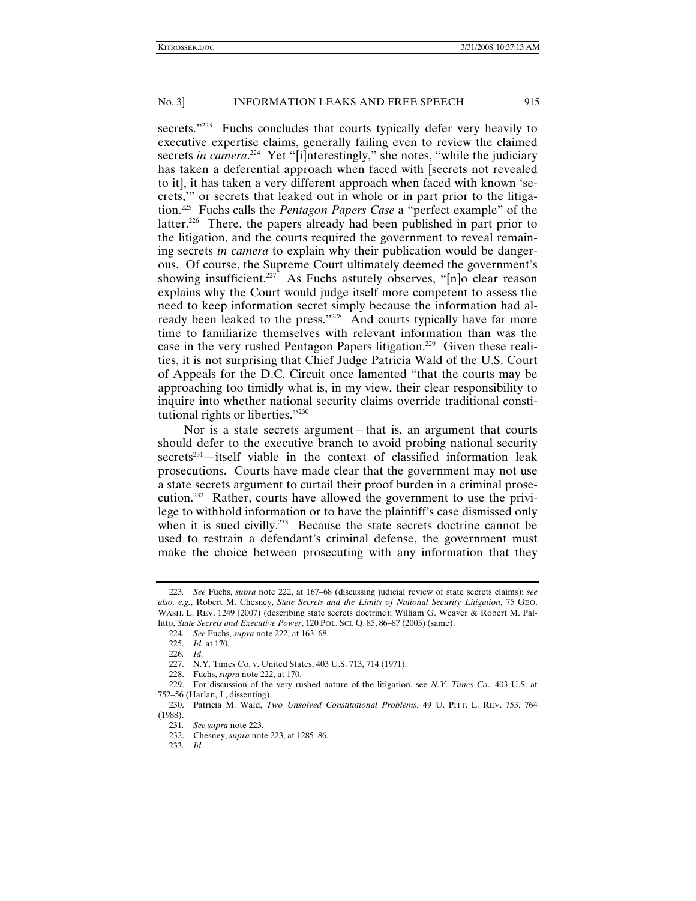secrets."[223] Fuchs concludes that courts typically defer very heavily to executive expertise claims, generally failing even to review the claimed secrets *in camera*.[224] Yet "[i]nterestingly," she notes, "while the judiciary has taken a deferential approach when faced with [secrets not revealed to it], it has taken a very different approach when faced with known 'secrets,'" or secrets that leaked out in whole or in part prior to the litigation.[225] Fuchs calls the *Pentagon Papers Case* a "perfect example" of the latter.[226] There, the papers already had been published in part prior to the litigation, and the courts required the government to reveal remaining secrets *in camera* to explain why their publication would be dangerous. Of course, the Supreme Court ultimately deemed the government's showing insufficient.[227] As Fuchs astutely observes, "[n]o clear reason explains why the Court would judge itself more competent to assess the need to keep information secret simply because the information had already been leaked to the press."[228] And courts typically have far more time to familiarize themselves with relevant information than was the case in the very rushed Pentagon Papers litigation.[229] Given these realities, it is not surprising that Chief Judge Patricia Wald of the U.S. Court of Appeals for the D.C. Circuit once lamented "that the courts may be approaching too timidly what is, in my view, their clear responsibility to inquire into whether national security claims override traditional constitutional rights or liberties."[230]

Nor is a state secrets argument—that is, an argument that courts should defer to the executive branch to avoid probing national security secrets[231]—itself viable in the context of classified information leak prosecutions. Courts have made clear that the government may not use a state secrets argument to curtail their proof burden in a criminal prosecution.[232] Rather, courts have allowed the government to use the privilege to withhold information or to have the plaintiff's case dismissed only when it is sued civilly.[233] Because the state secrets doctrine cannot be used to restrain a defendant's criminal defense, the government must make the choice between prosecuting with any information that they

---

223. *See* Fuchs, *supra* note 222, at 167–68 (discussing judicial review of state secrets claims); *see also, e.g.*, Robert M. Chesney, *State Secrets and the Limits of National Security Litigation*, 75 GEO. WASH. L. REV. 1249 (2007) (describing state secrets doctrine); William G. Weaver & Robert M. Pallitto, *State Secrets and Executive Power*, 120 POL. SCI. Q. 85, 86–87 (2005) (same).

224. *See* Fuchs, *supra* note 222, at 163–68.

225. *Id.* at 170.

226. *Id.*

227. N.Y. Times Co. v. United States, 403 U.S. 713, 714 (1971).

228. Fuchs, *supra* note 222, at 170.

229. For discussion of the very rushed nature of the litigation, see *N.Y. Times Co*., 403 U.S. at 752–56 (Harlan, J., dissenting).

230. Patricia M. Wald, *Two Unsolved Constitutional Problems*, 49 U. PITT. L. REV. 753, 764 (1988).

231. *See supra* note 223.

232. Chesney, *supra* note 223, at 1285–86.

233. *Id.*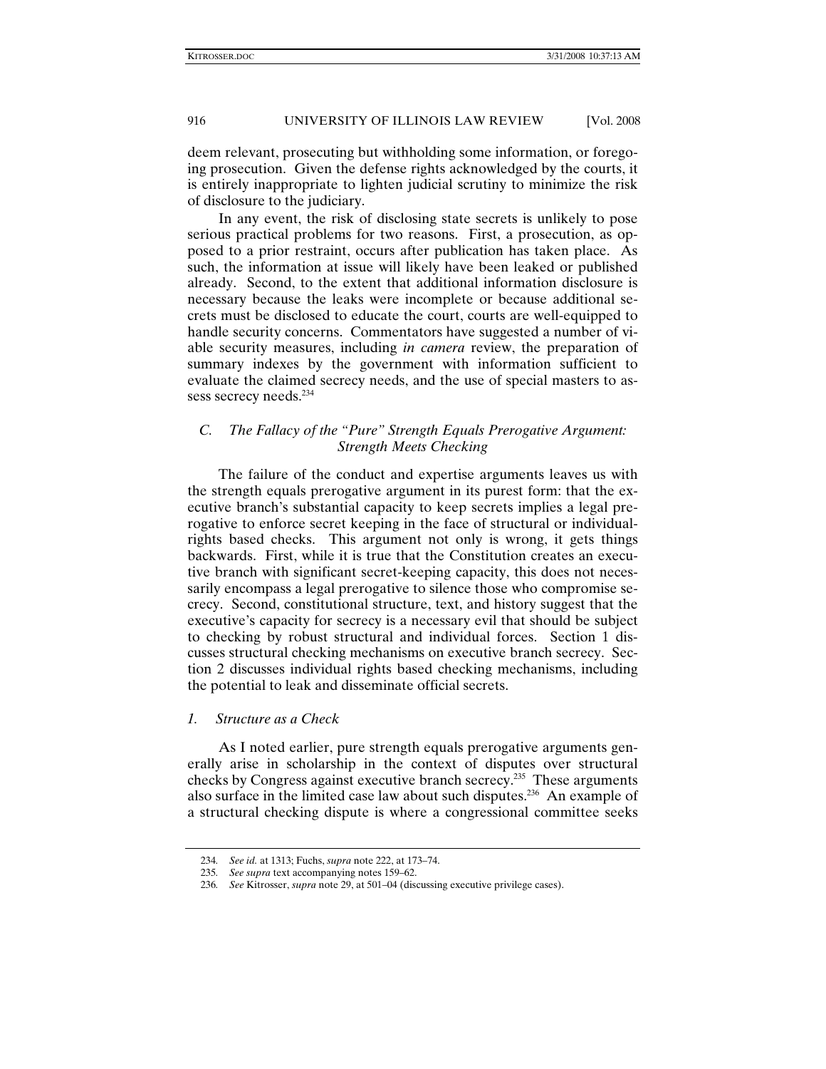deem relevant, prosecuting but withholding some information, or foregoing prosecution. Given the defense rights acknowledged by the courts, it is entirely inappropriate to lighten judicial scrutiny to minimize the risk of disclosure to the judiciary.

In any event, the risk of disclosing state secrets is unlikely to pose serious practical problems for two reasons. First, a prosecution, as opposed to a prior restraint, occurs after publication has taken place. As such, the information at issue will likely have been leaked or published already. Second, to the extent that additional information disclosure is necessary because the leaks were incomplete or because additional secrets must be disclosed to educate the court, courts are well-equipped to handle security concerns. Commentators have suggested a number of viable security measures, including *in camera* review, the preparation of summary indexes by the government with information sufficient to evaluate the claimed secrecy needs, and the use of special masters to assess secrecy needs.[234]

### *C. The Fallacy of the "Pure" Strength Equals Prerogative Argument: Strength Meets Checking*

The failure of the conduct and expertise arguments leaves us with the strength equals prerogative argument in its purest form: that the executive branch's substantial capacity to keep secrets implies a legal prerogative to enforce secret keeping in the face of structural or individual-rights based checks. This argument not only is wrong, it gets things backwards. First, while it is true that the Constitution creates an executive branch with significant secret-keeping capacity, this does not necessarily encompass a legal prerogative to silence those who compromise secrecy. Second, constitutional structure, text, and history suggest that the executive's capacity for secrecy is a necessary evil that should be subject to checking by robust structural and individual forces. Section 1 discusses structural checking mechanisms on executive branch secrecy. Section 2 discusses individual rights based checking mechanisms, including the potential to leak and disseminate official secrets.

#### *1. Structure as a Check*

As I noted earlier, pure strength equals prerogative arguments generally arise in scholarship in the context of disputes over structural checks by Congress against executive branch secrecy.[235] These arguments also surface in the limited case law about such disputes.[236] An example of a structural checking dispute is where a congressional committee seeks

---

234. *See id.* at 1313; Fuchs, *supra* note 222, at 173–74.

235. *See supra* text accompanying notes 159–62.

236. *See* Kitrosser, *supra* note 29, at 501–04 (discussing executive privilege cases).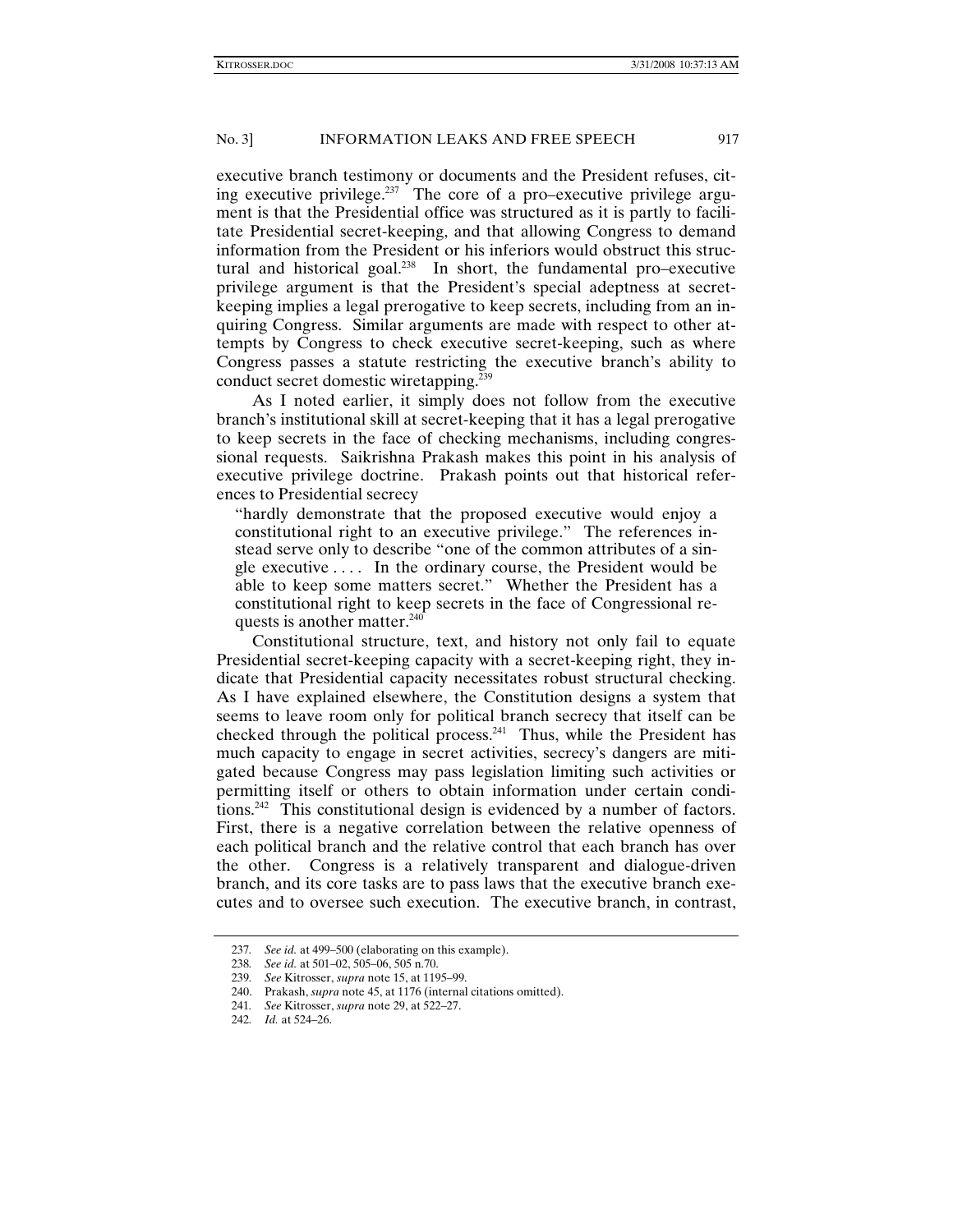executive branch testimony or documents and the President refuses, citing executive privilege.[237] The core of a pro–executive privilege argument is that the Presidential office was structured as it is partly to facilitate Presidential secret-keeping, and that allowing Congress to demand information from the President or his inferiors would obstruct this structural and historical goal.[238] In short, the fundamental pro–executive privilege argument is that the President's special adeptness at secret-keeping implies a legal prerogative to keep secrets, including from an inquiring Congress. Similar arguments are made with respect to other attempts by Congress to check executive secret-keeping, such as where Congress passes a statute restricting the executive branch's ability to conduct secret domestic wiretapping.[239]

As I noted earlier, it simply does not follow from the executive branch's institutional skill at secret-keeping that it has a legal prerogative to keep secrets in the face of checking mechanisms, including congressional requests. Saikrishna Prakash makes this point in his analysis of executive privilege doctrine. Prakash points out that historical references to Presidential secrecy

> "hardly demonstrate that the proposed executive would enjoy a constitutional right to an executive privilege." The references instead serve only to describe "one of the common attributes of a single executive . . . . In the ordinary course, the President would be able to keep some matters secret." Whether the President has a constitutional right to keep secrets in the face of Congressional requests is another matter.[240]

Constitutional structure, text, and history not only fail to equate Presidential secret-keeping capacity with a secret-keeping right, they indicate that Presidential capacity necessitates robust structural checking. As I have explained elsewhere, the Constitution designs a system that seems to leave room only for political branch secrecy that itself can be checked through the political process.[241] Thus, while the President has much capacity to engage in secret activities, secrecy's dangers are mitigated because Congress may pass legislation limiting such activities or permitting itself or others to obtain information under certain conditions.[242] This constitutional design is evidenced by a number of factors. First, there is a negative correlation between the relative openness of each political branch and the relative control that each branch has over the other. Congress is a relatively transparent and dialogue-driven branch, and its core tasks are to pass laws that the executive branch executes and to oversee such execution. The executive branch, in contrast,

---

237. *See id.* at 499–500 (elaborating on this example).

238. *See id.* at 501–02, 505–06, 505 n.70.

239. *See* Kitrosser, *supra* note 15, at 1195–99.

240. Prakash, *supra* note 45, at 1176 (internal citations omitted).

241. *See* Kitrosser, *supra* note 29, at 522–27.

242. *Id.* at 524–26.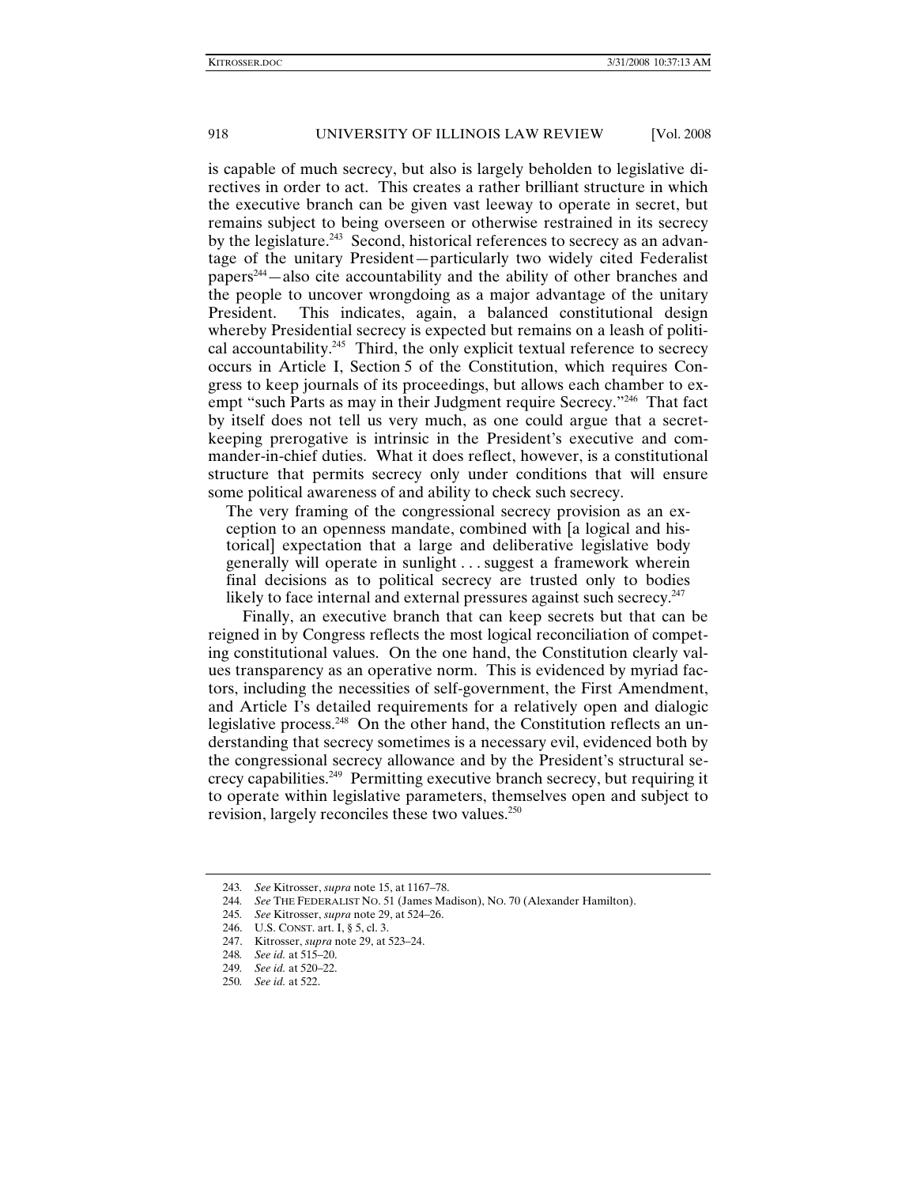is capable of much secrecy, but also is largely beholden to legislative directives in order to act. This creates a rather brilliant structure in which the executive branch can be given vast leeway to operate in secret, but remains subject to being overseen or otherwise restrained in its secrecy by the legislature.[243] Second, historical references to secrecy as an advantage of the unitary President—particularly two widely cited Federalist papers[244]—also cite accountability and the ability of other branches and the people to uncover wrongdoing as a major advantage of the unitary President. This indicates, again, a balanced constitutional design whereby Presidential secrecy is expected but remains on a leash of political accountability.[245] Third, the only explicit textual reference to secrecy occurs in Article I, Section 5 of the Constitution, which requires Congress to keep journals of its proceedings, but allows each chamber to exempt "such Parts as may in their Judgment require Secrecy."[246] That fact by itself does not tell us very much, as one could argue that a secret-keeping prerogative is intrinsic in the President's executive and commander-in-chief duties. What it does reflect, however, is a constitutional structure that permits secrecy only under conditions that will ensure some political awareness of and ability to check such secrecy.

> The very framing of the congressional secrecy provision as an exception to an openness mandate, combined with [a logical and historical] expectation that a large and deliberative legislative body generally will operate in sunlight . . . suggest a framework wherein final decisions as to political secrecy are trusted only to bodies likely to face internal and external pressures against such secrecy.[247]

Finally, an executive branch that can keep secrets but that can be reigned in by Congress reflects the most logical reconciliation of competing constitutional values. On the one hand, the Constitution clearly values transparency as an operative norm. This is evidenced by myriad factors, including the necessities of self-government, the First Amendment, and Article I's detailed requirements for a relatively open and dialogic legislative process.[248] On the other hand, the Constitution reflects an understanding that secrecy sometimes is a necessary evil, evidenced both by the congressional secrecy allowance and by the President's structural secrecy capabilities.[249] Permitting executive branch secrecy, but requiring it to operate within legislative parameters, themselves open and subject to revision, largely reconciles these two values.[250]

---

243. *See* Kitrosser, *supra* note 15, at 1167–78.
244. *See* THE FEDERALIST NO. 51 (James Madison), NO. 70 (Alexander Hamilton).
245. *See* Kitrosser, *supra* note 29, at 524–26.
246. U.S. CONST. art. I, § 5, cl. 3.
247. Kitrosser, *supra* note 29, at 523–24.
248. *See id.* at 515–20.
249. *See id.* at 520–22.
250. *See id.* at 522.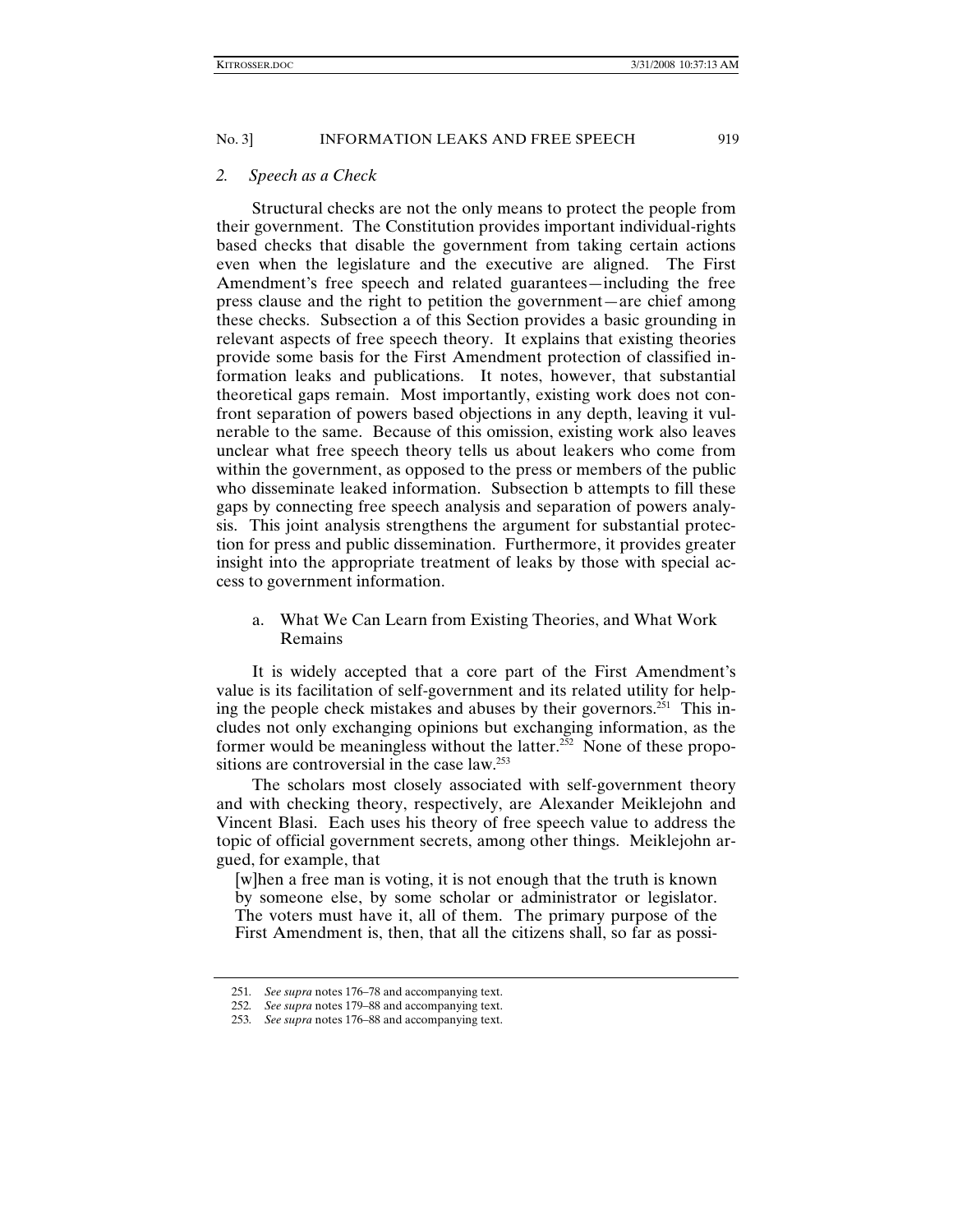### *2. Speech as a Check*

Structural checks are not the only means to protect the people from their government. The Constitution provides important individual-rights based checks that disable the government from taking certain actions even when the legislature and the executive are aligned. The First Amendment's free speech and related guarantees—including the free press clause and the right to petition the government—are chief among these checks. Subsection a of this Section provides a basic grounding in relevant aspects of free speech theory. It explains that existing theories provide some basis for the First Amendment protection of classified information leaks and publications. It notes, however, that substantial theoretical gaps remain. Most importantly, existing work does not confront separation of powers based objections in any depth, leaving it vulnerable to the same. Because of this omission, existing work also leaves unclear what free speech theory tells us about leakers who come from within the government, as opposed to the press or members of the public who disseminate leaked information. Subsection b attempts to fill these gaps by connecting free speech analysis and separation of powers analysis. This joint analysis strengthens the argument for substantial protection for press and public dissemination. Furthermore, it provides greater insight into the appropriate treatment of leaks by those with special access to government information.

#### a. What We Can Learn from Existing Theories, and What Work Remains

It is widely accepted that a core part of the First Amendment's value is its facilitation of self-government and its related utility for helping the people check mistakes and abuses by their governors.[251] This includes not only exchanging opinions but exchanging information, as the former would be meaningless without the latter.[252] None of these propositions are controversial in the case law.[253]

The scholars most closely associated with self-government theory and with checking theory, respectively, are Alexander Meiklejohn and Vincent Blasi. Each uses his theory of free speech value to address the topic of official government secrets, among other things. Meiklejohn argued, for example, that

> [w]hen a free man is voting, it is not enough that the truth is known by someone else, by some scholar or administrator or legislator. The voters must have it, all of them. The primary purpose of the First Amendment is, then, that all the citizens shall, so far as possi-

---

251. *See supra* notes 176–78 and accompanying text.

252. *See supra* notes 179–88 and accompanying text.

253. *See supra* notes 176–88 and accompanying text.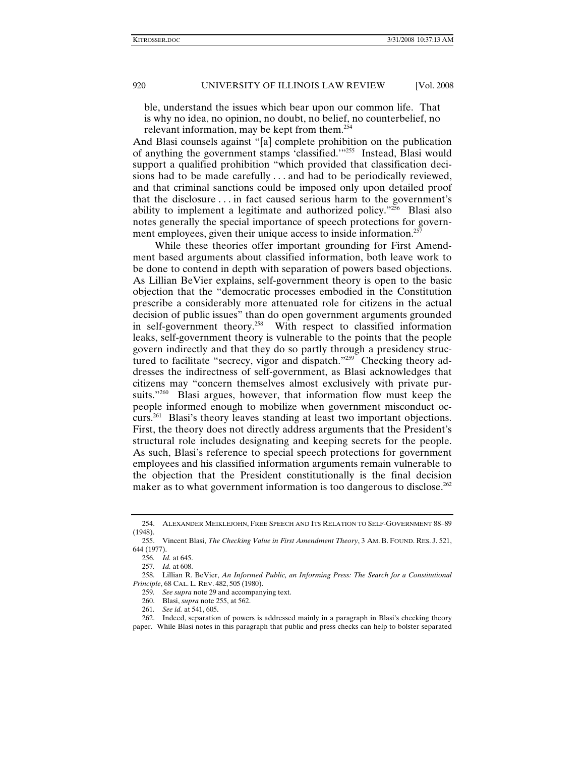> ble, understand the issues which bear upon our common life. That is why no idea, no opinion, no doubt, no belief, no counterbelief, no relevant information, may be kept from them.[254]

And Blasi counsels against "[a] complete prohibition on the publication of anything the government stamps 'classified.'"[255] Instead, Blasi would support a qualified prohibition "which provided that classification decisions had to be made carefully . . . and had to be periodically reviewed, and that criminal sanctions could be imposed only upon detailed proof that the disclosure . . . in fact caused serious harm to the government's ability to implement a legitimate and authorized policy."[256] Blasi also notes generally the special importance of speech protections for government employees, given their unique access to inside information.[257]

While these theories offer important grounding for First Amendment based arguments about classified information, both leave work to be done to contend in depth with separation of powers based objections. As Lillian BeVier explains, self-government theory is open to the basic objection that the "democratic processes embodied in the Constitution prescribe a considerably more attenuated role for citizens in the actual decision of public issues" than do open government arguments grounded in self-government theory.[258] With respect to classified information leaks, self-government theory is vulnerable to the points that the people govern indirectly and that they do so partly through a presidency structured to facilitate "secrecy, vigor and dispatch."[259] Checking theory addresses the indirectness of self-government, as Blasi acknowledges that citizens may "concern themselves almost exclusively with private pursuits."[260] Blasi argues, however, that information flow must keep the people informed enough to mobilize when government misconduct occurs.[261] Blasi's theory leaves standing at least two important objections. First, the theory does not directly address arguments that the President's structural role includes designating and keeping secrets for the people. As such, Blasi's reference to special speech protections for government employees and his classified information arguments remain vulnerable to the objection that the President constitutionally is the final decision maker as to what government information is too dangerous to disclose.[262]

---

254. ALEXANDER MEIKLEJOHN, FREE SPEECH AND ITS RELATION TO SELF-GOVERNMENT 88–89 (1948).

255. Vincent Blasi, *The Checking Value in First Amendment Theory*, 3 AM. B. FOUND. RES. J. 521, 644 (1977).

256. *Id.* at 645.

257. *Id.* at 608.

258. Lillian R. BeVier, *An Informed Public, an Informing Press: The Search for a Constitutional Principle*, 68 CAL. L. REV. 482, 505 (1980).

259. *See supra* note 29 and accompanying text.

260. Blasi, *supra* note 255, at 562.

261. *See id.* at 541, 605.

262. Indeed, separation of powers is addressed mainly in a paragraph in Blasi's checking theory paper. While Blasi notes in this paragraph that public and press checks can help to bolster separated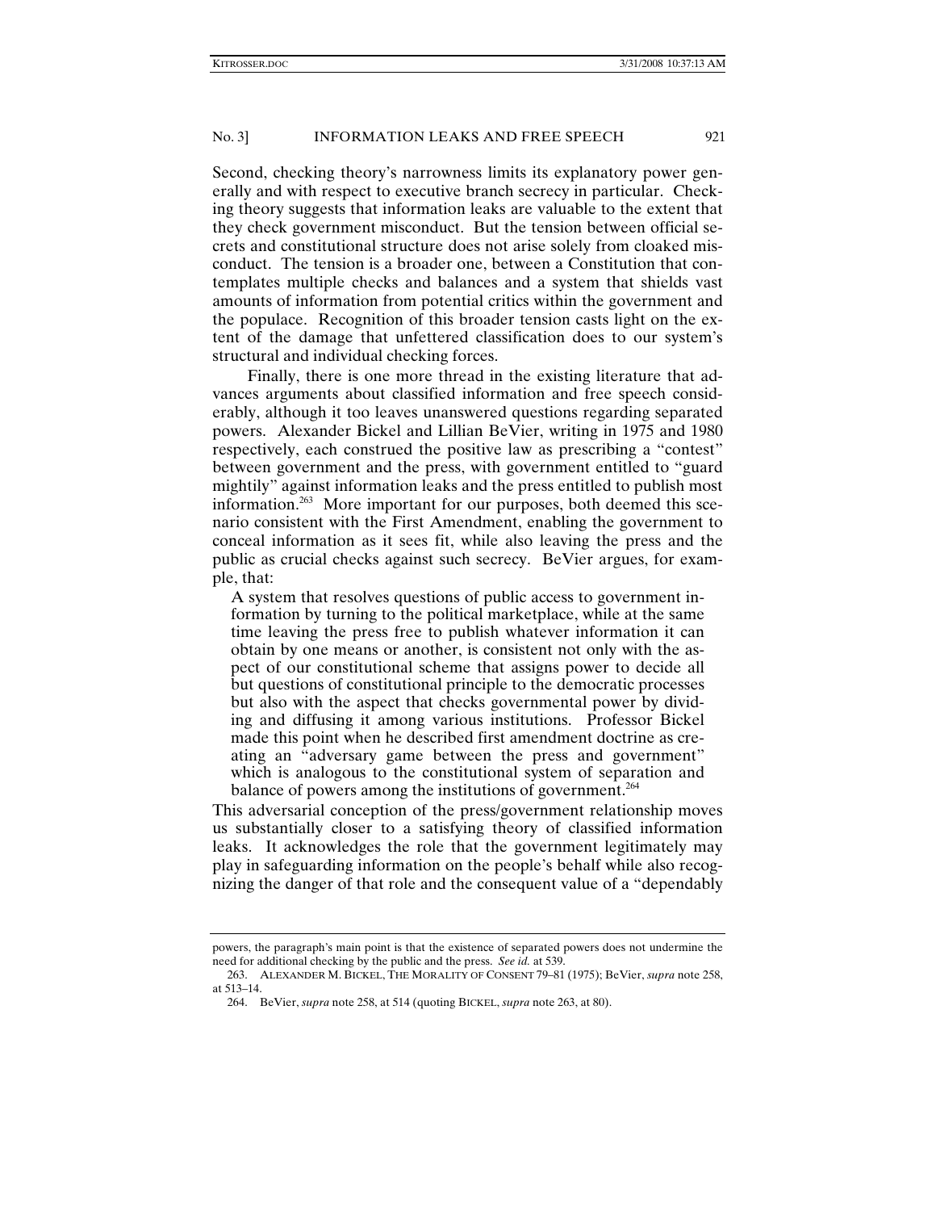Second, checking theory's narrowness limits its explanatory power generally and with respect to executive branch secrecy in particular. Checking theory suggests that information leaks are valuable to the extent that they check government misconduct. But the tension between official secrets and constitutional structure does not arise solely from cloaked misconduct. The tension is a broader one, between a Constitution that contemplates multiple checks and balances and a system that shields vast amounts of information from potential critics within the government and the populace. Recognition of this broader tension casts light on the extent of the damage that unfettered classification does to our system's structural and individual checking forces.

Finally, there is one more thread in the existing literature that advances arguments about classified information and free speech considerably, although it too leaves unanswered questions regarding separated powers. Alexander Bickel and Lillian BeVier, writing in 1975 and 1980 respectively, each construed the positive law as prescribing a "contest" between government and the press, with government entitled to "guard mightily" against information leaks and the press entitled to publish most information.[263] More important for our purposes, both deemed this scenario consistent with the First Amendment, enabling the government to conceal information as it sees fit, while also leaving the press and the public as crucial checks against such secrecy. BeVier argues, for example, that:

> A system that resolves questions of public access to government information by turning to the political marketplace, while at the same time leaving the press free to publish whatever information it can obtain by one means or another, is consistent not only with the aspect of our constitutional scheme that assigns power to decide all but questions of constitutional principle to the democratic processes but also with the aspect that checks governmental power by dividing and diffusing it among various institutions. Professor Bickel made this point when he described first amendment doctrine as creating an "adversary game between the press and government" which is analogous to the constitutional system of separation and balance of powers among the institutions of government.[264]

This adversarial conception of the press/government relationship moves us substantially closer to a satisfying theory of classified information leaks. It acknowledges the role that the government legitimately may play in safeguarding information on the people's behalf while also recognizing the danger of that role and the consequent value of a "dependably

---

powers, the paragraph's main point is that the existence of separated powers does not undermine the need for additional checking by the public and the press. *See id.* at 539.

263. ALEXANDER M. BICKEL, THE MORALITY OF CONSENT 79–81 (1975); BeVier, *supra* note 258, at 513–14.

264. BeVier, *supra* note 258, at 514 (quoting BICKEL, *supra* note 263, at 80).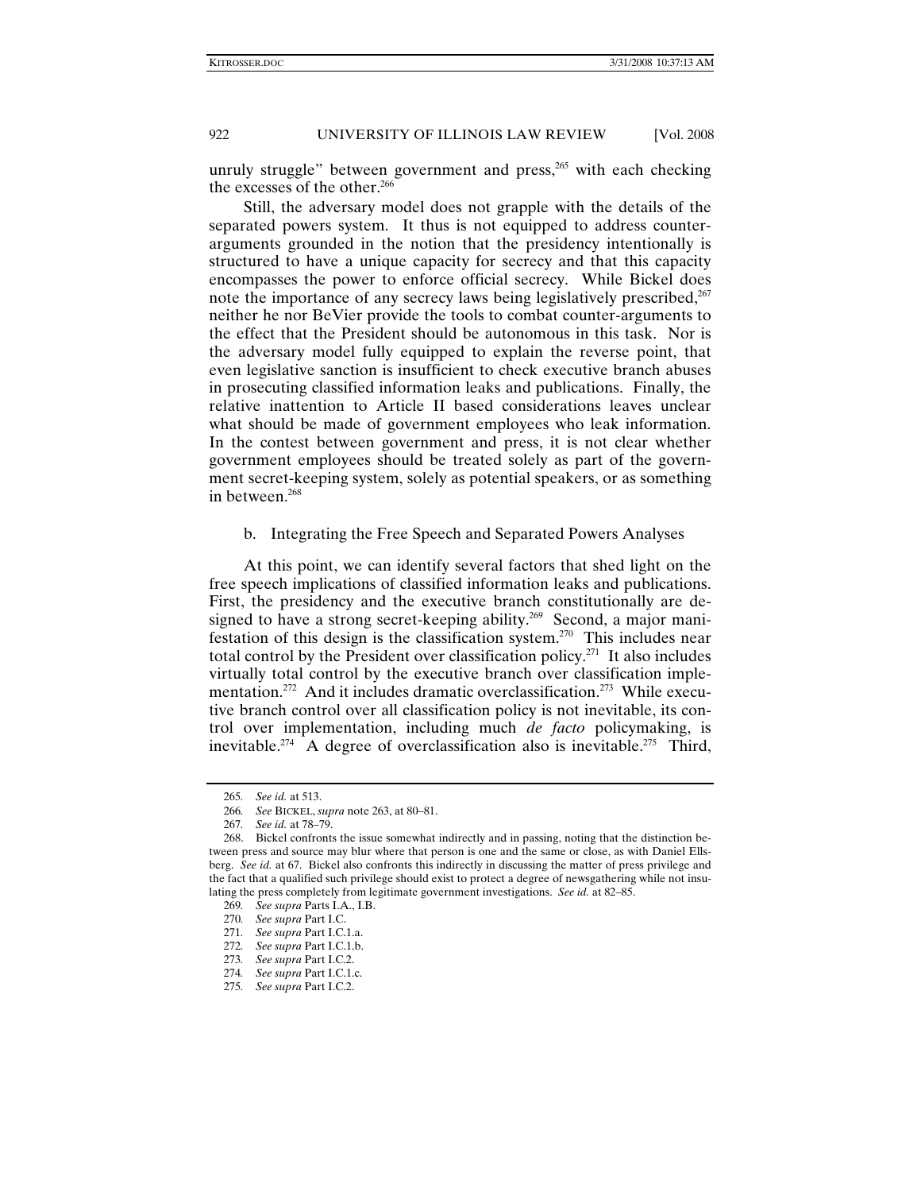unruly struggle" between government and press,[265] with each checking the excesses of the other.[266]

Still, the adversary model does not grapple with the details of the separated powers system. It thus is not equipped to address counter-arguments grounded in the notion that the presidency intentionally is structured to have a unique capacity for secrecy and that this capacity encompasses the power to enforce official secrecy. While Bickel does note the importance of any secrecy laws being legislatively prescribed,[267] neither he nor BeVier provide the tools to combat counter-arguments to the effect that the President should be autonomous in this task. Nor is the adversary model fully equipped to explain the reverse point, that even legislative sanction is insufficient to check executive branch abuses in prosecuting classified information leaks and publications. Finally, the relative inattention to Article II based considerations leaves unclear what should be made of government employees who leak information. In the contest between government and press, it is not clear whether government employees should be treated solely as part of the government secret-keeping system, solely as potential speakers, or as something in between.[268]

b. Integrating the Free Speech and Separated Powers Analyses

At this point, we can identify several factors that shed light on the free speech implications of classified information leaks and publications. First, the presidency and the executive branch constitutionally are designed to have a strong secret-keeping ability.[269] Second, a major manifestation of this design is the classification system.[270] This includes near total control by the President over classification policy.[271] It also includes virtually total control by the executive branch over classification implementation.[272] And it includes dramatic overclassification.[273] While executive branch control over all classification policy is not inevitable, its control over implementation, including much *de facto* policymaking, is inevitable.[274] A degree of overclassification also is inevitable.[275] Third,

---

265. *See id.* at 513.

266. *See* BICKEL, *supra* note 263, at 80–81.

267. *See id.* at 78–79.

268. Bickel confronts the issue somewhat indirectly and in passing, noting that the distinction between press and source may blur where that person is one and the same or close, as with Daniel Ellsberg. *See id.* at 67. Bickel also confronts this indirectly in discussing the matter of press privilege and the fact that a qualified such privilege should exist to protect a degree of newsgathering while not insulating the press completely from legitimate government investigations. *See id.* at 82–85.

269. *See supra* Parts I.A., I.B.

270. *See supra* Part I.C.

271. *See supra* Part I.C.1.a.

272. *See supra* Part I.C.1.b.

273. *See supra* Part I.C.2.

274. *See supra* Part I.C.1.c.

275. *See supra* Part I.C.2.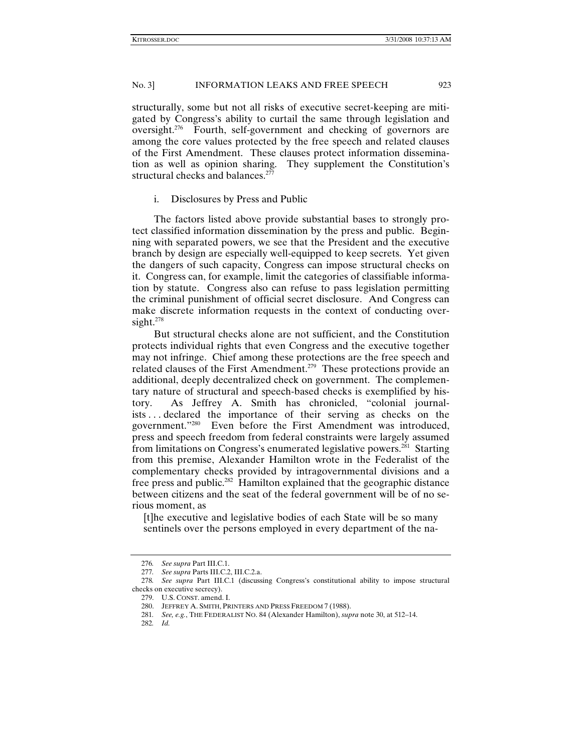structurally, some but not all risks of executive secret-keeping are mitigated by Congress's ability to curtail the same through legislation and oversight.[276] Fourth, self-government and checking of governors are among the core values protected by the free speech and related clauses of the First Amendment. These clauses protect information dissemination as well as opinion sharing. They supplement the Constitution's structural checks and balances.[277]

i. Disclosures by Press and Public

The factors listed above provide substantial bases to strongly protect classified information dissemination by the press and public. Beginning with separated powers, we see that the President and the executive branch by design are especially well-equipped to keep secrets. Yet given the dangers of such capacity, Congress can impose structural checks on it. Congress can, for example, limit the categories of classifiable information by statute. Congress also can refuse to pass legislation permitting the criminal punishment of official secret disclosure. And Congress can make discrete information requests in the context of conducting oversight.[278]

But structural checks alone are not sufficient, and the Constitution protects individual rights that even Congress and the executive together may not infringe. Chief among these protections are the free speech and related clauses of the First Amendment.[279] These protections provide an additional, deeply decentralized check on government. The complementary nature of structural and speech-based checks is exemplified by history. As Jeffrey A. Smith has chronicled, "colonial journalists . . . declared the importance of their serving as checks on the government."[280] Even before the First Amendment was introduced, press and speech freedom from federal constraints were largely assumed from limitations on Congress's enumerated legislative powers.[281] Starting from this premise, Alexander Hamilton wrote in the Federalist of the complementary checks provided by intragovernmental divisions and a free press and public.[282] Hamilton explained that the geographic distance between citizens and the seat of the federal government will be of no serious moment, as

> [t]he executive and legislative bodies of each State will be so many sentinels over the persons employed in every department of the na-

---

276. *See supra* Part III.C.1.

277. *See supra* Parts III.C.2, III.C.2.a.

278. *See supra* Part III.C.1 (discussing Congress's constitutional ability to impose structural checks on executive secrecy).

279. U.S. CONST. amend. I.

280. JEFFREY A. SMITH, PRINTERS AND PRESS FREEDOM 7 (1988).

281. *See, e.g.*, THE FEDERALIST NO. 84 (Alexander Hamilton), *supra* note 30, at 512–14.

282. *Id.*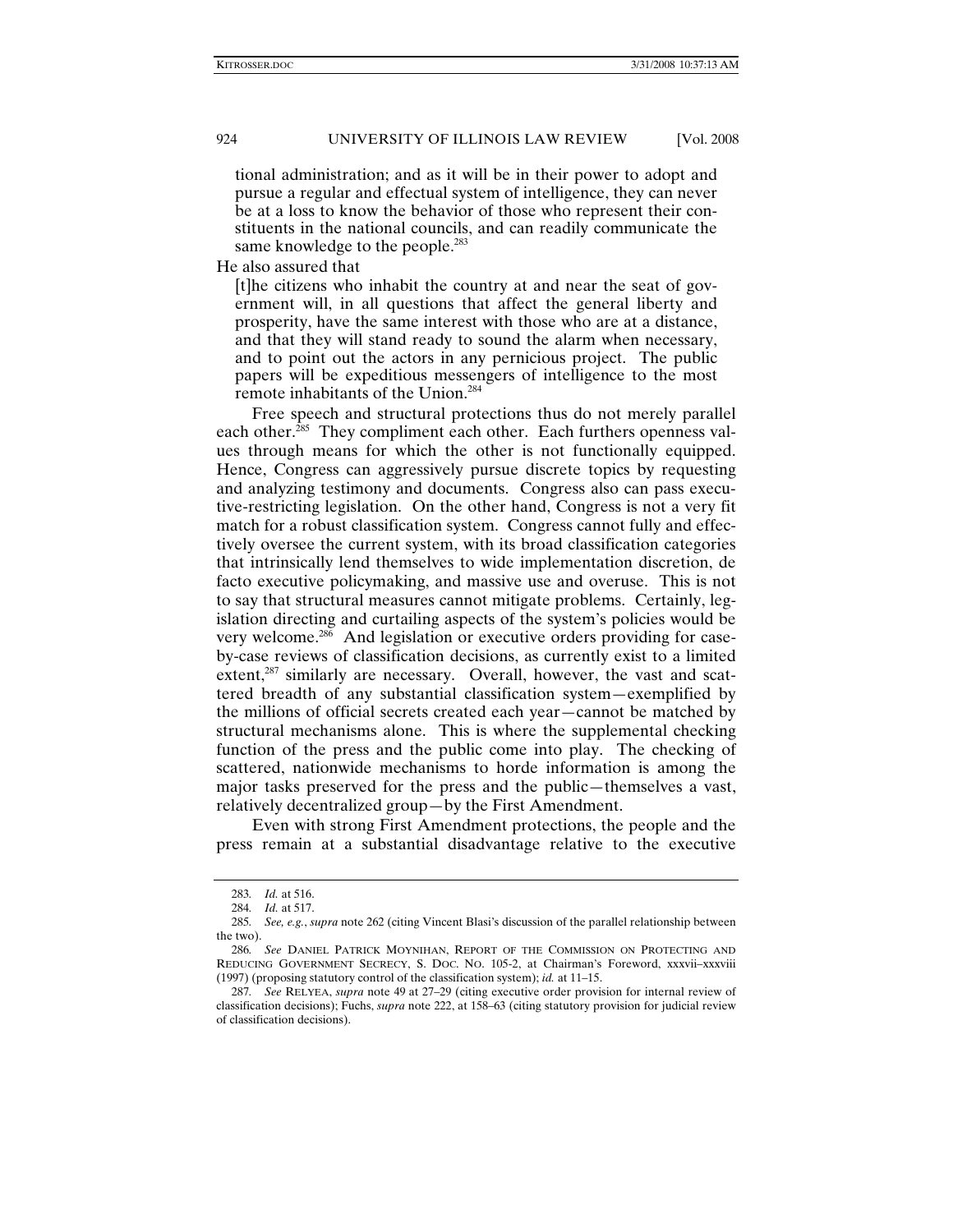tional administration; and as it will be in their power to adopt and pursue a regular and effectual system of intelligence, they can never be at a loss to know the behavior of those who represent their constituents in the national councils, and can readily communicate the same knowledge to the people.[283]

He also assured that

> [t]he citizens who inhabit the country at and near the seat of government will, in all questions that affect the general liberty and prosperity, have the same interest with those who are at a distance, and that they will stand ready to sound the alarm when necessary, and to point out the actors in any pernicious project. The public papers will be expeditious messengers of intelligence to the most remote inhabitants of the Union.[284]

Free speech and structural protections thus do not merely parallel each other.[285] They compliment each other. Each furthers openness values through means for which the other is not functionally equipped. Hence, Congress can aggressively pursue discrete topics by requesting and analyzing testimony and documents. Congress also can pass executive-restricting legislation. On the other hand, Congress is not a very fit match for a robust classification system. Congress cannot fully and effectively oversee the current system, with its broad classification categories that intrinsically lend themselves to wide implementation discretion, de facto executive policymaking, and massive use and overuse. This is not to say that structural measures cannot mitigate problems. Certainly, legislation directing and curtailing aspects of the system's policies would be very welcome.[286] And legislation or executive orders providing for case-by-case reviews of classification decisions, as currently exist to a limited extent,[287] similarly are necessary. Overall, however, the vast and scattered breadth of any substantial classification system—exemplified by the millions of official secrets created each year—cannot be matched by structural mechanisms alone. This is where the supplemental checking function of the press and the public come into play. The checking of scattered, nationwide mechanisms to horde information is among the major tasks preserved for the press and the public—themselves a vast, relatively decentralized group—by the First Amendment.

Even with strong First Amendment protections, the people and the press remain at a substantial disadvantage relative to the executive

---

283. *Id.* at 516.

284. *Id.* at 517.

285. *See, e.g.*, *supra* note 262 (citing Vincent Blasi's discussion of the parallel relationship between the two).

286. *See* DANIEL PATRICK MOYNIHAN, REPORT OF THE COMMISSION ON PROTECTING AND REDUCING GOVERNMENT SECRECY, S. DOC. NO. 105-2, at Chairman's Foreword, xxxvii–xxxviii (1997) (proposing statutory control of the classification system); *id.* at 11–15.

287. *See* RELYEA, *supra* note 49 at 27–29 (citing executive order provision for internal review of classification decisions); Fuchs, *supra* note 222, at 158–63 (citing statutory provision for judicial review of classification decisions).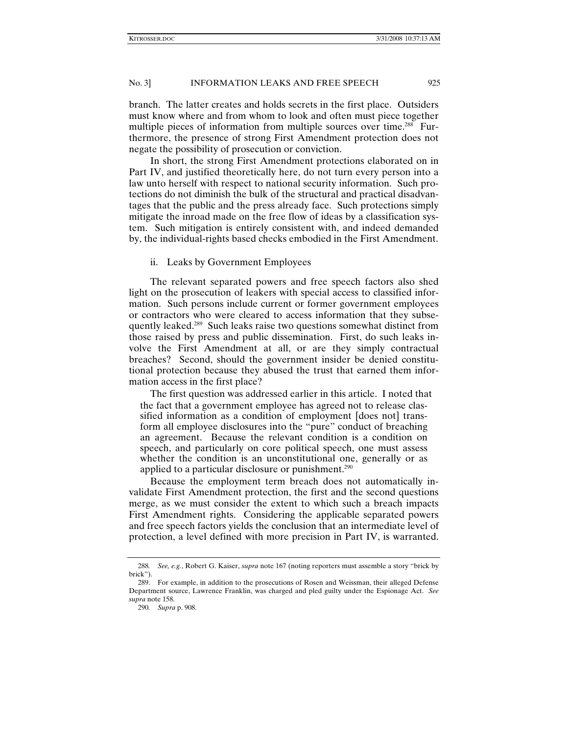branch. The latter creates and holds secrets in the first place. Outsiders must know where and from whom to look and often must piece together multiple pieces of information from multiple sources over time.[288] Furthermore, the presence of strong First Amendment protection does not negate the possibility of prosecution or conviction.

In short, the strong First Amendment protections elaborated on in Part IV, and justified theoretically here, do not turn every person into a law unto herself with respect to national security information. Such protections do not diminish the bulk of the structural and practical disadvantages that the public and the press already face. Such protections simply mitigate the inroad made on the free flow of ideas by a classification system. Such mitigation is entirely consistent with, and indeed demanded by, the individual-rights based checks embodied in the First Amendment.

### ii. Leaks by Government Employees

The relevant separated powers and free speech factors also shed light on the prosecution of leakers with special access to classified information. Such persons include current or former government employees or contractors who were cleared to access information that they subsequently leaked.[289] Such leaks raise two questions somewhat distinct from those raised by press and public dissemination. First, do such leaks involve the First Amendment at all, or are they simply contractual breaches? Second, should the government insider be denied constitutional protection because they abused the trust that earned them information access in the first place?

The first question was addressed earlier in this article. I noted that

> the fact that a government employee has agreed not to release classified information as a condition of employment [does not] transform all employee disclosures into the "pure" conduct of breaching an agreement. Because the relevant condition is a condition on speech, and particularly on core political speech, one must assess whether the condition is an unconstitutional one, generally or as applied to a particular disclosure or punishment.[290]

Because the employment term breach does not automatically invalidate First Amendment protection, the first and the second questions merge, as we must consider the extent to which such a breach impacts First Amendment rights. Considering the applicable separated powers and free speech factors yields the conclusion that an intermediate level of protection, a level defined with more precision in Part IV, is warranted.

---

288. *See, e.g.*, Robert G. Kaiser, *supra* note 167 (noting reporters must assemble a story "brick by brick").

289. For example, in addition to the prosecutions of Rosen and Weissman, their alleged Defense Department source, Lawrence Franklin, was charged and pled guilty under the Espionage Act. *See supra* note 158.

290. *Supra* p. 908.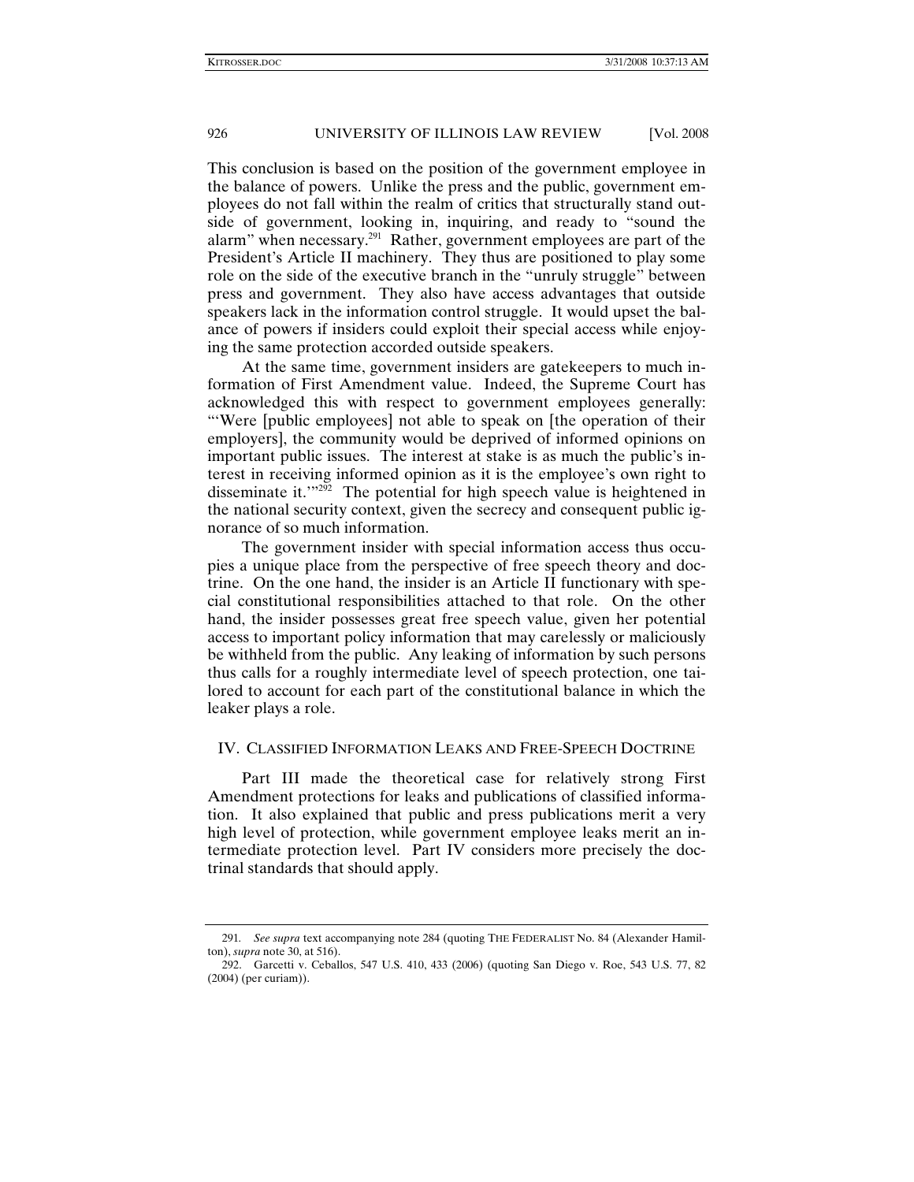This conclusion is based on the position of the government employee in the balance of powers. Unlike the press and the public, government employees do not fall within the realm of critics that structurally stand outside of government, looking in, inquiring, and ready to "sound the alarm" when necessary.[291] Rather, government employees are part of the President's Article II machinery. They thus are positioned to play some role on the side of the executive branch in the "unruly struggle" between press and government. They also have access advantages that outside speakers lack in the information control struggle. It would upset the balance of powers if insiders could exploit their special access while enjoying the same protection accorded outside speakers.

At the same time, government insiders are gatekeepers to much information of First Amendment value. Indeed, the Supreme Court has acknowledged this with respect to government employees generally: "'Were [public employees] not able to speak on [the operation of their employers], the community would be deprived of informed opinions on important public issues. The interest at stake is as much the public's interest in receiving informed opinion as it is the employee's own right to disseminate it.'"[292] The potential for high speech value is heightened in the national security context, given the secrecy and consequent public ignorance of so much information.

The government insider with special information access thus occupies a unique place from the perspective of free speech theory and doctrine. On the one hand, the insider is an Article II functionary with special constitutional responsibilities attached to that role. On the other hand, the insider possesses great free speech value, given her potential access to important policy information that may carelessly or maliciously be withheld from the public. Any leaking of information by such persons thus calls for a roughly intermediate level of speech protection, one tailored to account for each part of the constitutional balance in which the leaker plays a role.

## IV. Classified Information Leaks and Free-Speech Doctrine

Part III made the theoretical case for relatively strong First Amendment protections for leaks and publications of classified information. It also explained that public and press publications merit a very high level of protection, while government employee leaks merit an intermediate protection level. Part IV considers more precisely the doctrinal standards that should apply.

---

291. *See supra* text accompanying note 284 (quoting THE FEDERALIST No. 84 (Alexander Hamilton), *supra* note 30, at 516).

292. Garcetti v. Ceballos, 547 U.S. 410, 433 (2006) (quoting San Diego v. Roe, 543 U.S. 77, 82 (2004) (per curiam)).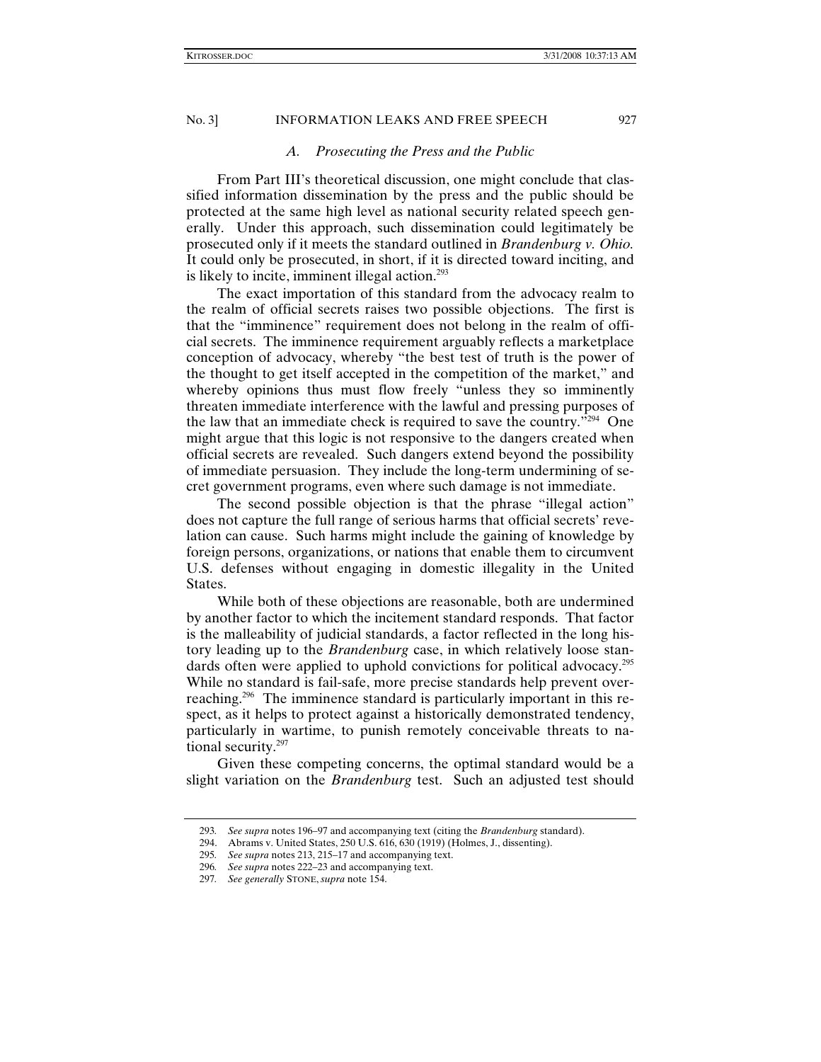### *A. Prosecuting the Press and the Public*

From Part III's theoretical discussion, one might conclude that classified information dissemination by the press and the public should be protected at the same high level as national security related speech generally. Under this approach, such dissemination could legitimately be prosecuted only if it meets the standard outlined in *Brandenburg v. Ohio.* It could only be prosecuted, in short, if it is directed toward inciting, and is likely to incite, imminent illegal action.[293]

The exact importation of this standard from the advocacy realm to the realm of official secrets raises two possible objections. The first is that the "imminence" requirement does not belong in the realm of official secrets. The imminence requirement arguably reflects a marketplace conception of advocacy, whereby "the best test of truth is the power of the thought to get itself accepted in the competition of the market," and whereby opinions thus must flow freely "unless they so imminently threaten immediate interference with the lawful and pressing purposes of the law that an immediate check is required to save the country."[294] One might argue that this logic is not responsive to the dangers created when official secrets are revealed. Such dangers extend beyond the possibility of immediate persuasion. They include the long-term undermining of secret government programs, even where such damage is not immediate.

The second possible objection is that the phrase "illegal action" does not capture the full range of serious harms that official secrets' revelation can cause. Such harms might include the gaining of knowledge by foreign persons, organizations, or nations that enable them to circumvent U.S. defenses without engaging in domestic illegality in the United States.

While both of these objections are reasonable, both are undermined by another factor to which the incitement standard responds. That factor is the malleability of judicial standards, a factor reflected in the long history leading up to the *Brandenburg* case, in which relatively loose standards often were applied to uphold convictions for political advocacy.[295] While no standard is fail-safe, more precise standards help prevent overreaching.[296] The imminence standard is particularly important in this respect, as it helps to protect against a historically demonstrated tendency, particularly in wartime, to punish remotely conceivable threats to national security.[297]

Given these competing concerns, the optimal standard would be a slight variation on the *Brandenburg* test. Such an adjusted test should

---

293. *See supra* notes 196–97 and accompanying text (citing the *Brandenburg* standard).

294. Abrams v. United States, 250 U.S. 616, 630 (1919) (Holmes, J., dissenting).

295. *See supra* notes 213, 215–17 and accompanying text.

296. *See supra* notes 222–23 and accompanying text.

297. *See generally* STONE, *supra* note 154.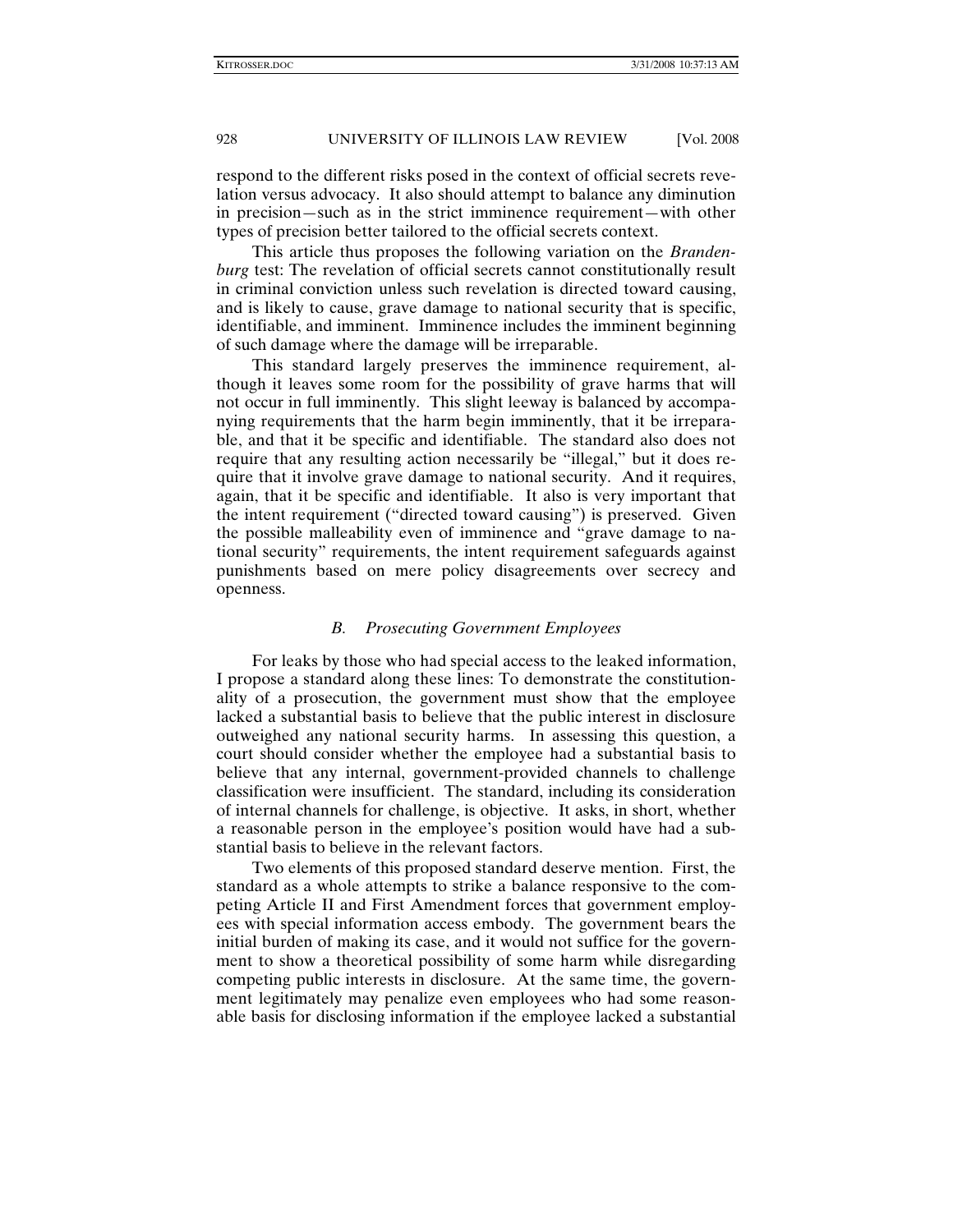respond to the different risks posed in the context of official secrets revelation versus advocacy. It also should attempt to balance any diminution in precision—such as in the strict imminence requirement—with other types of precision better tailored to the official secrets context.

This article thus proposes the following variation on the *Brandenburg* test: The revelation of official secrets cannot constitutionally result in criminal conviction unless such revelation is directed toward causing, and is likely to cause, grave damage to national security that is specific, identifiable, and imminent. Imminence includes the imminent beginning of such damage where the damage will be irreparable.

This standard largely preserves the imminence requirement, although it leaves some room for the possibility of grave harms that will not occur in full imminently. This slight leeway is balanced by accompanying requirements that the harm begin imminently, that it be irreparable, and that it be specific and identifiable. The standard also does not require that any resulting action necessarily be "illegal," but it does require that it involve grave damage to national security. And it requires, again, that it be specific and identifiable. It also is very important that the intent requirement ("directed toward causing") is preserved. Given the possible malleability even of imminence and "grave damage to national security" requirements, the intent requirement safeguards against punishments based on mere policy disagreements over secrecy and openness.

### *B. Prosecuting Government Employees*

For leaks by those who had special access to the leaked information, I propose a standard along these lines: To demonstrate the constitutionality of a prosecution, the government must show that the employee lacked a substantial basis to believe that the public interest in disclosure outweighed any national security harms. In assessing this question, a court should consider whether the employee had a substantial basis to believe that any internal, government-provided channels to challenge classification were insufficient. The standard, including its consideration of internal channels for challenge, is objective. It asks, in short, whether a reasonable person in the employee's position would have had a substantial basis to believe in the relevant factors.

Two elements of this proposed standard deserve mention. First, the standard as a whole attempts to strike a balance responsive to the competing Article II and First Amendment forces that government employees with special information access embody. The government bears the initial burden of making its case, and it would not suffice for the government to show a theoretical possibility of some harm while disregarding competing public interests in disclosure. At the same time, the government legitimately may penalize even employees who had some reasonable basis for disclosing information if the employee lacked a substantial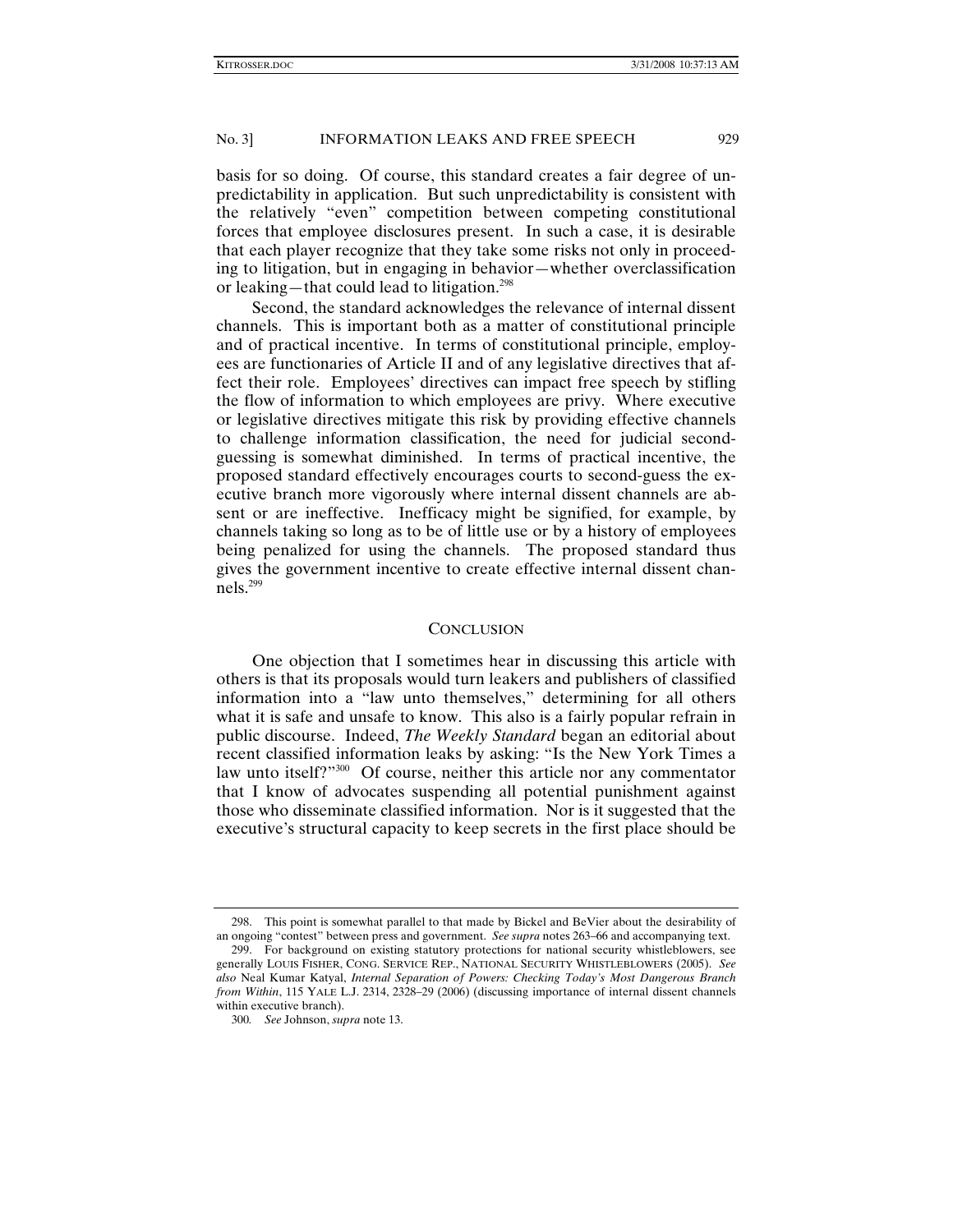basis for so doing. Of course, this standard creates a fair degree of unpredictability in application. But such unpredictability is consistent with the relatively "even" competition between competing constitutional forces that employee disclosures present. In such a case, it is desirable that each player recognize that they take some risks not only in proceeding to litigation, but in engaging in behavior—whether overclassification or leaking—that could lead to litigation.[298]

Second, the standard acknowledges the relevance of internal dissent channels. This is important both as a matter of constitutional principle and of practical incentive. In terms of constitutional principle, employees are functionaries of Article II and of any legislative directives that affect their role. Employees' directives can impact free speech by stifling the flow of information to which employees are privy. Where executive or legislative directives mitigate this risk by providing effective channels to challenge information classification, the need for judicial second-guessing is somewhat diminished. In terms of practical incentive, the proposed standard effectively encourages courts to second-guess the executive branch more vigorously where internal dissent channels are absent or are ineffective. Inefficacy might be signified, for example, by channels taking so long as to be of little use or by a history of employees being penalized for using the channels. The proposed standard thus gives the government incentive to create effective internal dissent channels.[299]

## CONCLUSION

One objection that I sometimes hear in discussing this article with others is that its proposals would turn leakers and publishers of classified information into a "law unto themselves," determining for all others what it is safe and unsafe to know. This also is a fairly popular refrain in public discourse. Indeed, *The Weekly Standard* began an editorial about recent classified information leaks by asking: "Is the New York Times a law unto itself?"[300] Of course, neither this article nor any commentator that I know of advocates suspending all potential punishment against those who disseminate classified information. Nor is it suggested that the executive's structural capacity to keep secrets in the first place should be

---

298. This point is somewhat parallel to that made by Bickel and BeVier about the desirability of an ongoing "contest" between press and government. *See supra* notes 263–66 and accompanying text.

299. For background on existing statutory protections for national security whistleblowers, see generally LOUIS FISHER, CONG. SERVICE REP., NATIONAL SECURITY WHISTLEBLOWERS (2005). *See also* Neal Kumar Katyal, *Internal Separation of Powers: Checking Today's Most Dangerous Branch from Within*, 115 YALE L.J. 2314, 2328–29 (2006) (discussing importance of internal dissent channels within executive branch).

300. *See* Johnson, *supra* note 13.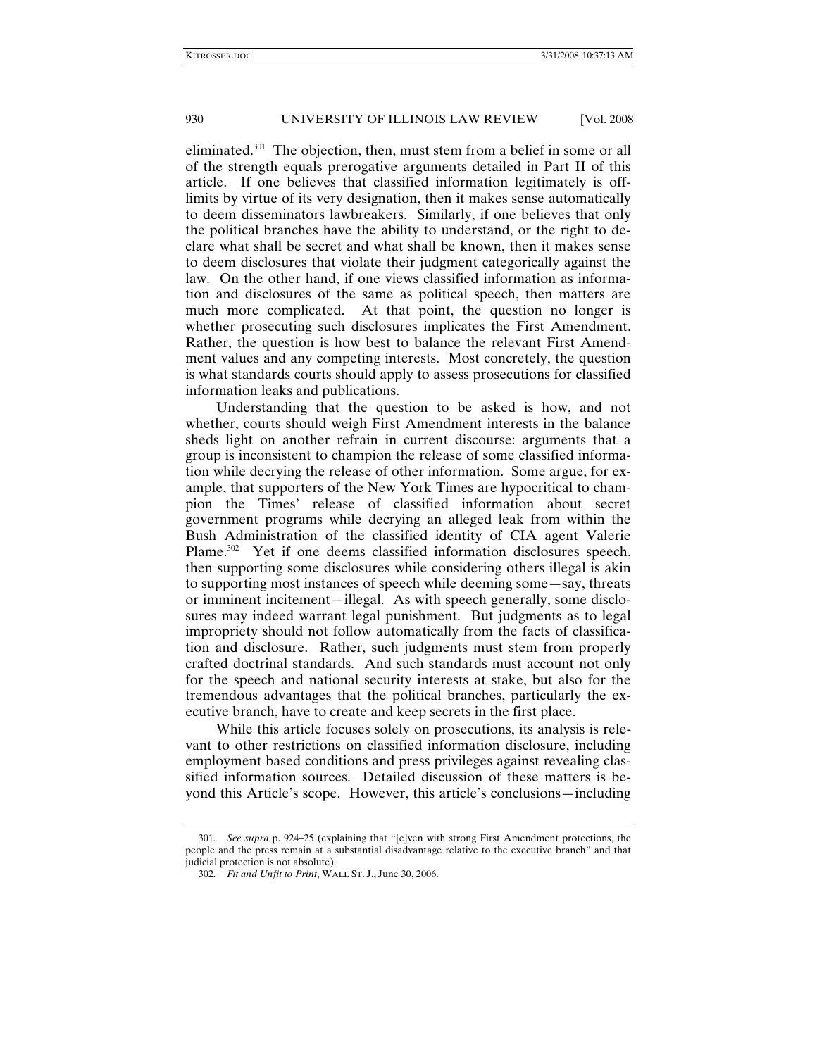eliminated.[301] The objection, then, must stem from a belief in some or all of the strength equals prerogative arguments detailed in Part II of this article. If one believes that classified information legitimately is off-limits by virtue of its very designation, then it makes sense automatically to deem disseminators lawbreakers. Similarly, if one believes that only the political branches have the ability to understand, or the right to declare what shall be secret and what shall be known, then it makes sense to deem disclosures that violate their judgment categorically against the law. On the other hand, if one views classified information as information and disclosures of the same as political speech, then matters are much more complicated. At that point, the question no longer is whether prosecuting such disclosures implicates the First Amendment. Rather, the question is how best to balance the relevant First Amendment values and any competing interests. Most concretely, the question is what standards courts should apply to assess prosecutions for classified information leaks and publications.

Understanding that the question to be asked is how, and not whether, courts should weigh First Amendment interests in the balance sheds light on another refrain in current discourse: arguments that a group is inconsistent to champion the release of some classified information while decrying the release of other information. Some argue, for example, that supporters of the New York Times are hypocritical to champion the Times' release of classified information about secret government programs while decrying an alleged leak from within the Bush Administration of the classified identity of CIA agent Valerie Plame.[302] Yet if one deems classified information disclosures speech, then supporting some disclosures while considering others illegal is akin to supporting most instances of speech while deeming some—say, threats or imminent incitement—illegal. As with speech generally, some disclosures may indeed warrant legal punishment. But judgments as to legal impropriety should not follow automatically from the facts of classification and disclosure. Rather, such judgments must stem from properly crafted doctrinal standards. And such standards must account not only for the speech and national security interests at stake, but also for the tremendous advantages that the political branches, particularly the executive branch, have to create and keep secrets in the first place.

While this article focuses solely on prosecutions, its analysis is relevant to other restrictions on classified information disclosure, including employment based conditions and press privileges against revealing classified information sources. Detailed discussion of these matters is beyond this Article's scope. However, this article's conclusions—including

---

301. *See supra* p. 924–25 (explaining that "[e]ven with strong First Amendment protections, the people and the press remain at a substantial disadvantage relative to the executive branch" and that judicial protection is not absolute).

302. *Fit and Unfit to Print*, WALL ST. J., June 30, 2006.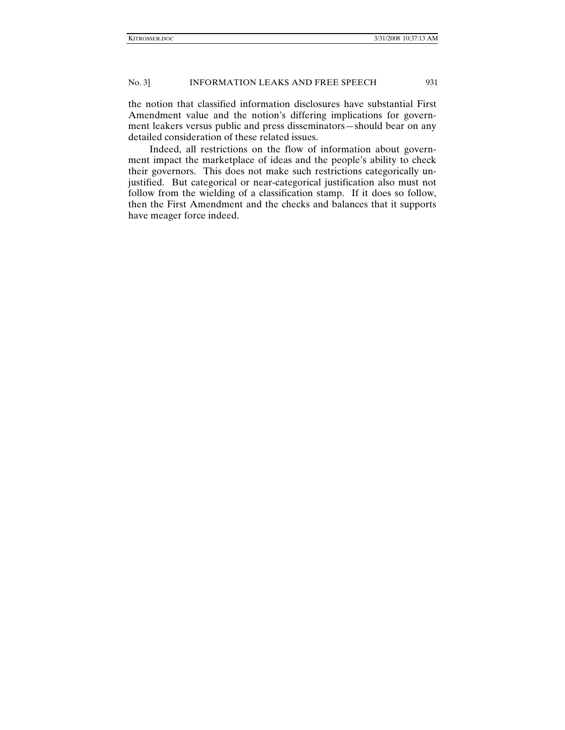the notion that classified information disclosures have substantial First Amendment value and the notion's differing implications for government leakers versus public and press disseminators—should bear on any detailed consideration of these related issues.

Indeed, all restrictions on the flow of information about government impact the marketplace of ideas and the people's ability to check their governors. This does not make such restrictions categorically unjustified. But categorical or near-categorical justification also must not follow from the wielding of a classification stamp. If it does so follow, then the First Amendment and the checks and balances that it supports have meager force indeed.